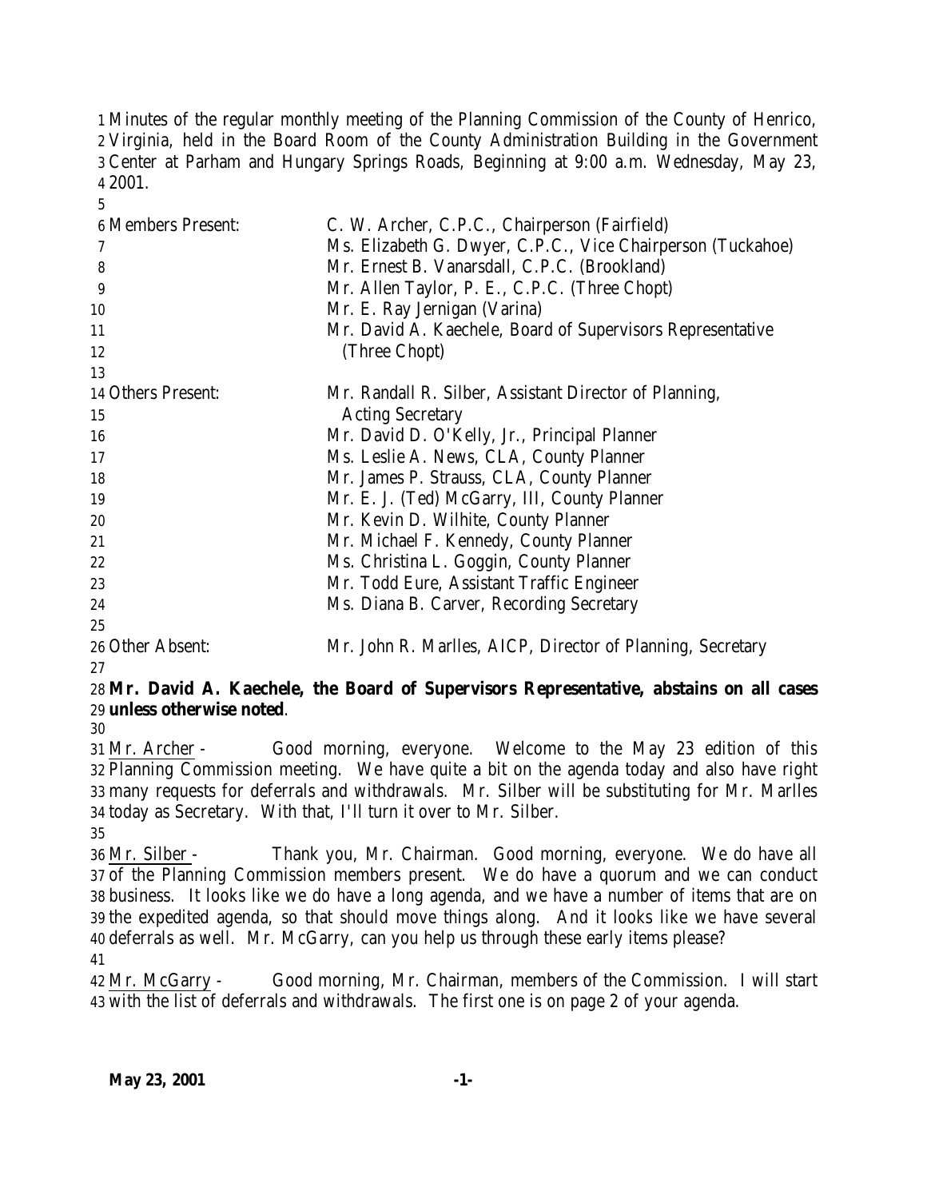Minutes of the regular monthly meeting of the Planning Commission of the County of Henrico, Virginia, held in the Board Room of the County Administration Building in the Government Center at Parham and Hungary Springs Roads, Beginning at 9:00 a.m. Wednesday, May 23, 2001.

| | |
|---|---|
| Members Present: | C. W. Archer, C.P.C., Chairperson (Fairfield) |
| | Ms. Elizabeth G. Dwyer, C.P.C., Vice Chairperson (Tuckahoe) |
| | Mr. Ernest B. Vanarsdall, C.P.C. (Brookland) |
| | Mr. Allen Taylor, P. E., C.P.C. (Three Chopt) |
| | Mr. E. Ray Jernigan (Varina) |
| | Mr. David A. Kaechele, Board of Supervisors Representative (Three Chopt) |
| Others Present: | Mr. Randall R. Silber, Assistant Director of Planning, Acting Secretary |
| | Mr. David D. O'Kelly, Jr., Principal Planner |
| | Ms. Leslie A. News, CLA, County Planner |
| | Mr. James P. Strauss, CLA, County Planner |
| | Mr. E. J. (Ted) McGarry, III, County Planner |
| | Mr. Kevin D. Wilhite, County Planner |
| | Mr. Michael F. Kennedy, County Planner |
| | Ms. Christina L. Goggin, County Planner |
| | Mr. Todd Eure, Assistant Traffic Engineer |
| | Ms. Diana B. Carver, Recording Secretary |
| Other Absent: | Mr. John R. Marlles, AICP, Director of Planning, Secretary |

**Mr. David A. Kaechele, the Board of Supervisors Representative, abstains on all cases unless otherwise noted**.

Mr. Archer - Good morning, everyone. Welcome to the May 23 edition of this Planning Commission meeting. We have quite a bit on the agenda today and also have right many requests for deferrals and withdrawals. Mr. Silber will be substituting for Mr. Marlles today as Secretary. With that, I'll turn it over to Mr. Silber.

Mr. Silber - Thank you, Mr. Chairman. Good morning, everyone. We do have all of the Planning Commission members present. We do have a quorum and we can conduct business. It looks like we do have a long agenda, and we have a number of items that are on the expedited agenda, so that should move things along. And it looks like we have several deferrals as well. Mr. McGarry, can you help us through these early items please?

Mr. McGarry - Good morning, Mr. Chairman, members of the Commission. I will start with the list of deferrals and withdrawals. The first one is on page 2 of your agenda.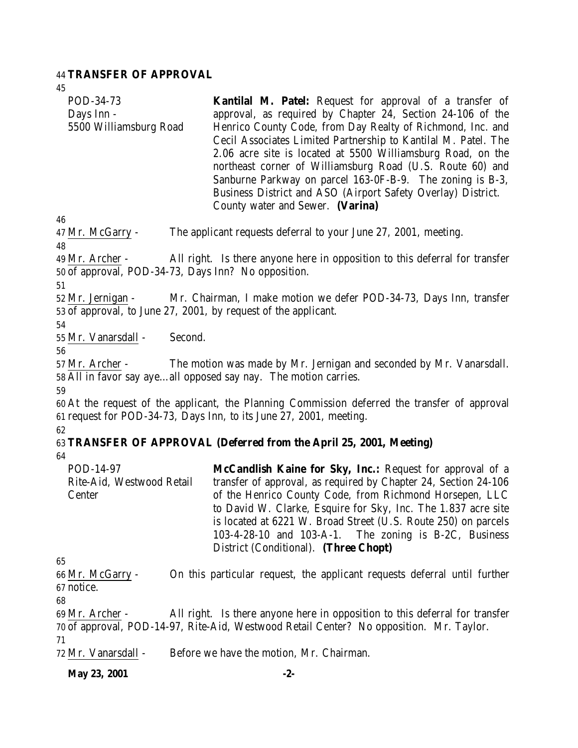**TRANSFER OF APPROVAL**

| | |
|---|---|
| POD-34-73<br>Days Inn -<br>5500 Williamsburg Road | **Kantilal M. Patel:** Request for approval of a transfer of approval, as required by Chapter 24, Section 24-106 of the Henrico County Code, from Day Realty of Richmond, Inc. and Cecil Associates Limited Partnership to Kantilal M. Patel. The 2.06 acre site is located at 5500 Williamsburg Road, on the northeast corner of Williamsburg Road (U.S. Route 60) and Sanburne Parkway on parcel 163-0F-B-9. The zoning is B-3, Business District and ASO (Airport Safety Overlay) District. County water and Sewer. **(Varina)** |

Mr. McGarry - The applicant requests deferral to your June 27, 2001, meeting.

Mr. Archer - All right. Is there anyone here in opposition to this deferral for transfer of approval, POD-34-73, Days Inn? No opposition.

Mr. Jernigan - Mr. Chairman, I make motion we defer POD-34-73, Days Inn, transfer of approval, to June 27, 2001, by request of the applicant.

Mr. Vanarsdall - Second.

Mr. Archer - The motion was made by Mr. Jernigan and seconded by Mr. Vanarsdall. All in favor say aye…all opposed say nay. The motion carries.

At the request of the applicant, the Planning Commission deferred the transfer of approval request for POD-34-73, Days Inn, to its June 27, 2001, meeting.

**TRANSFER OF APPROVAL (Deferred from the April 25, 2001, Meeting)**

| | |
|---|---|
| POD-14-97<br>Rite-Aid, Westwood Retail Center | **McCandlish Kaine for Sky, Inc.:** Request for approval of a transfer of approval, as required by Chapter 24, Section 24-106 of the Henrico County Code, from Richmond Horsepen, LLC to David W. Clarke, Esquire for Sky, Inc. The 1.837 acre site is located at 6221 W. Broad Street (U.S. Route 250) on parcels 103-4-28-10 and 103-A-1. The zoning is B-2C, Business District (Conditional). **(Three Chopt)** |

Mr. McGarry - On this particular request, the applicant requests deferral until further notice.

Mr. Archer - All right. Is there anyone here in opposition to this deferral for transfer of approval, POD-14-97, Rite-Aid, Westwood Retail Center? No opposition. Mr. Taylor.

Mr. Vanarsdall - Before we have the motion, Mr. Chairman.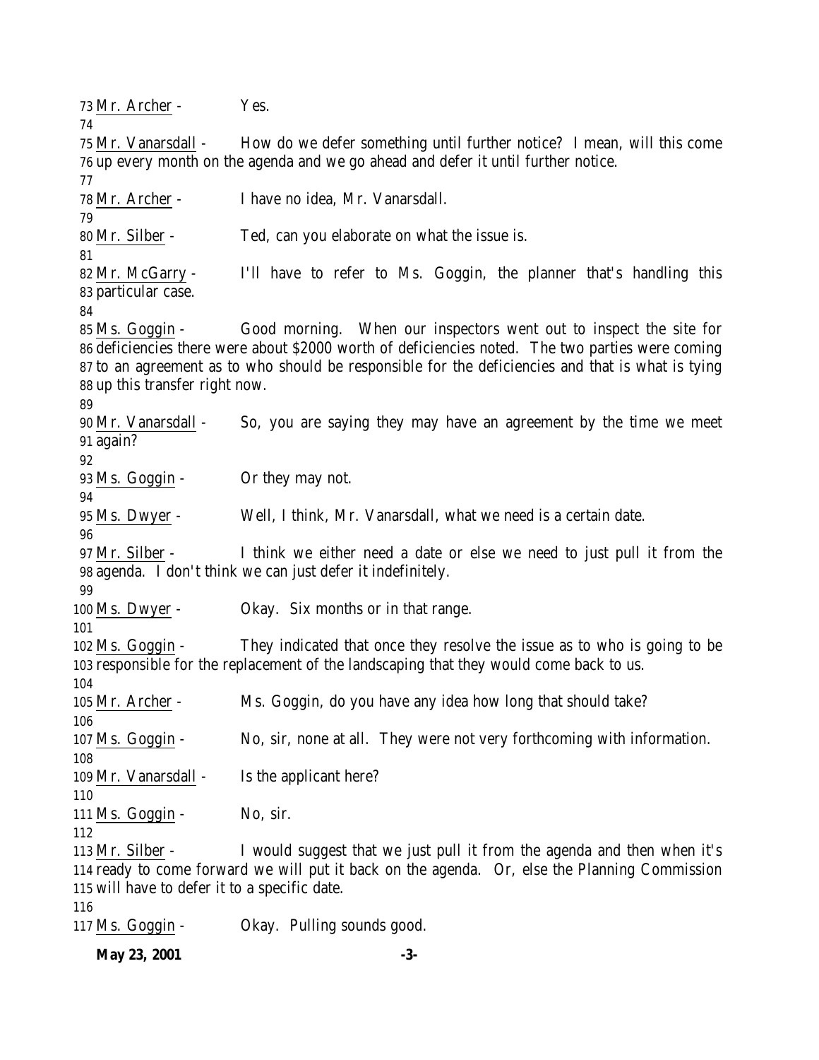Mr. Archer - Yes.

Mr. Vanarsdall - How do we defer something until further notice? I mean, will this come up every month on the agenda and we go ahead and defer it until further notice.

Mr. Archer - I have no idea, Mr. Vanarsdall.

Mr. Silber - Ted, can you elaborate on what the issue is.

Mr. McGarry - I'll have to refer to Ms. Goggin, the planner that's handling this particular case.

Ms. Goggin - Good morning. When our inspectors went out to inspect the site for deficiencies there were about $2000 worth of deficiencies noted. The two parties were coming to an agreement as to who should be responsible for the deficiencies and that is what is tying up this transfer right now.

Mr. Vanarsdall - So, you are saying they may have an agreement by the time we meet again?

Ms. Goggin - Or they may not.

Ms. Dwyer - Well, I think, Mr. Vanarsdall, what we need is a certain date.

Mr. Silber - I think we either need a date or else we need to just pull it from the agenda. I don't think we can just defer it indefinitely.

Ms. Dwyer - Okay. Six months or in that range.

Ms. Goggin - They indicated that once they resolve the issue as to who is going to be responsible for the replacement of the landscaping that they would come back to us.

Mr. Archer - Ms. Goggin, do you have any idea how long that should take?

Ms. Goggin - No, sir, none at all. They were not very forthcoming with information.

Mr. Vanarsdall - Is the applicant here?

Ms. Goggin - No, sir.

Mr. Silber - I would suggest that we just pull it from the agenda and then when it's ready to come forward we will put it back on the agenda. Or, else the Planning Commission will have to defer it to a specific date.

Ms. Goggin - Okay. Pulling sounds good.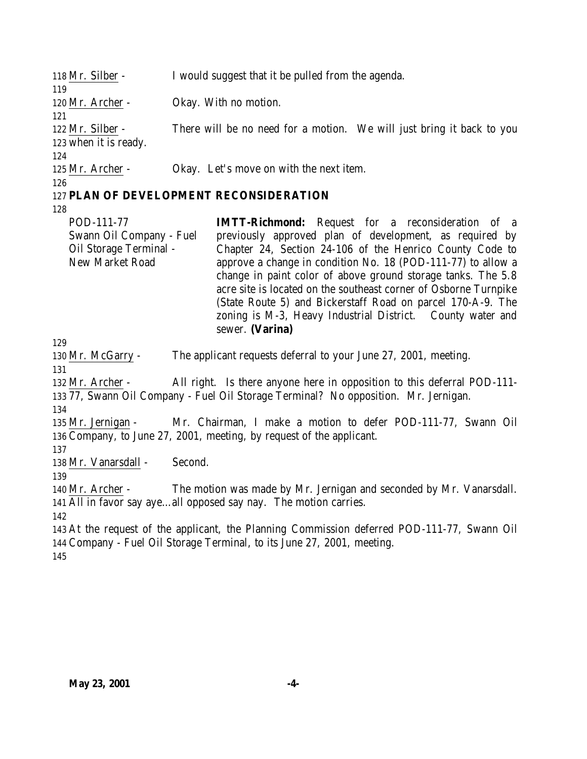Mr. Silber - I would suggest that it be pulled from the agenda.

Mr. Archer - Okay. With no motion.

Mr. Silber - There will be no need for a motion. We will just bring it back to you when it is ready.

Mr. Archer - Okay. Let's move on with the next item.

## PLAN OF DEVELOPMENT RECONSIDERATION

| POD-111-77 Swann Oil Company - Fuel Oil Storage Terminal - New Market Road | **IMTT-Richmond:** Request for a reconsideration of a previously approved plan of development, as required by Chapter 24, Section 24-106 of the Henrico County Code to approve a change in condition No. 18 (POD-111-77) to allow a change in paint color of above ground storage tanks. The 5.8 acre site is located on the southeast corner of Osborne Turnpike (State Route 5) and Bickerstaff Road on parcel 170-A-9. The zoning is M-3, Heavy Industrial District. County water and sewer. **(Varina)** |
|---|---|

Mr. McGarry - The applicant requests deferral to your June 27, 2001, meeting.

Mr. Archer - All right. Is there anyone here in opposition to this deferral POD-111-77, Swann Oil Company - Fuel Oil Storage Terminal? No opposition. Mr. Jernigan.

Mr. Jernigan - Mr. Chairman, I make a motion to defer POD-111-77, Swann Oil Company, to June 27, 2001, meeting, by request of the applicant.

Mr. Vanarsdall - Second.

Mr. Archer - The motion was made by Mr. Jernigan and seconded by Mr. Vanarsdall. All in favor say aye…all opposed say nay. The motion carries.

At the request of the applicant, the Planning Commission deferred POD-111-77, Swann Oil Company - Fuel Oil Storage Terminal, to its June 27, 2001, meeting.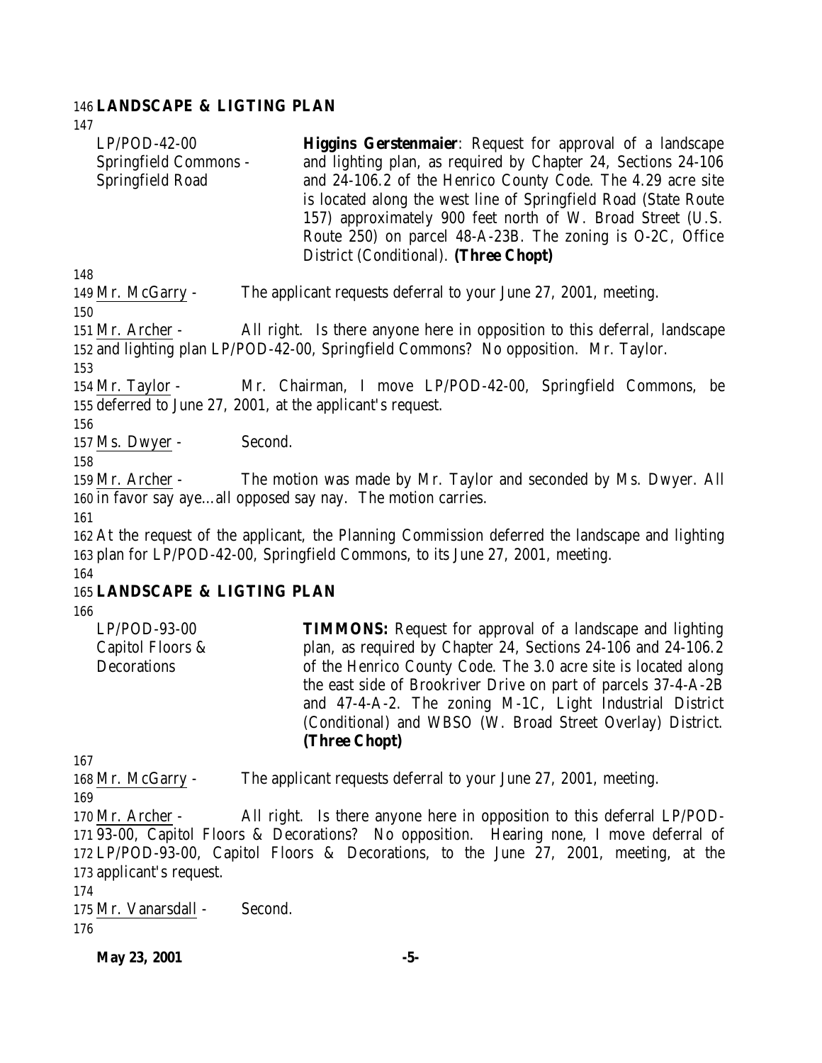**LANDSCAPE & LIGTING PLAN**

| | |
|---|---|
| LP/POD-42-00<br>Springfield Commons - Springfield Road | **Higgins Gerstenmaier**: Request for approval of a landscape and lighting plan, as required by Chapter 24, Sections 24-106 and 24-106.2 of the Henrico County Code. The 4.29 acre site is located along the west line of Springfield Road (State Route 157) approximately 900 feet north of W. Broad Street (U.S. Route 250) on parcel 48-A-23B. The zoning is O-2C, Office District (Conditional). **(Three Chopt)** |

Mr. McGarry - The applicant requests deferral to your June 27, 2001, meeting.

Mr. Archer - All right. Is there anyone here in opposition to this deferral, landscape and lighting plan LP/POD-42-00, Springfield Commons? No opposition. Mr. Taylor.

Mr. Taylor - Mr. Chairman, I move LP/POD-42-00, Springfield Commons, be deferred to June 27, 2001, at the applicant's request.

Ms. Dwyer - Second.

Mr. Archer - The motion was made by Mr. Taylor and seconded by Ms. Dwyer. All in favor say aye…all opposed say nay. The motion carries.

At the request of the applicant, the Planning Commission deferred the landscape and lighting plan for LP/POD-42-00, Springfield Commons, to its June 27, 2001, meeting.

**LANDSCAPE & LIGTING PLAN**

| | |
|---|---|
| LP/POD-93-00<br>Capitol Floors & Decorations | **TIMMONS:** Request for approval of a landscape and lighting plan, as required by Chapter 24, Sections 24-106 and 24-106.2 of the Henrico County Code. The 3.0 acre site is located along the east side of Brookriver Drive on part of parcels 37-4-A-2B and 47-4-A-2. The zoning M-1C, Light Industrial District (Conditional) and WBSO (W. Broad Street Overlay) District. **(Three Chopt)** |

Mr. McGarry - The applicant requests deferral to your June 27, 2001, meeting.

Mr. Archer - All right. Is there anyone here in opposition to this deferral LP/POD-93-00, Capitol Floors & Decorations? No opposition. Hearing none, I move deferral of LP/POD-93-00, Capitol Floors & Decorations, to the June 27, 2001, meeting, at the applicant's request.

Mr. Vanarsdall - Second.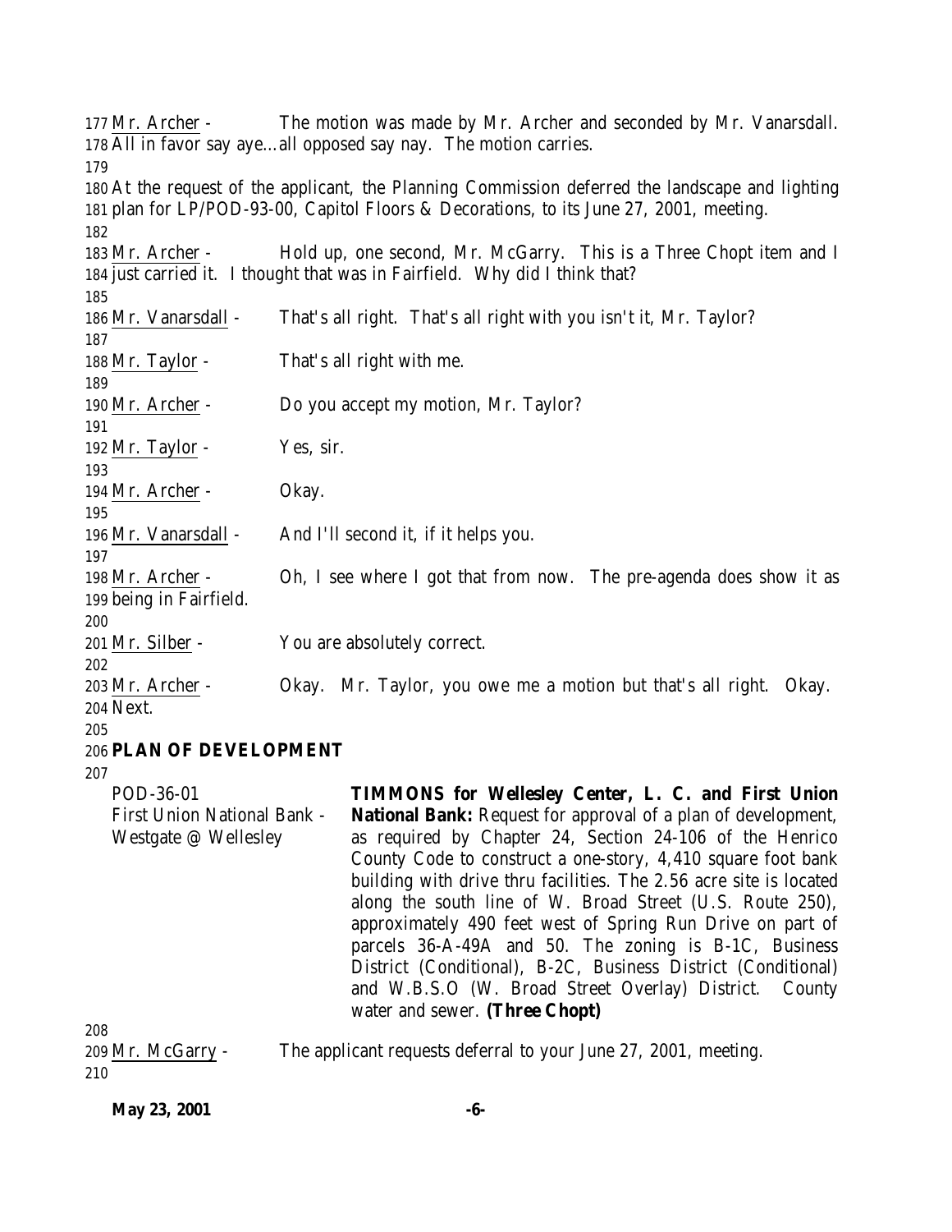Mr. Archer - The motion was made by Mr. Archer and seconded by Mr. Vanarsdall. All in favor say aye…all opposed say nay. The motion carries.

At the request of the applicant, the Planning Commission deferred the landscape and lighting plan for LP/POD-93-00, Capitol Floors & Decorations, to its June 27, 2001, meeting.

Mr. Archer - Hold up, one second, Mr. McGarry. This is a Three Chopt item and I just carried it. I thought that was in Fairfield. Why did I think that?

Mr. Vanarsdall - That's all right. That's all right with you isn't it, Mr. Taylor?

Mr. Taylor - That's all right with me.

Mr. Archer - Do you accept my motion, Mr. Taylor?

Mr. Taylor - Yes, sir.

Mr. Archer - Okay.

Mr. Vanarsdall - And I'll second it, if it helps you.

Mr. Archer - Oh, I see where I got that from now. The pre-agenda does show it as being in Fairfield.

Mr. Silber - You are absolutely correct.

Mr. Archer - Okay. Mr. Taylor, you owe me a motion but that's all right. Okay. Next.

**PLAN OF DEVELOPMENT**

POD-36-01
First Union National Bank - Westgate @ Wellesley

**TIMMONS for Wellesley Center, L. C. and First Union National Bank:** Request for approval of a plan of development, as required by Chapter 24, Section 24-106 of the Henrico County Code to construct a one-story, 4,410 square foot bank building with drive thru facilities. The 2.56 acre site is located along the south line of W. Broad Street (U.S. Route 250), approximately 490 feet west of Spring Run Drive on part of parcels 36-A-49A and 50. The zoning is B-1C, Business District (Conditional), B-2C, Business District (Conditional) and W.B.S.O (W. Broad Street Overlay) District. County water and sewer. **(Three Chopt)**

Mr. McGarry - The applicant requests deferral to your June 27, 2001, meeting.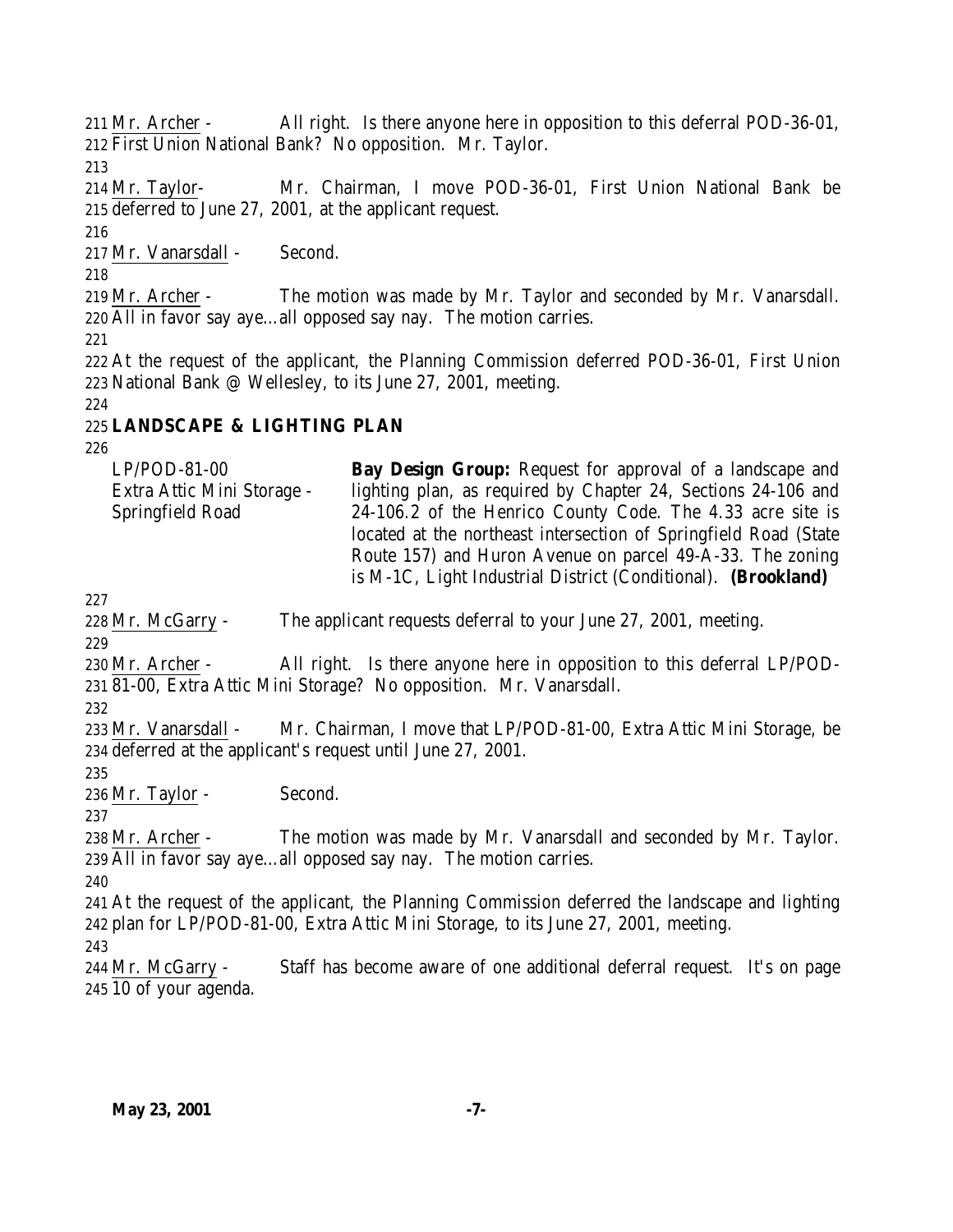211 Mr. Archer - All right. Is there anyone here in opposition to this deferral POD-36-01, 212 First Union National Bank? No opposition. Mr. Taylor.

213

214 Mr. Taylor- Mr. Chairman, I move POD-36-01, First Union National Bank be 215 deferred to June 27, 2001, at the applicant request.

216

217 Mr. Vanarsdall - Second.

218

219 Mr. Archer - The motion was made by Mr. Taylor and seconded by Mr. Vanarsdall. 220 All in favor say aye…all opposed say nay. The motion carries.

221

222 At the request of the applicant, the Planning Commission deferred POD-36-01, First Union 223 National Bank @ Wellesley, to its June 27, 2001, meeting.

224

225 **LANDSCAPE & LIGHTING PLAN**

226

| | |
|---|---|
| LP/POD-81-00<br>Extra Attic Mini Storage - Springfield Road | **Bay Design Group:** Request for approval of a landscape and lighting plan, as required by Chapter 24, Sections 24-106 and 24-106.2 of the Henrico County Code. The 4.33 acre site is located at the northeast intersection of Springfield Road (State Route 157) and Huron Avenue on parcel 49-A-33. The zoning is M-1C, Light Industrial District (Conditional). **(Brookland)** |

227

228 Mr. McGarry - The applicant requests deferral to your June 27, 2001, meeting.

229

230 Mr. Archer - All right. Is there anyone here in opposition to this deferral LP/POD-231 81-00, Extra Attic Mini Storage? No opposition. Mr. Vanarsdall.

232

233 Mr. Vanarsdall - Mr. Chairman, I move that LP/POD-81-00, Extra Attic Mini Storage, be 234 deferred at the applicant's request until June 27, 2001.

235

236 Mr. Taylor - Second.

237

238 Mr. Archer - The motion was made by Mr. Vanarsdall and seconded by Mr. Taylor. 239 All in favor say aye…all opposed say nay. The motion carries.

240

241 At the request of the applicant, the Planning Commission deferred the landscape and lighting 242 plan for LP/POD-81-00, Extra Attic Mini Storage, to its June 27, 2001, meeting.

243

244 Mr. McGarry - Staff has become aware of one additional deferral request. It's on page 245 10 of your agenda.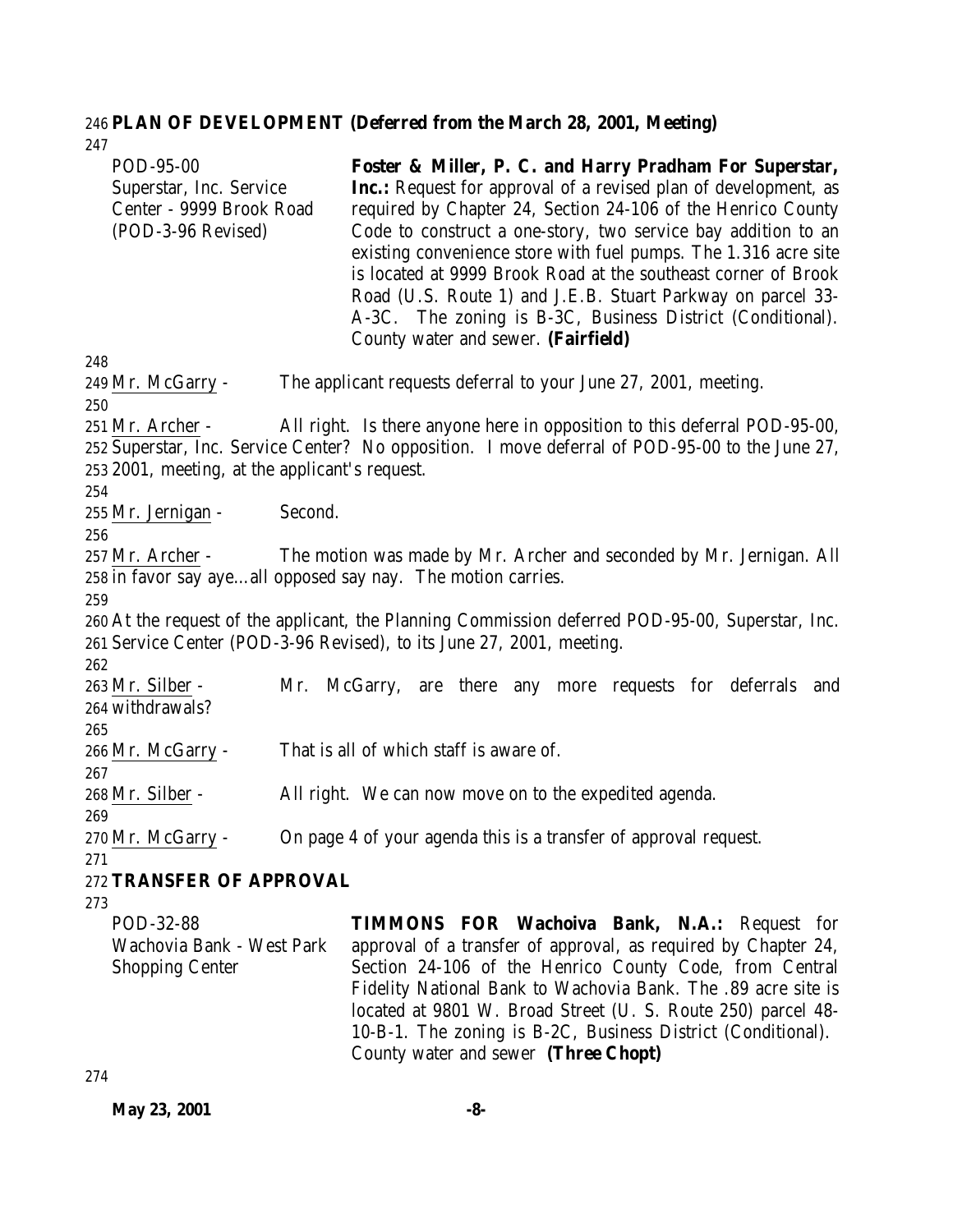**PLAN OF DEVELOPMENT (Deferred from the March 28, 2001, Meeting)**

| | |
|---|---|
| POD-95-00<br>Superstar, Inc. Service Center - 9999 Brook Road<br>(POD-3-96 Revised) | **Foster & Miller, P. C. and Harry Pradham For Superstar, Inc.:** Request for approval of a revised plan of development, as required by Chapter 24, Section 24-106 of the Henrico County Code to construct a one-story, two service bay addition to an existing convenience store with fuel pumps. The 1.316 acre site is located at 9999 Brook Road at the southeast corner of Brook Road (U.S. Route 1) and J.E.B. Stuart Parkway on parcel 33-A-3C. The zoning is B-3C, Business District (Conditional). County water and sewer. **(Fairfield)** |

Mr. McGarry - The applicant requests deferral to your June 27, 2001, meeting.

Mr. Archer - All right. Is there anyone here in opposition to this deferral POD-95-00, Superstar, Inc. Service Center? No opposition. I move deferral of POD-95-00 to the June 27, 2001, meeting, at the applicant's request.

Mr. Jernigan - Second.

Mr. Archer - The motion was made by Mr. Archer and seconded by Mr. Jernigan. All in favor say aye…all opposed say nay. The motion carries.

At the request of the applicant, the Planning Commission deferred POD-95-00, Superstar, Inc. Service Center (POD-3-96 Revised), to its June 27, 2001, meeting.

Mr. Silber - Mr. McGarry, are there any more requests for deferrals and withdrawals?

Mr. McGarry - That is all of which staff is aware of.

Mr. Silber - All right. We can now move on to the expedited agenda.

Mr. McGarry - On page 4 of your agenda this is a transfer of approval request.

**TRANSFER OF APPROVAL**

| | |
|---|---|
| POD-32-88<br>Wachovia Bank - West Park Shopping Center | **TIMMONS FOR Wachoiva Bank, N.A.:** Request for approval of a transfer of approval, as required by Chapter 24, Section 24-106 of the Henrico County Code, from Central Fidelity National Bank to Wachovia Bank. The .89 acre site is located at 9801 W. Broad Street (U. S. Route 250) parcel 48-10-B-1. The zoning is B-2C, Business District (Conditional). County water and sewer **(Three Chopt)** |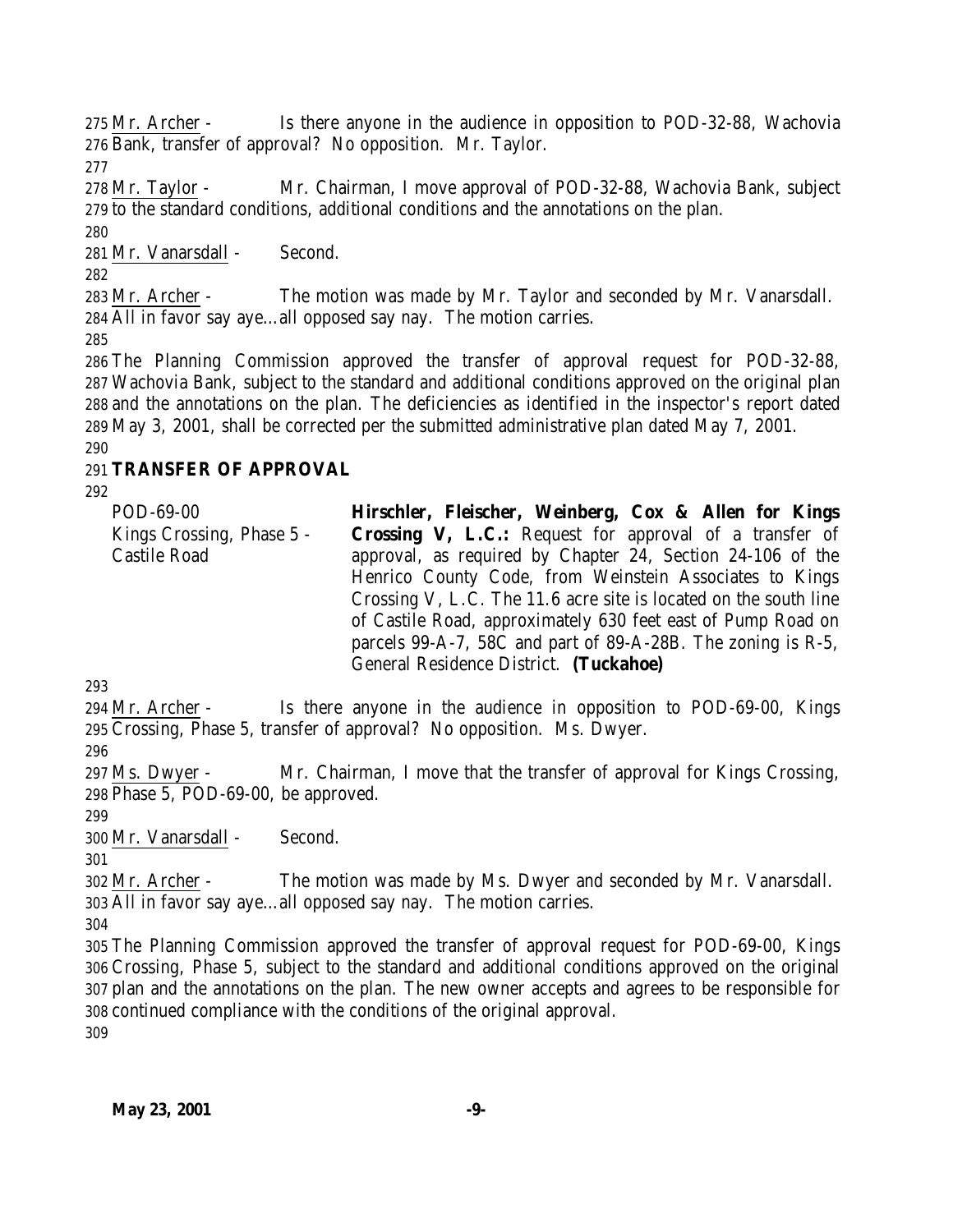Mr. Archer - Is there anyone in the audience in opposition to POD-32-88, Wachovia Bank, transfer of approval? No opposition. Mr. Taylor.

Mr. Taylor - Mr. Chairman, I move approval of POD-32-88, Wachovia Bank, subject to the standard conditions, additional conditions and the annotations on the plan.

Mr. Vanarsdall - Second.

Mr. Archer - The motion was made by Mr. Taylor and seconded by Mr. Vanarsdall. All in favor say aye…all opposed say nay. The motion carries.

The Planning Commission approved the transfer of approval request for POD-32-88, Wachovia Bank, subject to the standard and additional conditions approved on the original plan and the annotations on the plan. The deficiencies as identified in the inspector's report dated May 3, 2001, shall be corrected per the submitted administrative plan dated May 7, 2001.

**TRANSFER OF APPROVAL**

POD-69-00
Kings Crossing, Phase 5 - Castile Road

**Hirschler, Fleischer, Weinberg, Cox & Allen for Kings Crossing V, L.C.:** Request for approval of a transfer of approval, as required by Chapter 24, Section 24-106 of the Henrico County Code, from Weinstein Associates to Kings Crossing V, L.C. The 11.6 acre site is located on the south line of Castile Road, approximately 630 feet east of Pump Road on parcels 99-A-7, 58C and part of 89-A-28B. The zoning is R-5, General Residence District. **(Tuckahoe)**

Mr. Archer - Is there anyone in the audience in opposition to POD-69-00, Kings Crossing, Phase 5, transfer of approval? No opposition. Ms. Dwyer.

Ms. Dwyer - Mr. Chairman, I move that the transfer of approval for Kings Crossing, Phase 5, POD-69-00, be approved.

Mr. Vanarsdall - Second.

Mr. Archer - The motion was made by Ms. Dwyer and seconded by Mr. Vanarsdall. All in favor say aye…all opposed say nay. The motion carries.

The Planning Commission approved the transfer of approval request for POD-69-00, Kings Crossing, Phase 5, subject to the standard and additional conditions approved on the original plan and the annotations on the plan. The new owner accepts and agrees to be responsible for continued compliance with the conditions of the original approval.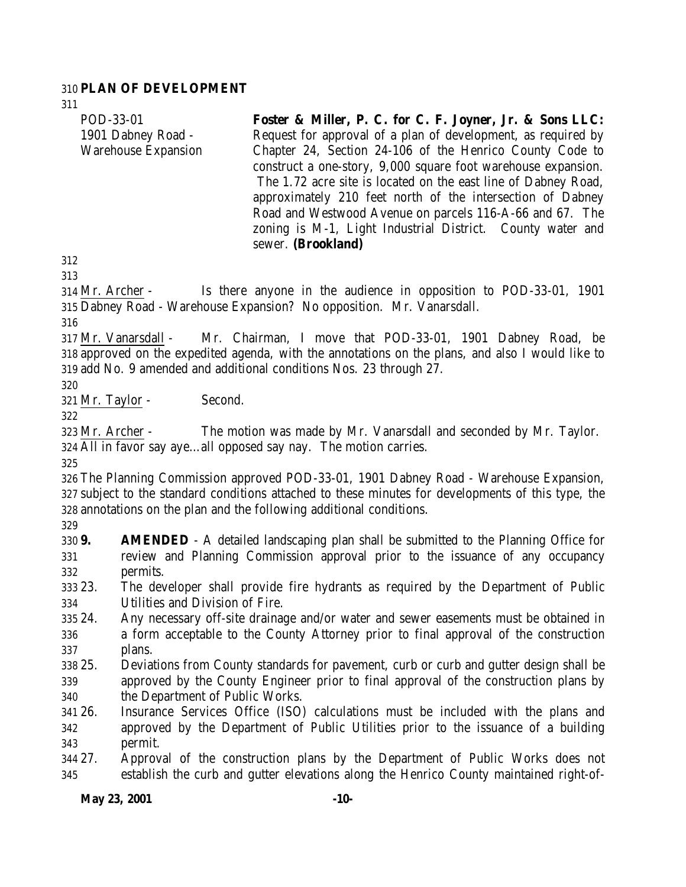**PLAN OF DEVELOPMENT**

| | |
|---|---|
| POD-33-01<br>1901 Dabney Road - Warehouse Expansion | **Foster & Miller, P. C. for C. F. Joyner, Jr. & Sons LLC:** Request for approval of a plan of development, as required by Chapter 24, Section 24-106 of the Henrico County Code to construct a one-story, 9,000 square foot warehouse expansion. The 1.72 acre site is located on the east line of Dabney Road, approximately 210 feet north of the intersection of Dabney Road and Westwood Avenue on parcels 116-A-66 and 67. The zoning is M-1, Light Industrial District. County water and sewer. **(Brookland)** |

Mr. Archer - Is there anyone in the audience in opposition to POD-33-01, 1901 Dabney Road - Warehouse Expansion? No opposition. Mr. Vanarsdall.

Mr. Vanarsdall - Mr. Chairman, I move that POD-33-01, 1901 Dabney Road, be approved on the expedited agenda, with the annotations on the plans, and also I would like to add No. 9 amended and additional conditions Nos. 23 through 27.

Mr. Taylor - Second.

Mr. Archer - The motion was made by Mr. Vanarsdall and seconded by Mr. Taylor. All in favor say aye…all opposed say nay. The motion carries.

The Planning Commission approved POD-33-01, 1901 Dabney Road - Warehouse Expansion, subject to the standard conditions attached to these minutes for developments of this type, the annotations on the plan and the following additional conditions.

**9. AMENDED** - A detailed landscaping plan shall be submitted to the Planning Office for review and Planning Commission approval prior to the issuance of any occupancy permits.

23. The developer shall provide fire hydrants as required by the Department of Public Utilities and Division of Fire.
24. Any necessary off-site drainage and/or water and sewer easements must be obtained in a form acceptable to the County Attorney prior to final approval of the construction plans.
25. Deviations from County standards for pavement, curb or curb and gutter design shall be approved by the County Engineer prior to final approval of the construction plans by the Department of Public Works.
26. Insurance Services Office (ISO) calculations must be included with the plans and approved by the Department of Public Utilities prior to the issuance of a building permit.
27. Approval of the construction plans by the Department of Public Works does not establish the curb and gutter elevations along the Henrico County maintained right-of-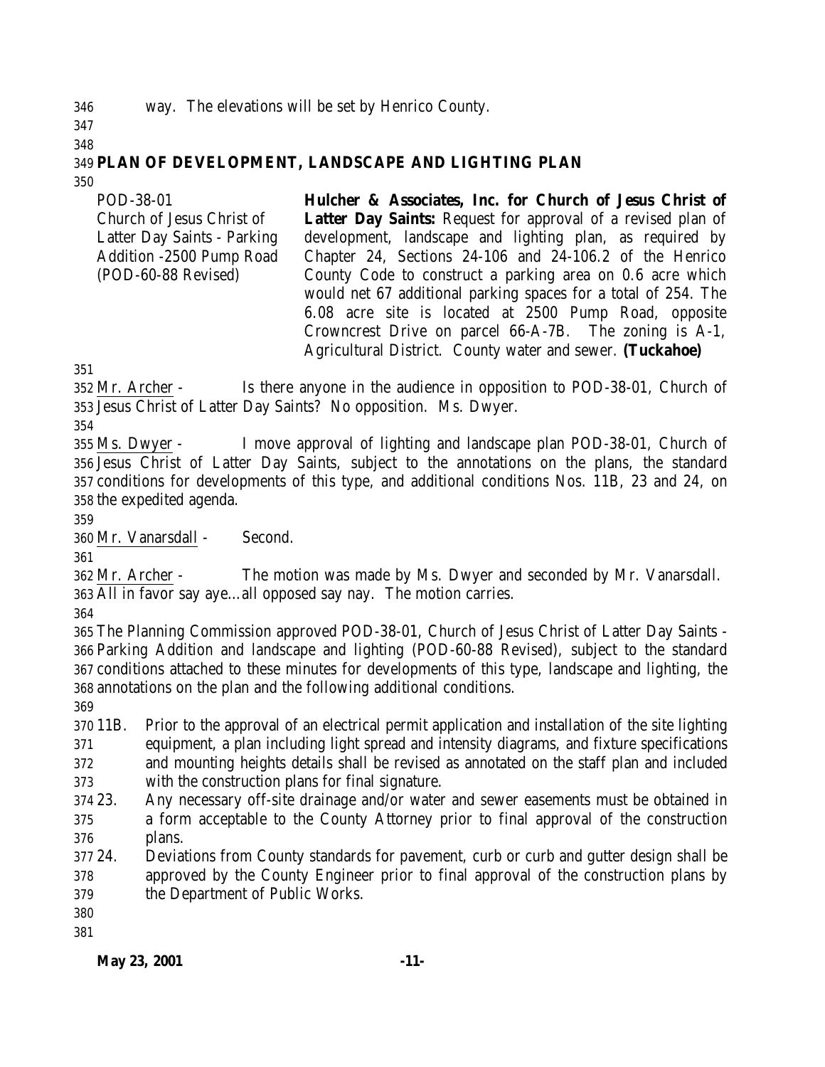way. The elevations will be set by Henrico County.

## PLAN OF DEVELOPMENT, LANDSCAPE AND LIGHTING PLAN

| | |
|---|---|
| POD-38-01<br>Church of Jesus Christ of Latter Day Saints - Parking Addition -2500 Pump Road<br>(POD-60-88 Revised) | **Hulcher & Associates, Inc. for Church of Jesus Christ of Latter Day Saints:** Request for approval of a revised plan of development, landscape and lighting plan, as required by Chapter 24, Sections 24-106 and 24-106.2 of the Henrico County Code to construct a parking area on 0.6 acre which would net 67 additional parking spaces for a total of 254. The 6.08 acre site is located at 2500 Pump Road, opposite Crowncrest Drive on parcel 66-A-7B. The zoning is A-1, Agricultural District. County water and sewer. **(Tuckahoe)** |

Mr. Archer - Is there anyone in the audience in opposition to POD-38-01, Church of Jesus Christ of Latter Day Saints? No opposition. Ms. Dwyer.

Ms. Dwyer - I move approval of lighting and landscape plan POD-38-01, Church of Jesus Christ of Latter Day Saints, subject to the annotations on the plans, the standard conditions for developments of this type, and additional conditions Nos. 11B, 23 and 24, on the expedited agenda.

Mr. Vanarsdall - Second.

Mr. Archer - The motion was made by Ms. Dwyer and seconded by Mr. Vanarsdall. All in favor say aye…all opposed say nay. The motion carries.

The Planning Commission approved POD-38-01, Church of Jesus Christ of Latter Day Saints - Parking Addition and landscape and lighting (POD-60-88 Revised), subject to the standard conditions attached to these minutes for developments of this type, landscape and lighting, the annotations on the plan and the following additional conditions.

11B. Prior to the approval of an electrical permit application and installation of the site lighting equipment, a plan including light spread and intensity diagrams, and fixture specifications and mounting heights details shall be revised as annotated on the staff plan and included with the construction plans for final signature.

23. Any necessary off-site drainage and/or water and sewer easements must be obtained in a form acceptable to the County Attorney prior to final approval of the construction plans.

24. Deviations from County standards for pavement, curb or curb and gutter design shall be approved by the County Engineer prior to final approval of the construction plans by the Department of Public Works.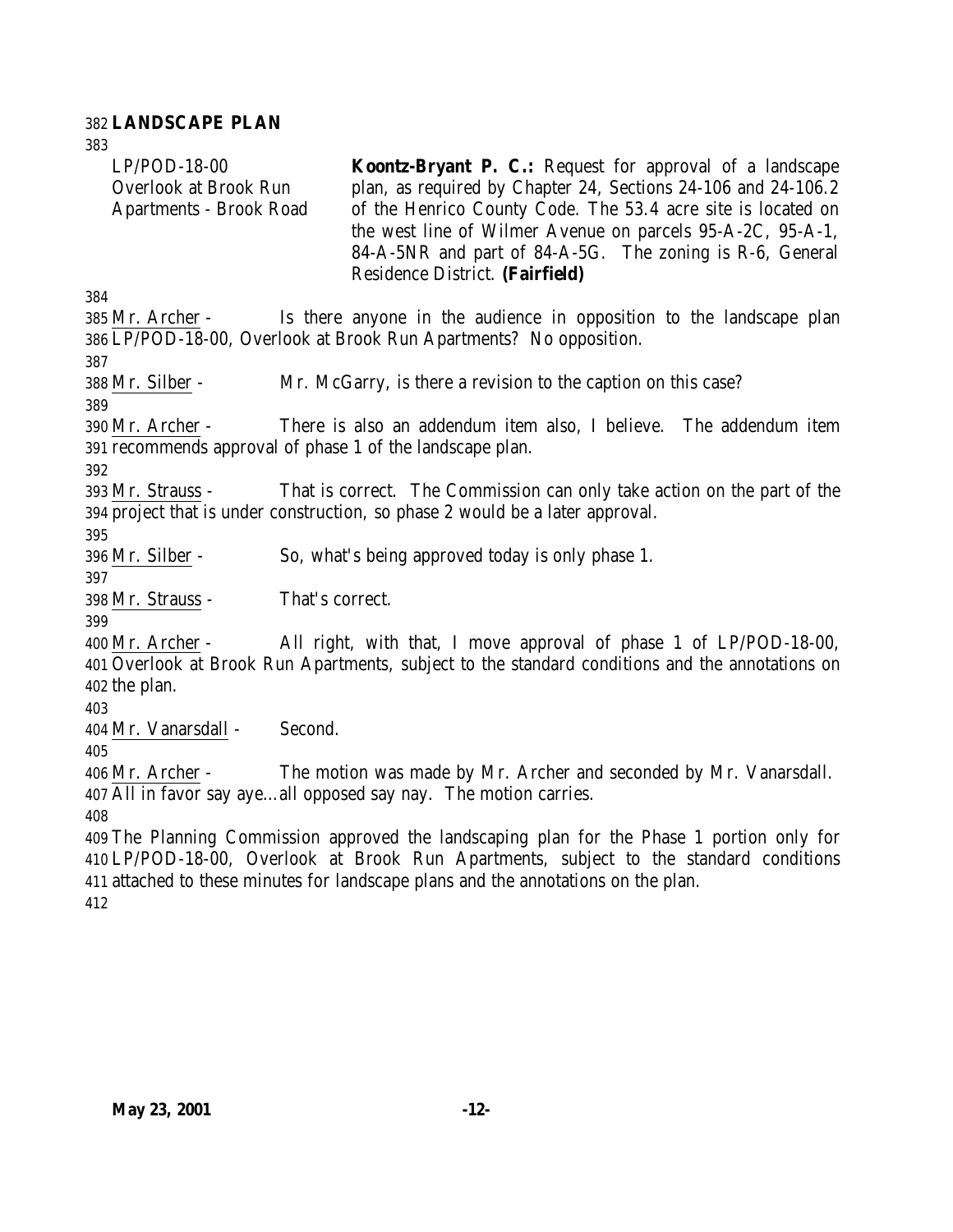## LANDSCAPE PLAN

| | |
|---|---|
| LP/POD-18-00<br>Overlook at Brook Run<br>Apartments - Brook Road | **Koontz-Bryant P. C.:** Request for approval of a landscape plan, as required by Chapter 24, Sections 24-106 and 24-106.2 of the Henrico County Code. The 53.4 acre site is located on the west line of Wilmer Avenue on parcels 95-A-2C, 95-A-1, 84-A-5NR and part of 84-A-5G. The zoning is R-6, General Residence District. **(Fairfield)** |

Mr. Archer - Is there anyone in the audience in opposition to the landscape plan LP/POD-18-00, Overlook at Brook Run Apartments? No opposition.

Mr. Silber - Mr. McGarry, is there a revision to the caption on this case?

Mr. Archer - There is also an addendum item also, I believe. The addendum item recommends approval of phase 1 of the landscape plan.

Mr. Strauss - That is correct. The Commission can only take action on the part of the project that is under construction, so phase 2 would be a later approval.

Mr. Silber - So, what's being approved today is only phase 1.

Mr. Strauss - That's correct.

Mr. Archer - All right, with that, I move approval of phase 1 of LP/POD-18-00, Overlook at Brook Run Apartments, subject to the standard conditions and the annotations on the plan.

Mr. Vanarsdall - Second.

Mr. Archer - The motion was made by Mr. Archer and seconded by Mr. Vanarsdall. All in favor say aye…all opposed say nay. The motion carries.

The Planning Commission approved the landscaping plan for the Phase 1 portion only for LP/POD-18-00, Overlook at Brook Run Apartments, subject to the standard conditions attached to these minutes for landscape plans and the annotations on the plan.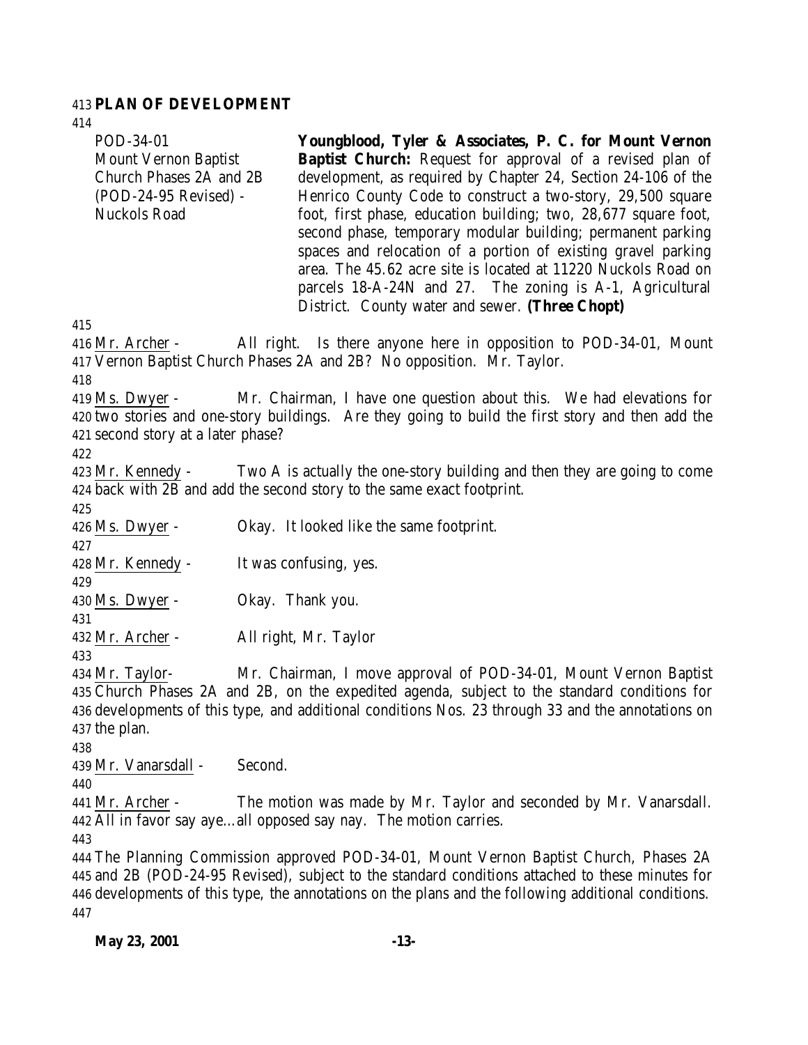**PLAN OF DEVELOPMENT**

| | |
|---|---|
| POD-34-01<br>Mount Vernon Baptist Church Phases 2A and 2B (POD-24-95 Revised) - Nuckols Road | **Youngblood, Tyler & Associates, P. C. for Mount Vernon Baptist Church:** Request for approval of a revised plan of development, as required by Chapter 24, Section 24-106 of the Henrico County Code to construct a two-story, 29,500 square foot, first phase, education building; two, 28,677 square foot, second phase, temporary modular building; permanent parking spaces and relocation of a portion of existing gravel parking area. The 45.62 acre site is located at 11220 Nuckols Road on parcels 18-A-24N and 27. The zoning is A-1, Agricultural District. County water and sewer. **(Three Chopt)** |

Mr. Archer - All right. Is there anyone here in opposition to POD-34-01, Mount Vernon Baptist Church Phases 2A and 2B? No opposition. Mr. Taylor.

Ms. Dwyer - Mr. Chairman, I have one question about this. We had elevations for two stories and one-story buildings. Are they going to build the first story and then add the second story at a later phase?

Mr. Kennedy - Two A is actually the one-story building and then they are going to come back with 2B and add the second story to the same exact footprint.

Ms. Dwyer - Okay. It looked like the same footprint.

Mr. Kennedy - It was confusing, yes.

Ms. Dwyer - Okay. Thank you.

Mr. Archer - All right, Mr. Taylor

Mr. Taylor- Mr. Chairman, I move approval of POD-34-01, Mount Vernon Baptist Church Phases 2A and 2B, on the expedited agenda, subject to the standard conditions for developments of this type, and additional conditions Nos. 23 through 33 and the annotations on the plan.

Mr. Vanarsdall - Second.

Mr. Archer - The motion was made by Mr. Taylor and seconded by Mr. Vanarsdall. All in favor say aye…all opposed say nay. The motion carries.

The Planning Commission approved POD-34-01, Mount Vernon Baptist Church, Phases 2A and 2B (POD-24-95 Revised), subject to the standard conditions attached to these minutes for developments of this type, the annotations on the plans and the following additional conditions.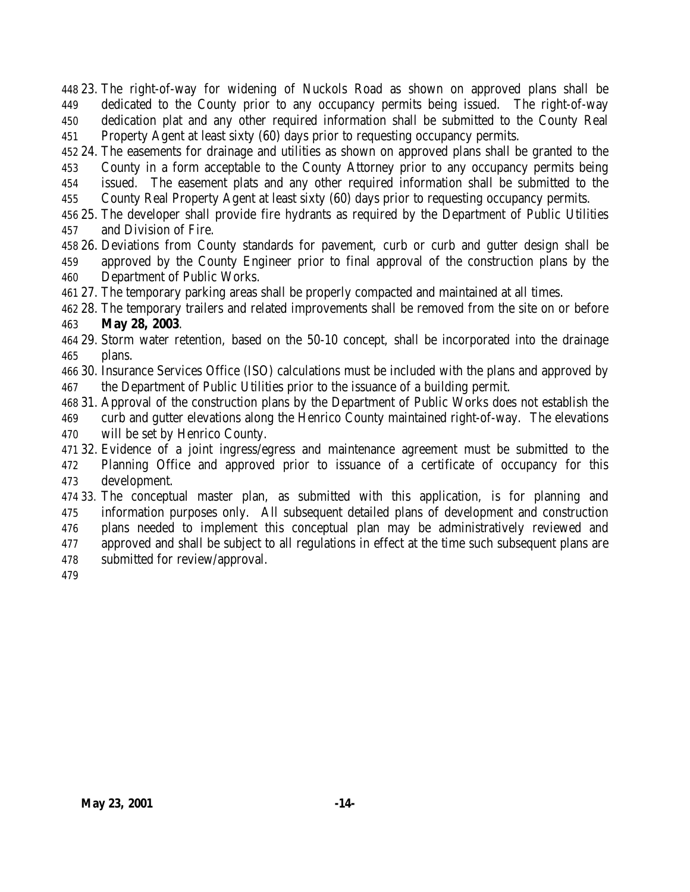23. The right-of-way for widening of Nuckols Road as shown on approved plans shall be dedicated to the County prior to any occupancy permits being issued. The right-of-way dedication plat and any other required information shall be submitted to the County Real Property Agent at least sixty (60) days prior to requesting occupancy permits.
24. The easements for drainage and utilities as shown on approved plans shall be granted to the County in a form acceptable to the County Attorney prior to any occupancy permits being issued. The easement plats and any other required information shall be submitted to the County Real Property Agent at least sixty (60) days prior to requesting occupancy permits.
25. The developer shall provide fire hydrants as required by the Department of Public Utilities and Division of Fire.
26. Deviations from County standards for pavement, curb or curb and gutter design shall be approved by the County Engineer prior to final approval of the construction plans by the Department of Public Works.
27. The temporary parking areas shall be properly compacted and maintained at all times.
28. The temporary trailers and related improvements shall be removed from the site on or before **May 28, 2003**.
29. Storm water retention, based on the 50-10 concept, shall be incorporated into the drainage plans.
30. Insurance Services Office (ISO) calculations must be included with the plans and approved by the Department of Public Utilities prior to the issuance of a building permit.
31. Approval of the construction plans by the Department of Public Works does not establish the curb and gutter elevations along the Henrico County maintained right-of-way. The elevations will be set by Henrico County.
32. Evidence of a joint ingress/egress and maintenance agreement must be submitted to the Planning Office and approved prior to issuance of a certificate of occupancy for this development.
33. The conceptual master plan, as submitted with this application, is for planning and information purposes only. All subsequent detailed plans of development and construction plans needed to implement this conceptual plan may be administratively reviewed and approved and shall be subject to all regulations in effect at the time such subsequent plans are submitted for review/approval.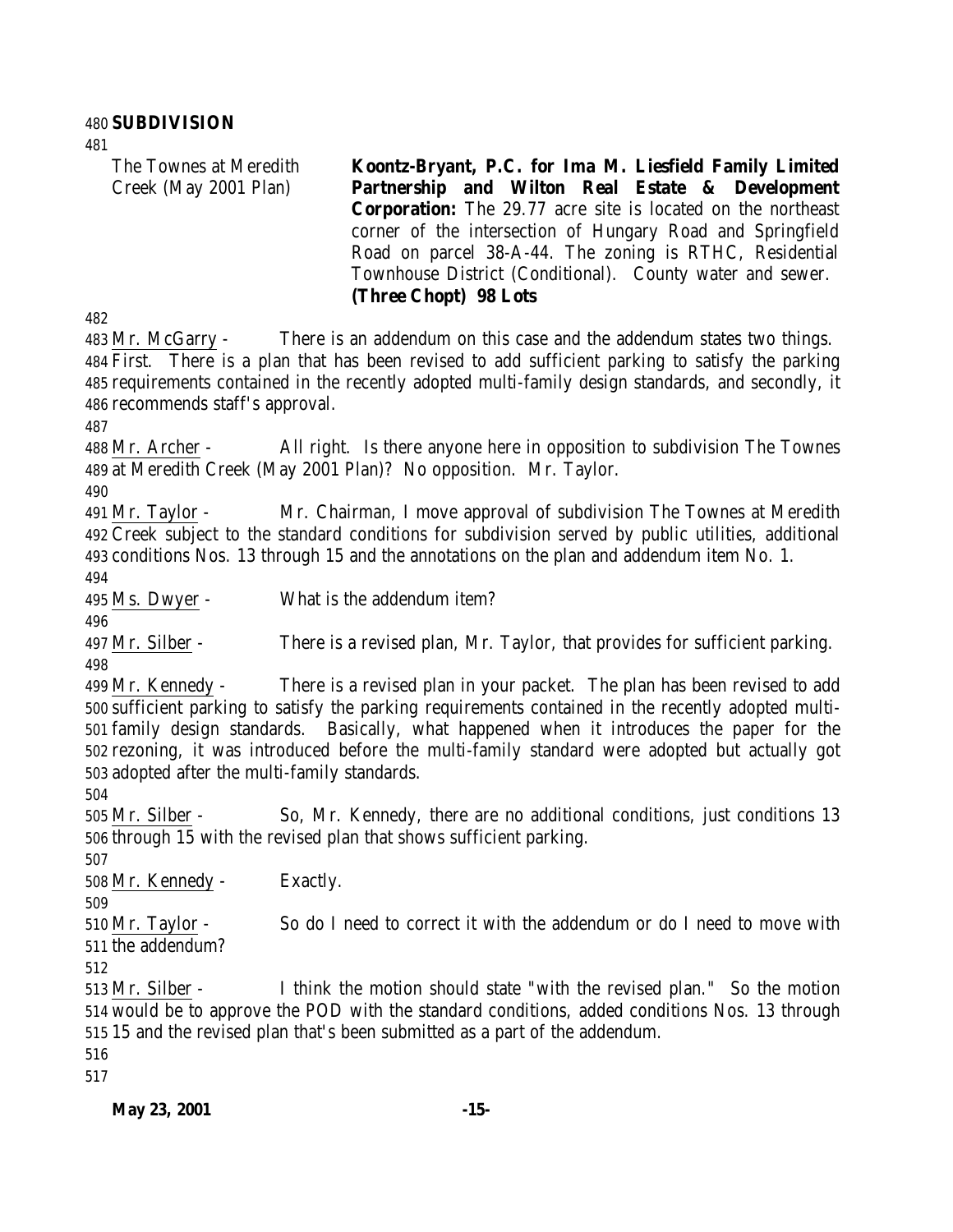**SUBDIVISION**

The Townes at Meredith Creek (May 2001 Plan)

**Koontz-Bryant, P.C. for Ima M. Liesfield Family Limited Partnership and Wilton Real Estate & Development Corporation:** The 29.77 acre site is located on the northeast corner of the intersection of Hungary Road and Springfield Road on parcel 38-A-44. The zoning is RTHC, Residential Townhouse District (Conditional). County water and sewer. **(Three Chopt) 98 Lots**

Mr. McGarry - There is an addendum on this case and the addendum states two things. First. There is a plan that has been revised to add sufficient parking to satisfy the parking requirements contained in the recently adopted multi-family design standards, and secondly, it recommends staff's approval.

Mr. Archer - All right. Is there anyone here in opposition to subdivision The Townes at Meredith Creek (May 2001 Plan)? No opposition. Mr. Taylor.

Mr. Taylor - Mr. Chairman, I move approval of subdivision The Townes at Meredith Creek subject to the standard conditions for subdivision served by public utilities, additional conditions Nos. 13 through 15 and the annotations on the plan and addendum item No. 1.

Ms. Dwyer - What is the addendum item?

Mr. Silber - There is a revised plan, Mr. Taylor, that provides for sufficient parking.

Mr. Kennedy - There is a revised plan in your packet. The plan has been revised to add sufficient parking to satisfy the parking requirements contained in the recently adopted multi-family design standards. Basically, what happened when it introduces the paper for the rezoning, it was introduced before the multi-family standard were adopted but actually got adopted after the multi-family standards.

Mr. Silber - So, Mr. Kennedy, there are no additional conditions, just conditions 13 through 15 with the revised plan that shows sufficient parking.

Mr. Kennedy - Exactly.

Mr. Taylor - So do I need to correct it with the addendum or do I need to move with the addendum?

Mr. Silber - I think the motion should state "with the revised plan." So the motion would be to approve the POD with the standard conditions, added conditions Nos. 13 through 15 and the revised plan that's been submitted as a part of the addendum.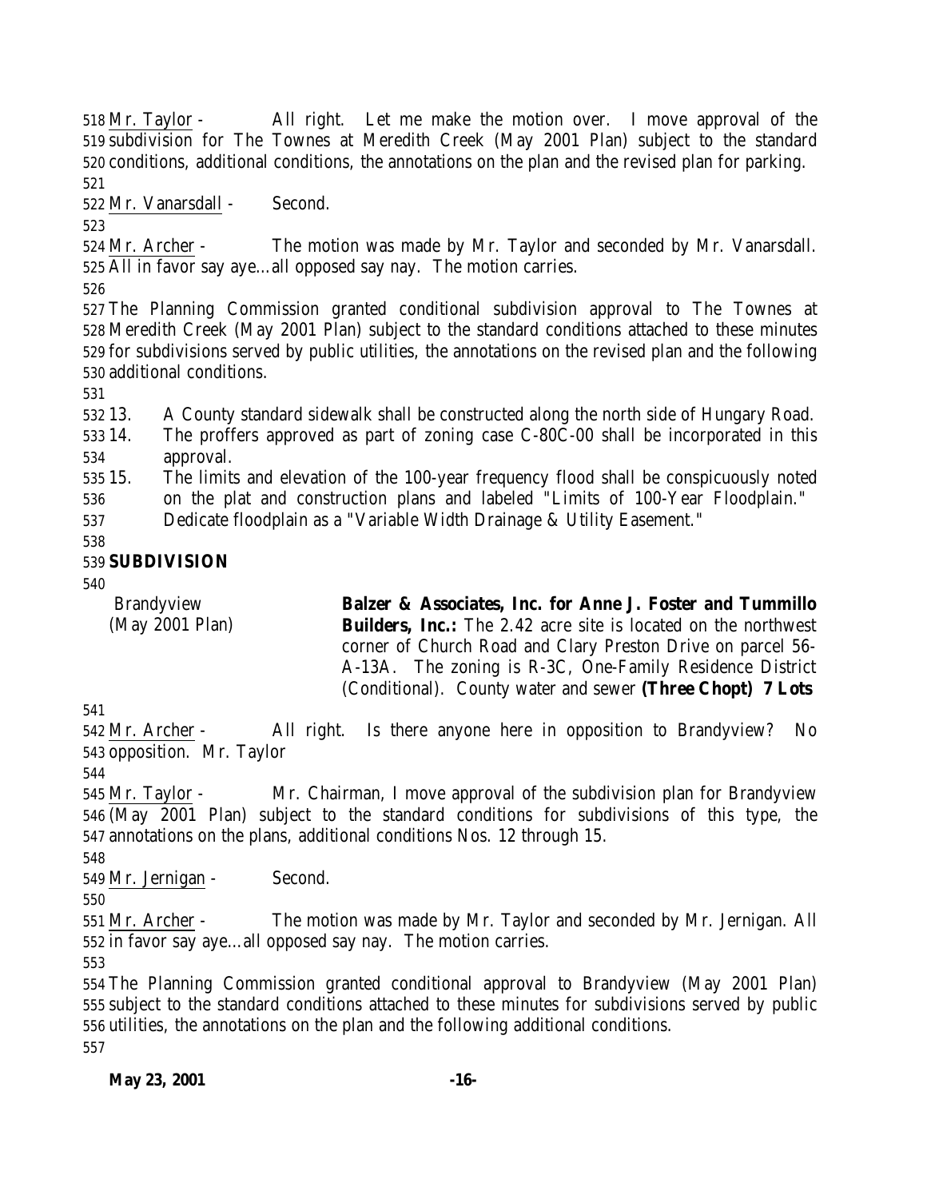Mr. Taylor - All right. Let me make the motion over. I move approval of the subdivision for The Townes at Meredith Creek (May 2001 Plan) subject to the standard conditions, additional conditions, the annotations on the plan and the revised plan for parking.

Mr. Vanarsdall - Second.

Mr. Archer - The motion was made by Mr. Taylor and seconded by Mr. Vanarsdall. All in favor say aye…all opposed say nay. The motion carries.

The Planning Commission granted conditional subdivision approval to The Townes at Meredith Creek (May 2001 Plan) subject to the standard conditions attached to these minutes for subdivisions served by public utilities, the annotations on the revised plan and the following additional conditions.

13. A County standard sidewalk shall be constructed along the north side of Hungary Road.
14. The proffers approved as part of zoning case C-80C-00 shall be incorporated in this approval.
15. The limits and elevation of the 100-year frequency flood shall be conspicuously noted on the plat and construction plans and labeled "Limits of 100-Year Floodplain." Dedicate floodplain as a "Variable Width Drainage & Utility Easement."

**SUBDIVISION**

| | |
|---|---|
| Brandyview (May 2001 Plan) | **Balzer & Associates, Inc. for Anne J. Foster and Tummillo Builders, Inc.:** The 2.42 acre site is located on the northwest corner of Church Road and Clary Preston Drive on parcel 56-A-13A. The zoning is R-3C, One-Family Residence District (Conditional). County water and sewer **(Three Chopt) 7 Lots** |

Mr. Archer - All right. Is there anyone here in opposition to Brandyview? No opposition. Mr. Taylor

Mr. Taylor - Mr. Chairman, I move approval of the subdivision plan for Brandyview (May 2001 Plan) subject to the standard conditions for subdivisions of this type, the annotations on the plans, additional conditions Nos. 12 through 15.

Mr. Jernigan - Second.

Mr. Archer - The motion was made by Mr. Taylor and seconded by Mr. Jernigan. All in favor say aye…all opposed say nay. The motion carries.

The Planning Commission granted conditional approval to Brandyview (May 2001 Plan) subject to the standard conditions attached to these minutes for subdivisions served by public utilities, the annotations on the plan and the following additional conditions.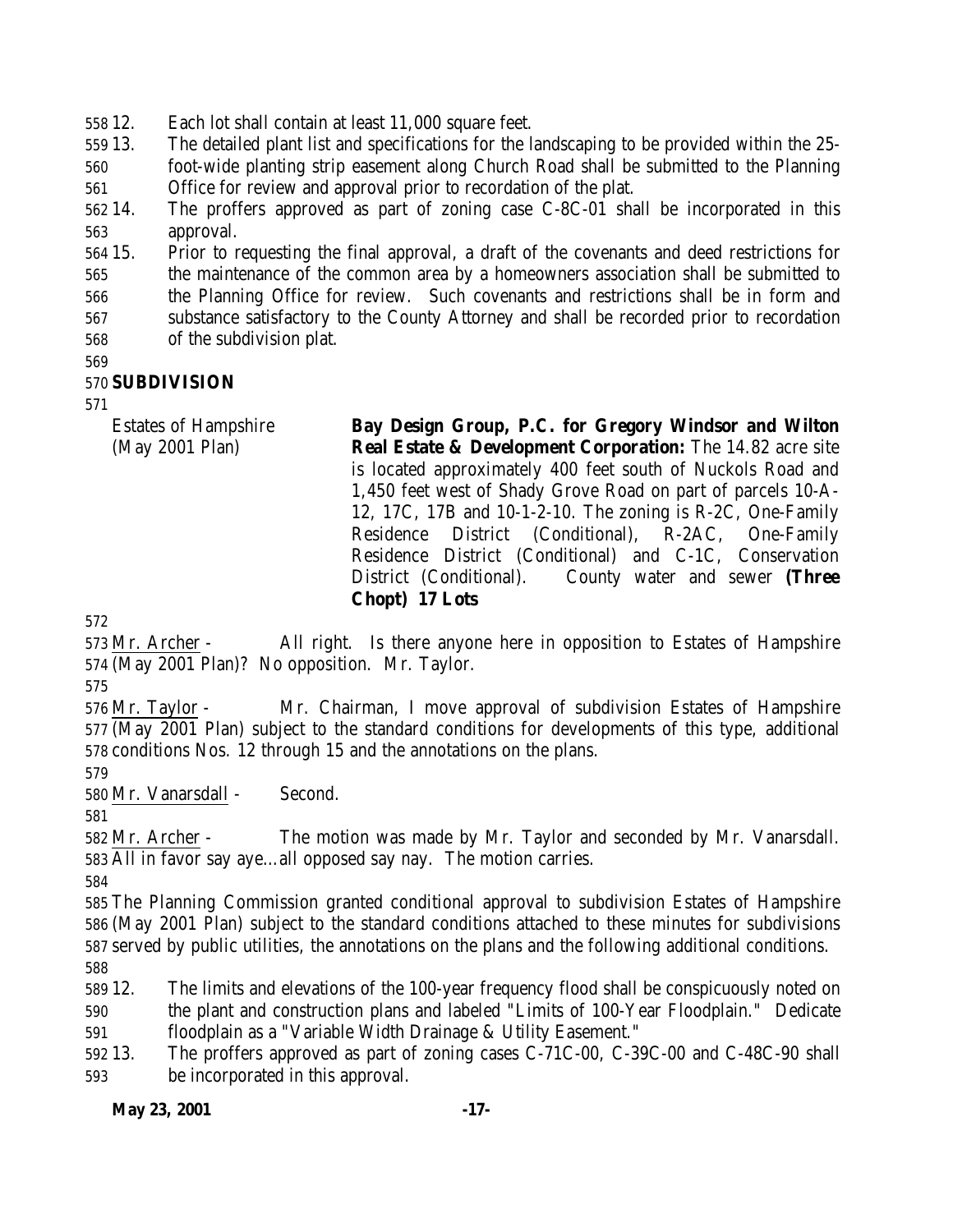12. Each lot shall contain at least 11,000 square feet.
13. The detailed plant list and specifications for the landscaping to be provided within the 25-foot-wide planting strip easement along Church Road shall be submitted to the Planning Office for review and approval prior to recordation of the plat.
14. The proffers approved as part of zoning case C-8C-01 shall be incorporated in this approval.
15. Prior to requesting the final approval, a draft of the covenants and deed restrictions for the maintenance of the common area by a homeowners association shall be submitted to the Planning Office for review. Such covenants and restrictions shall be in form and substance satisfactory to the County Attorney and shall be recorded prior to recordation of the subdivision plat.

**SUBDIVISION**

Estates of Hampshire (May 2001 Plan)

**Bay Design Group, P.C. for Gregory Windsor and Wilton Real Estate & Development Corporation:** The 14.82 acre site is located approximately 400 feet south of Nuckols Road and 1,450 feet west of Shady Grove Road on part of parcels 10-A-12, 17C, 17B and 10-1-2-10. The zoning is R-2C, One-Family Residence District (Conditional), R-2AC, One-Family Residence District (Conditional) and C-1C, Conservation District (Conditional). County water and sewer **(Three Chopt) 17 Lots**

Mr. Archer - All right. Is there anyone here in opposition to Estates of Hampshire (May 2001 Plan)? No opposition. Mr. Taylor.

Mr. Taylor - Mr. Chairman, I move approval of subdivision Estates of Hampshire (May 2001 Plan) subject to the standard conditions for developments of this type, additional conditions Nos. 12 through 15 and the annotations on the plans.

Mr. Vanarsdall - Second.

Mr. Archer - The motion was made by Mr. Taylor and seconded by Mr. Vanarsdall. All in favor say aye…all opposed say nay. The motion carries.

The Planning Commission granted conditional approval to subdivision Estates of Hampshire (May 2001 Plan) subject to the standard conditions attached to these minutes for subdivisions served by public utilities, the annotations on the plans and the following additional conditions.

12. The limits and elevations of the 100-year frequency flood shall be conspicuously noted on the plant and construction plans and labeled "Limits of 100-Year Floodplain." Dedicate floodplain as a "Variable Width Drainage & Utility Easement."
13. The proffers approved as part of zoning cases C-71C-00, C-39C-00 and C-48C-90 shall be incorporated in this approval.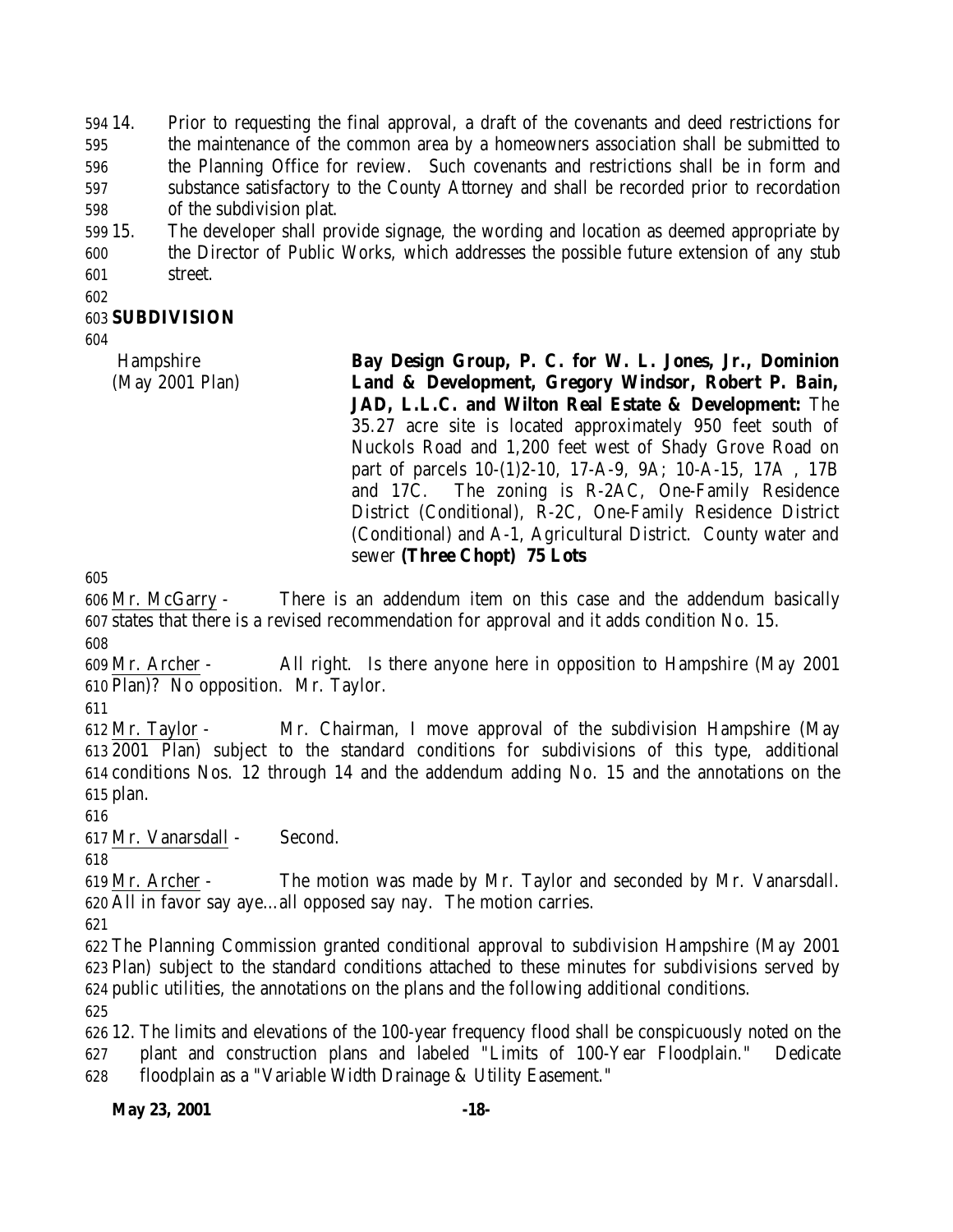14. Prior to requesting the final approval, a draft of the covenants and deed restrictions for the maintenance of the common area by a homeowners association shall be submitted to the Planning Office for review. Such covenants and restrictions shall be in form and substance satisfactory to the County Attorney and shall be recorded prior to recordation of the subdivision plat.
15. The developer shall provide signage, the wording and location as deemed appropriate by the Director of Public Works, which addresses the possible future extension of any stub street.

**SUBDIVISION**

Hampshire (May 2001 Plan)

**Bay Design Group, P. C. for W. L. Jones, Jr., Dominion Land & Development, Gregory Windsor, Robert P. Bain, JAD, L.L.C. and Wilton Real Estate & Development:** The 35.27 acre site is located approximately 950 feet south of Nuckols Road and 1,200 feet west of Shady Grove Road on part of parcels 10-(1)2-10, 17-A-9, 9A; 10-A-15, 17A , 17B and 17C. The zoning is R-2AC, One-Family Residence District (Conditional), R-2C, One-Family Residence District (Conditional) and A-1, Agricultural District. County water and sewer **(Three Chopt) 75 Lots**

Mr. McGarry - There is an addendum item on this case and the addendum basically states that there is a revised recommendation for approval and it adds condition No. 15.

Mr. Archer - All right. Is there anyone here in opposition to Hampshire (May 2001 Plan)? No opposition. Mr. Taylor.

Mr. Taylor - Mr. Chairman, I move approval of the subdivision Hampshire (May 2001 Plan) subject to the standard conditions for subdivisions of this type, additional conditions Nos. 12 through 14 and the addendum adding No. 15 and the annotations on the plan.

Mr. Vanarsdall - Second.

Mr. Archer - The motion was made by Mr. Taylor and seconded by Mr. Vanarsdall. All in favor say aye…all opposed say nay. The motion carries.

The Planning Commission granted conditional approval to subdivision Hampshire (May 2001 Plan) subject to the standard conditions attached to these minutes for subdivisions served by public utilities, the annotations on the plans and the following additional conditions.

12. The limits and elevations of the 100-year frequency flood shall be conspicuously noted on the plant and construction plans and labeled "Limits of 100-Year Floodplain." Dedicate floodplain as a "Variable Width Drainage & Utility Easement."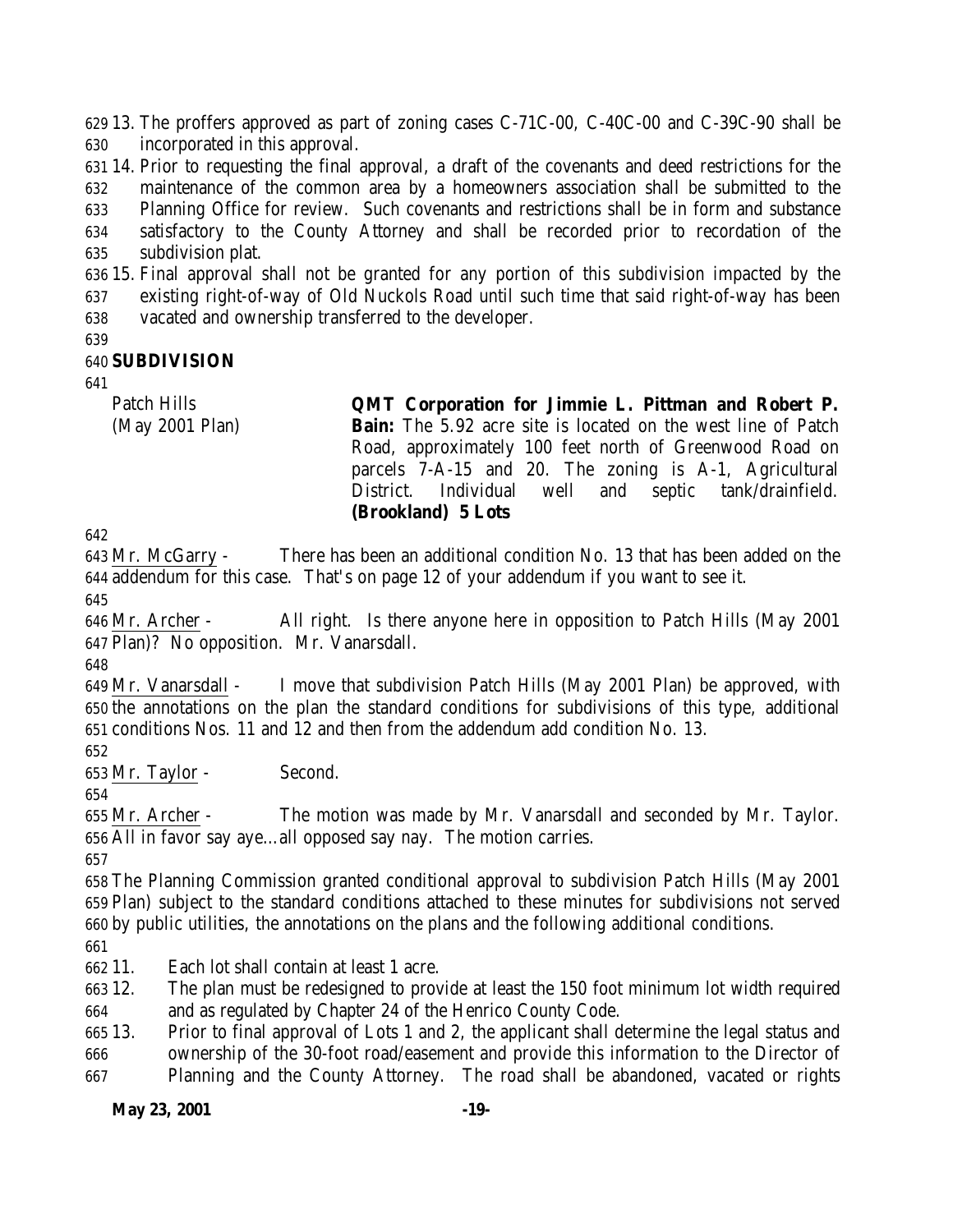13. The proffers approved as part of zoning cases C-71C-00, C-40C-00 and C-39C-90 shall be incorporated in this approval.
14. Prior to requesting the final approval, a draft of the covenants and deed restrictions for the maintenance of the common area by a homeowners association shall be submitted to the Planning Office for review. Such covenants and restrictions shall be in form and substance satisfactory to the County Attorney and shall be recorded prior to recordation of the subdivision plat.
15. Final approval shall not be granted for any portion of this subdivision impacted by the existing right-of-way of Old Nuckols Road until such time that said right-of-way has been vacated and ownership transferred to the developer.

**SUBDIVISION**

| | |
|---|---|
| Patch Hills (May 2001 Plan) | **QMT Corporation for Jimmie L. Pittman and Robert P. Bain:** The 5.92 acre site is located on the west line of Patch Road, approximately 100 feet north of Greenwood Road on parcels 7-A-15 and 20. The zoning is A-1, Agricultural District. Individual well and septic tank/drainfield. **(Brookland) 5 Lots** |

Mr. McGarry - There has been an additional condition No. 13 that has been added on the addendum for this case. That's on page 12 of your addendum if you want to see it.

Mr. Archer - All right. Is there anyone here in opposition to Patch Hills (May 2001 Plan)? No opposition. Mr. Vanarsdall.

Mr. Vanarsdall - I move that subdivision Patch Hills (May 2001 Plan) be approved, with the annotations on the plan the standard conditions for subdivisions of this type, additional conditions Nos. 11 and 12 and then from the addendum add condition No. 13.

Mr. Taylor - Second.

Mr. Archer - The motion was made by Mr. Vanarsdall and seconded by Mr. Taylor. All in favor say aye…all opposed say nay. The motion carries.

The Planning Commission granted conditional approval to subdivision Patch Hills (May 2001 Plan) subject to the standard conditions attached to these minutes for subdivisions not served by public utilities, the annotations on the plans and the following additional conditions.

11. Each lot shall contain at least 1 acre.
12. The plan must be redesigned to provide at least the 150 foot minimum lot width required and as regulated by Chapter 24 of the Henrico County Code.
13. Prior to final approval of Lots 1 and 2, the applicant shall determine the legal status and ownership of the 30-foot road/easement and provide this information to the Director of Planning and the County Attorney. The road shall be abandoned, vacated or rights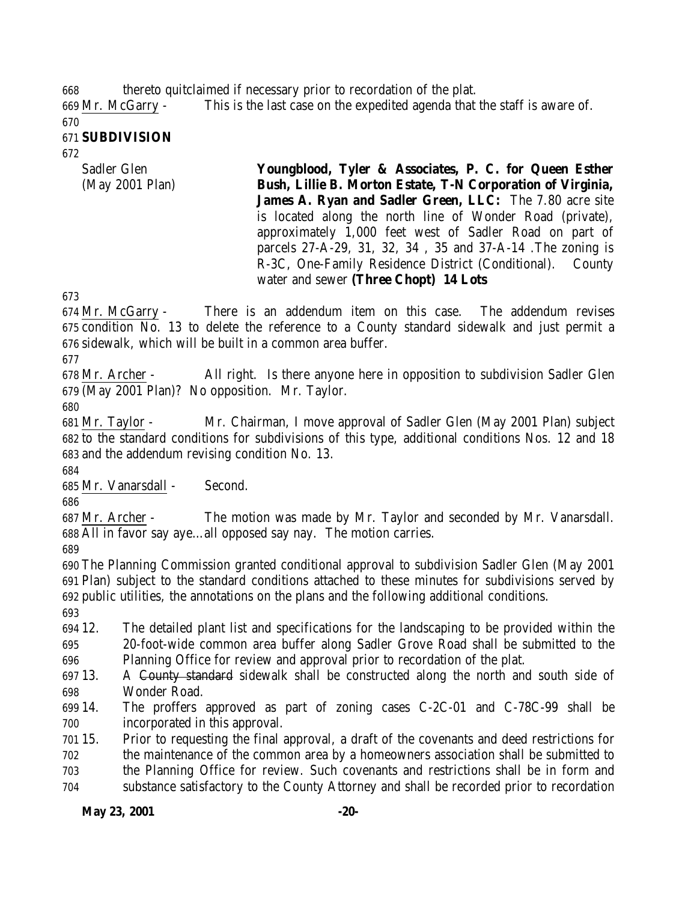thereto quitclaimed if necessary prior to recordation of the plat.

Mr. McGarry - This is the last case on the expedited agenda that the staff is aware of.

**SUBDIVISION**

Sadler Glen (May 2001 Plan) **Youngblood, Tyler & Associates, P. C. for Queen Esther Bush, Lillie B. Morton Estate, T-N Corporation of Virginia, James A. Ryan and Sadler Green, LLC:** The 7.80 acre site is located along the north line of Wonder Road (private), approximately 1,000 feet west of Sadler Road on part of parcels 27-A-29, 31, 32, 34 , 35 and 37-A-14 .The zoning is R-3C, One-Family Residence District (Conditional). County water and sewer **(Three Chopt) 14 Lots**

Mr. McGarry - There is an addendum item on this case. The addendum revises condition No. 13 to delete the reference to a County standard sidewalk and just permit a sidewalk, which will be built in a common area buffer.

Mr. Archer - All right. Is there anyone here in opposition to subdivision Sadler Glen (May 2001 Plan)? No opposition. Mr. Taylor.

Mr. Taylor - Mr. Chairman, I move approval of Sadler Glen (May 2001 Plan) subject to the standard conditions for subdivisions of this type, additional conditions Nos. 12 and 18 and the addendum revising condition No. 13.

Mr. Vanarsdall - Second.

Mr. Archer - The motion was made by Mr. Taylor and seconded by Mr. Vanarsdall. All in favor say aye…all opposed say nay. The motion carries.

The Planning Commission granted conditional approval to subdivision Sadler Glen (May 2001 Plan) subject to the standard conditions attached to these minutes for subdivisions served by public utilities, the annotations on the plans and the following additional conditions.

12. The detailed plant list and specifications for the landscaping to be provided within the 20-foot-wide common area buffer along Sadler Grove Road shall be submitted to the Planning Office for review and approval prior to recordation of the plat.
13. A ~~County standard~~ sidewalk shall be constructed along the north and south side of Wonder Road.
14. The proffers approved as part of zoning cases C-2C-01 and C-78C-99 shall be incorporated in this approval.
15. Prior to requesting the final approval, a draft of the covenants and deed restrictions for the maintenance of the common area by a homeowners association shall be submitted to the Planning Office for review. Such covenants and restrictions shall be in form and substance satisfactory to the County Attorney and shall be recorded prior to recordation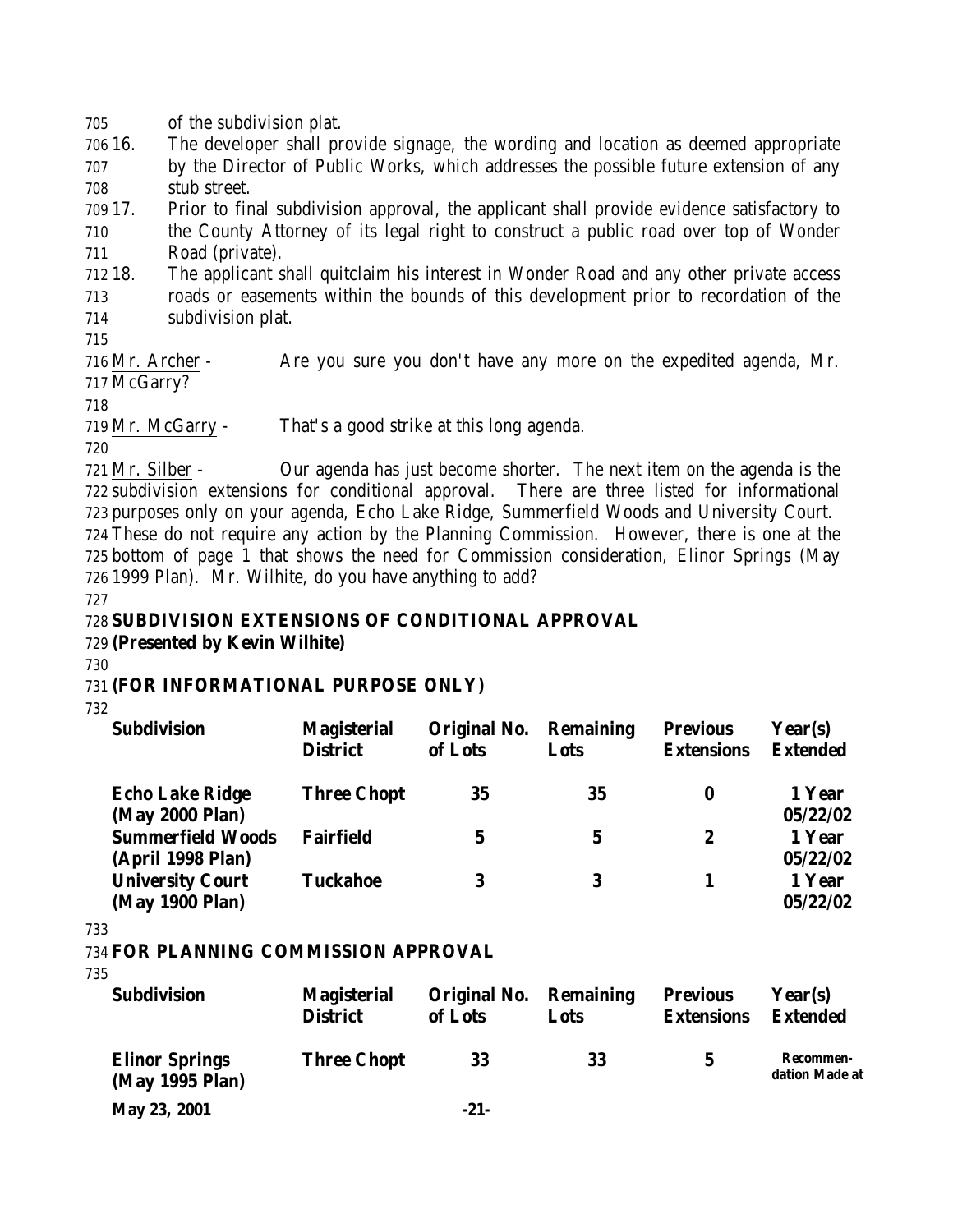of the subdivision plat.

16. The developer shall provide signage, the wording and location as deemed appropriate by the Director of Public Works, which addresses the possible future extension of any stub street.
17. Prior to final subdivision approval, the applicant shall provide evidence satisfactory to the County Attorney of its legal right to construct a public road over top of Wonder Road (private).
18. The applicant shall quitclaim his interest in Wonder Road and any other private access roads or easements within the bounds of this development prior to recordation of the subdivision plat.

Mr. Archer - Are you sure you don't have any more on the expedited agenda, Mr. McGarry?

Mr. McGarry - That's a good strike at this long agenda.

Mr. Silber - Our agenda has just become shorter. The next item on the agenda is the subdivision extensions for conditional approval. There are three listed for informational purposes only on your agenda, Echo Lake Ridge, Summerfield Woods and University Court. These do not require any action by the Planning Commission. However, there is one at the bottom of page 1 that shows the need for Commission consideration, Elinor Springs (May 1999 Plan). Mr. Wilhite, do you have anything to add?

**SUBDIVISION EXTENSIONS OF CONDITIONAL APPROVAL**
**(Presented by Kevin Wilhite)**

**(FOR INFORMATIONAL PURPOSE ONLY)**

| Subdivision | Magisterial District | Original No. of Lots | Remaining Lots | Previous Extensions | Year(s) Extended |
|---|---|---|---|---|---|
| Echo Lake Ridge (May 2000 Plan) | Three Chopt | 35 | 35 | 0 | 1 Year 05/22/02 |
| Summerfield Woods (April 1998 Plan) | Fairfield | 5 | 5 | 2 | 1 Year 05/22/02 |
| University Court (May 1900 Plan) | Tuckahoe | 3 | 3 | 1 | 1 Year 05/22/02 |

**FOR PLANNING COMMISSION APPROVAL**

| Subdivision | Magisterial District | Original No. of Lots | Remaining Lots | Previous Extensions | Year(s) Extended |
|---|---|---|---|---|---|
| Elinor Springs (May 1995 Plan) | Three Chopt | 33 | 33 | 5 | Recommendation Made at |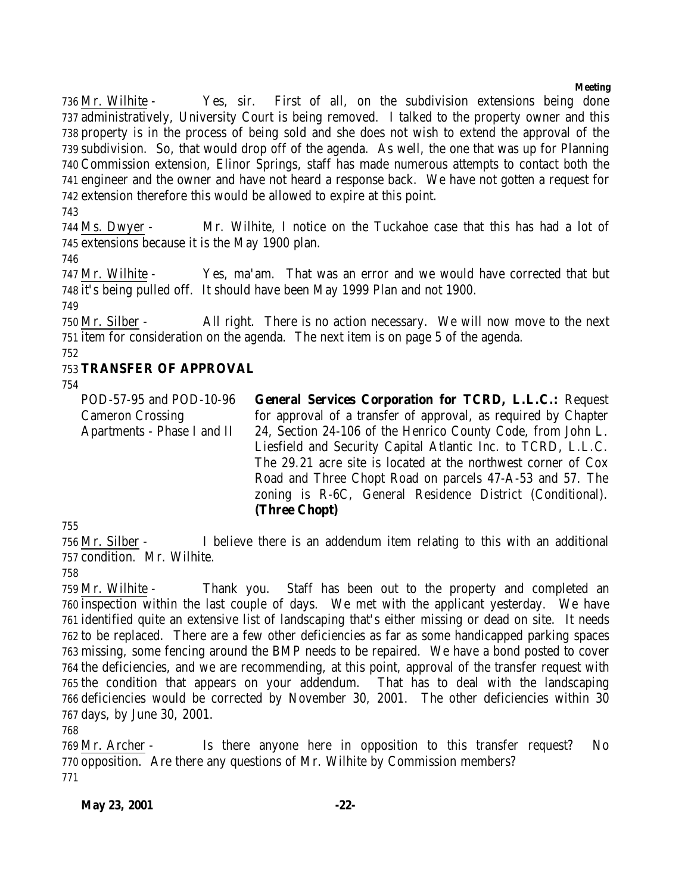Mr. Wilhite - Yes, sir. First of all, on the subdivision extensions being done administratively, University Court is being removed. I talked to the property owner and this property is in the process of being sold and she does not wish to extend the approval of the subdivision. So, that would drop off of the agenda. As well, the one that was up for Planning Commission extension, Elinor Springs, staff has made numerous attempts to contact both the engineer and the owner and have not heard a response back. We have not gotten a request for extension therefore this would be allowed to expire at this point.

Ms. Dwyer - Mr. Wilhite, I notice on the Tuckahoe case that this has had a lot of extensions because it is the May 1900 plan.

Mr. Wilhite - Yes, ma'am. That was an error and we would have corrected that but it's being pulled off. It should have been May 1999 Plan and not 1900.

Mr. Silber - All right. There is no action necessary. We will now move to the next item for consideration on the agenda. The next item is on page 5 of the agenda.

**TRANSFER OF APPROVAL**

POD-57-95 and POD-10-96
Cameron Crossing
Apartments - Phase I and II

**General Services Corporation for TCRD, L.L.C.:** Request for approval of a transfer of approval, as required by Chapter 24, Section 24-106 of the Henrico County Code, from John L. Liesfield and Security Capital Atlantic Inc. to TCRD, L.L.C. The 29.21 acre site is located at the northwest corner of Cox Road and Three Chopt Road on parcels 47-A-53 and 57. The zoning is R-6C, General Residence District (Conditional). **(Three Chopt)**

Mr. Silber - I believe there is an addendum item relating to this with an additional condition. Mr. Wilhite.

Mr. Wilhite - Thank you. Staff has been out to the property and completed an inspection within the last couple of days. We met with the applicant yesterday. We have identified quite an extensive list of landscaping that's either missing or dead on site. It needs to be replaced. There are a few other deficiencies as far as some handicapped parking spaces missing, some fencing around the BMP needs to be repaired. We have a bond posted to cover the deficiencies, and we are recommending, at this point, approval of the transfer request with the condition that appears on your addendum. That has to deal with the landscaping deficiencies would be corrected by November 30, 2001. The other deficiencies within 30 days, by June 30, 2001.

Mr. Archer - Is there anyone here in opposition to this transfer request? No opposition. Are there any questions of Mr. Wilhite by Commission members?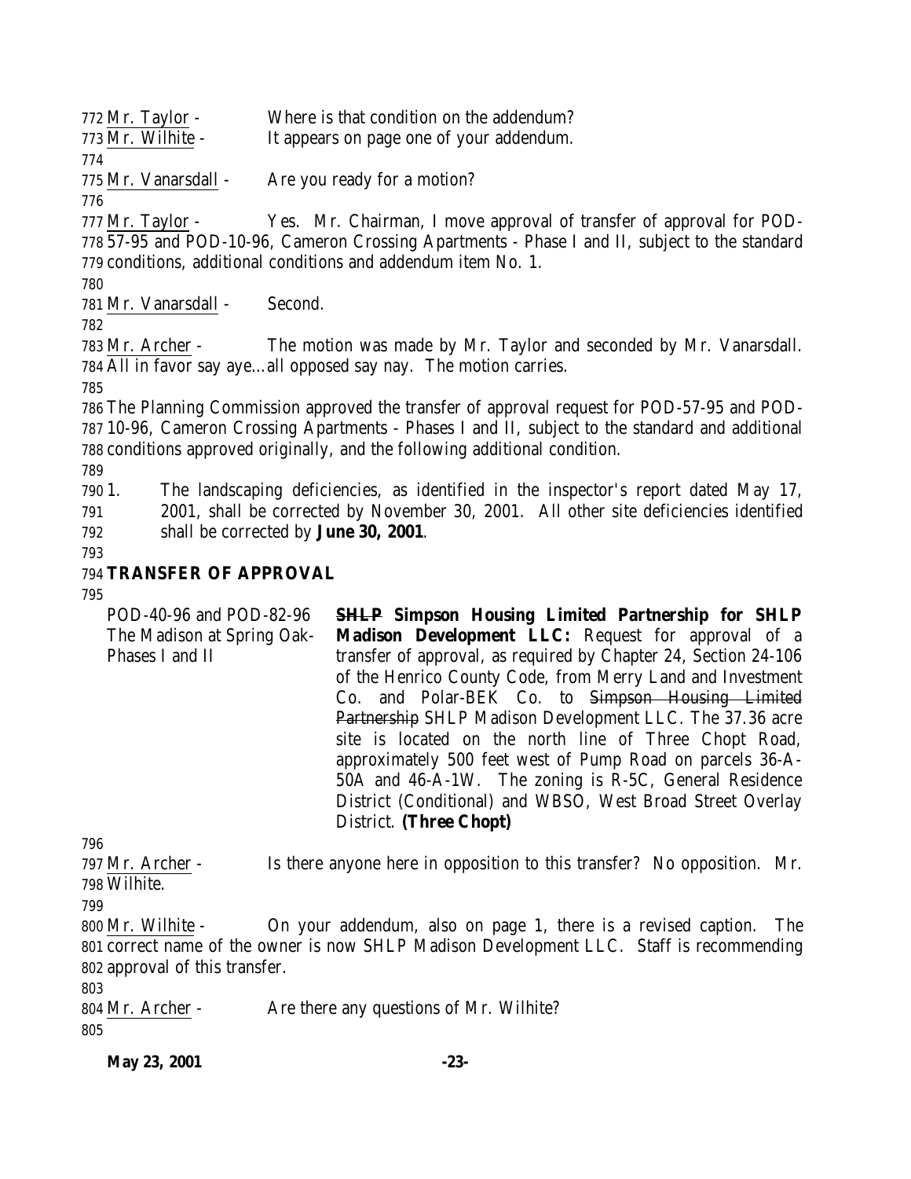Mr. Taylor - Where is that condition on the addendum?
Mr. Wilhite - It appears on page one of your addendum.

Mr. Vanarsdall - Are you ready for a motion?

Mr. Taylor - Yes. Mr. Chairman, I move approval of transfer of approval for POD-57-95 and POD-10-96, Cameron Crossing Apartments - Phase I and II, subject to the standard conditions, additional conditions and addendum item No. 1.

Mr. Vanarsdall - Second.

Mr. Archer - The motion was made by Mr. Taylor and seconded by Mr. Vanarsdall. All in favor say aye…all opposed say nay. The motion carries.

The Planning Commission approved the transfer of approval request for POD-57-95 and POD-10-96, Cameron Crossing Apartments - Phases I and II, subject to the standard and additional conditions approved originally, and the following additional condition.

1. The landscaping deficiencies, as identified in the inspector's report dated May 17, 2001, shall be corrected by November 30, 2001. All other site deficiencies identified shall be corrected by **June 30, 2001**.

**TRANSFER OF APPROVAL**

POD-40-96 and POD-82-96
The Madison at Spring Oak-Phases I and II

**~~SHLP~~ Simpson Housing Limited Partnership for SHLP Madison Development LLC:** Request for approval of a transfer of approval, as required by Chapter 24, Section 24-106 of the Henrico County Code, from Merry Land and Investment Co. and Polar-BEK Co. to ~~Simpson Housing Limited Partnership~~ SHLP Madison Development LLC. The 37.36 acre site is located on the north line of Three Chopt Road, approximately 500 feet west of Pump Road on parcels 36-A-50A and 46-A-1W. The zoning is R-5C, General Residence District (Conditional) and WBSO, West Broad Street Overlay District. **(Three Chopt)**

Mr. Archer - Is there anyone here in opposition to this transfer? No opposition. Mr. Wilhite.

Mr. Wilhite - On your addendum, also on page 1, there is a revised caption. The correct name of the owner is now SHLP Madison Development LLC. Staff is recommending approval of this transfer.

Mr. Archer - Are there any questions of Mr. Wilhite?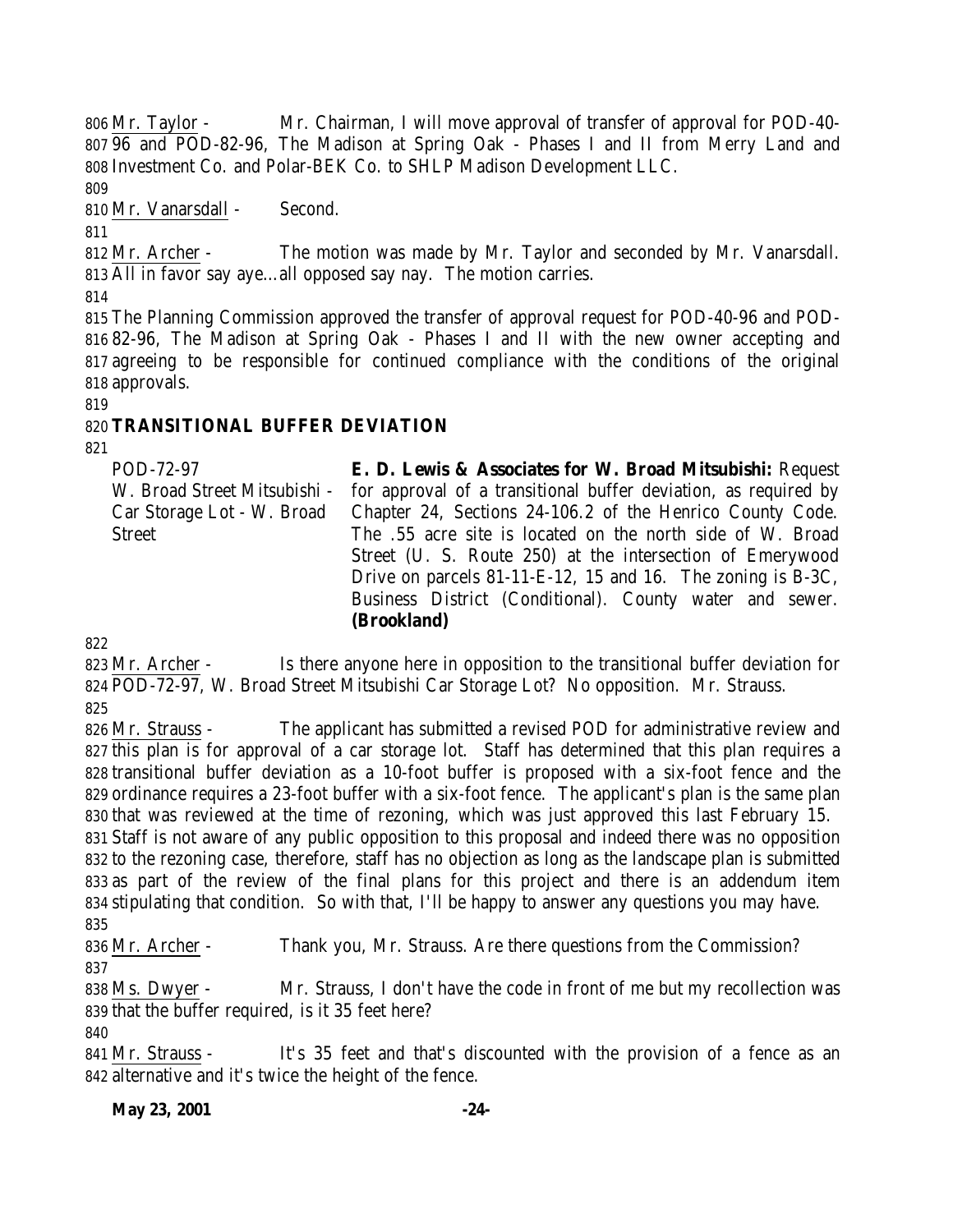Mr. Taylor - Mr. Chairman, I will move approval of transfer of approval for POD-40-96 and POD-82-96, The Madison at Spring Oak - Phases I and II from Merry Land and Investment Co. and Polar-BEK Co. to SHLP Madison Development LLC.

Mr. Vanarsdall - Second.

Mr. Archer - The motion was made by Mr. Taylor and seconded by Mr. Vanarsdall. All in favor say aye…all opposed say nay. The motion carries.

The Planning Commission approved the transfer of approval request for POD-40-96 and POD-82-96, The Madison at Spring Oak - Phases I and II with the new owner accepting and agreeing to be responsible for continued compliance with the conditions of the original approvals.

**TRANSITIONAL BUFFER DEVIATION**

| | |
|---|---|
| POD-72-97<br>W. Broad Street Mitsubishi - Car Storage Lot - W. Broad Street | **E. D. Lewis & Associates for W. Broad Mitsubishi:** Request for approval of a transitional buffer deviation, as required by Chapter 24, Sections 24-106.2 of the Henrico County Code. The .55 acre site is located on the north side of W. Broad Street (U. S. Route 250) at the intersection of Emerywood Drive on parcels 81-11-E-12, 15 and 16. The zoning is B-3C, Business District (Conditional). County water and sewer. **(Brookland)** |

Mr. Archer - Is there anyone here in opposition to the transitional buffer deviation for POD-72-97, W. Broad Street Mitsubishi Car Storage Lot? No opposition. Mr. Strauss.

Mr. Strauss - The applicant has submitted a revised POD for administrative review and this plan is for approval of a car storage lot. Staff has determined that this plan requires a transitional buffer deviation as a 10-foot buffer is proposed with a six-foot fence and the ordinance requires a 23-foot buffer with a six-foot fence. The applicant's plan is the same plan that was reviewed at the time of rezoning, which was just approved this last February 15. Staff is not aware of any public opposition to this proposal and indeed there was no opposition to the rezoning case, therefore, staff has no objection as long as the landscape plan is submitted as part of the review of the final plans for this project and there is an addendum item stipulating that condition. So with that, I'll be happy to answer any questions you may have.

Mr. Archer - Thank you, Mr. Strauss. Are there questions from the Commission?

Ms. Dwyer - Mr. Strauss, I don't have the code in front of me but my recollection was that the buffer required, is it 35 feet here?

Mr. Strauss - It's 35 feet and that's discounted with the provision of a fence as an alternative and it's twice the height of the fence.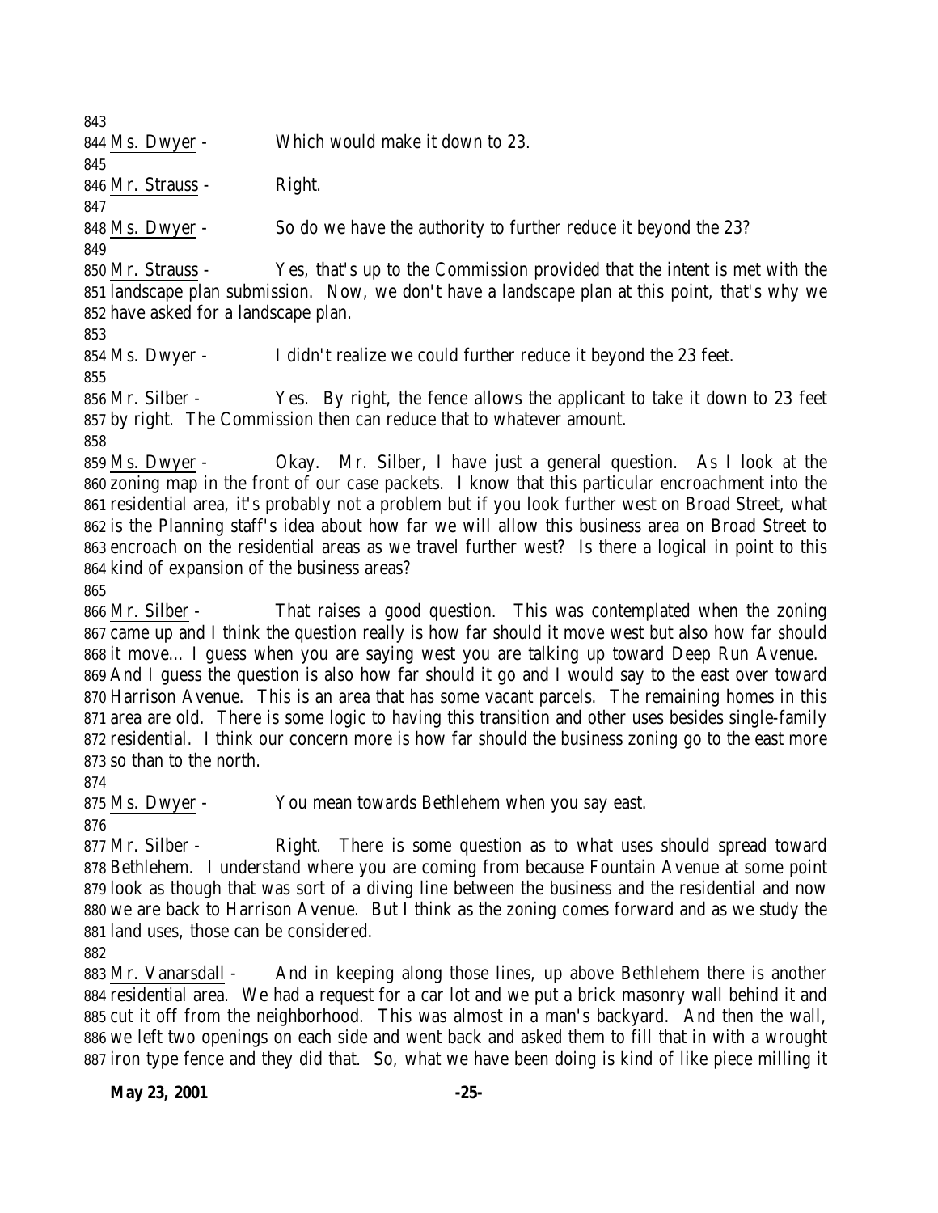843
844 Ms. Dwyer - Which would make it down to 23.
845
846 Mr. Strauss - Right.
847
848 Ms. Dwyer - So do we have the authority to further reduce it beyond the 23?
849
850 Mr. Strauss - Yes, that's up to the Commission provided that the intent is met with the
851 landscape plan submission. Now, we don't have a landscape plan at this point, that's why we
852 have asked for a landscape plan.
853
854 Ms. Dwyer - I didn't realize we could further reduce it beyond the 23 feet.
855
856 Mr. Silber - Yes. By right, the fence allows the applicant to take it down to 23 feet
857 by right. The Commission then can reduce that to whatever amount.
858
859 Ms. Dwyer - Okay. Mr. Silber, I have just a general question. As I look at the
860 zoning map in the front of our case packets. I know that this particular encroachment into the
861 residential area, it's probably not a problem but if you look further west on Broad Street, what
862 is the Planning staff's idea about how far we will allow this business area on Broad Street to
863 encroach on the residential areas as we travel further west? Is there a logical in point to this
864 kind of expansion of the business areas?
865
866 Mr. Silber - That raises a good question. This was contemplated when the zoning
867 came up and I think the question really is how far should it move west but also how far should
868 it move… I guess when you are saying west you are talking up toward Deep Run Avenue.
869 And I guess the question is also how far should it go and I would say to the east over toward
870 Harrison Avenue. This is an area that has some vacant parcels. The remaining homes in this
871 area are old. There is some logic to having this transition and other uses besides single-family
872 residential. I think our concern more is how far should the business zoning go to the east more
873 so than to the north.
874
875 Ms. Dwyer - You mean towards Bethlehem when you say east.
876
877 Mr. Silber - Right. There is some question as to what uses should spread toward
878 Bethlehem. I understand where you are coming from because Fountain Avenue at some point
879 look as though that was sort of a diving line between the business and the residential and now
880 we are back to Harrison Avenue. But I think as the zoning comes forward and as we study the
881 land uses, those can be considered.
882
883 Mr. Vanarsdall - And in keeping along those lines, up above Bethlehem there is another
884 residential area. We had a request for a car lot and we put a brick masonry wall behind it and
885 cut it off from the neighborhood. This was almost in a man's backyard. And then the wall,
886 we left two openings on each side and went back and asked them to fill that in with a wrought
887 iron type fence and they did that. So, what we have been doing is kind of like piece milling it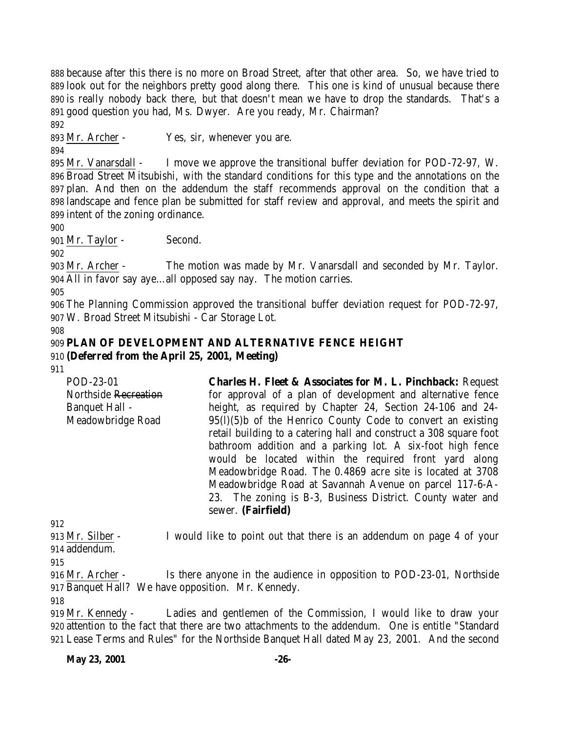because after this there is no more on Broad Street, after that other area. So, we have tried to look out for the neighbors pretty good along there. This one is kind of unusual because there is really nobody back there, but that doesn't mean we have to drop the standards. That's a good question you had, Ms. Dwyer. Are you ready, Mr. Chairman?

Mr. Archer - Yes, sir, whenever you are.

Mr. Vanarsdall - I move we approve the transitional buffer deviation for POD-72-97, W. Broad Street Mitsubishi, with the standard conditions for this type and the annotations on the plan. And then on the addendum the staff recommends approval on the condition that a landscape and fence plan be submitted for staff review and approval, and meets the spirit and intent of the zoning ordinance.

Mr. Taylor - Second.

Mr. Archer - The motion was made by Mr. Vanarsdall and seconded by Mr. Taylor. All in favor say aye…all opposed say nay. The motion carries.

The Planning Commission approved the transitional buffer deviation request for POD-72-97, W. Broad Street Mitsubishi - Car Storage Lot.

**PLAN OF DEVELOPMENT AND ALTERNATIVE FENCE HEIGHT**
**(Deferred from the April 25, 2001, Meeting)**

| | |
|---|---|
| POD-23-01<br>Northside ~~Recreation~~<br>Banquet Hall -<br>Meadowbridge Road | **Charles H. Fleet & Associates for M. L. Pinchback:** Request for approval of a plan of development and alternative fence height, as required by Chapter 24, Section 24-106 and 24-95(l)(5)b of the Henrico County Code to convert an existing retail building to a catering hall and construct a 308 square foot bathroom addition and a parking lot. A six-foot high fence would be located within the required front yard along Meadowbridge Road. The 0.4869 acre site is located at 3708 Meadowbridge Road at Savannah Avenue on parcel 117-6-A-23. The zoning is B-3, Business District. County water and sewer. **(Fairfield)** |

Mr. Silber - I would like to point out that there is an addendum on page 4 of your addendum.

Mr. Archer - Is there anyone in the audience in opposition to POD-23-01, Northside Banquet Hall? We have opposition. Mr. Kennedy.

Mr. Kennedy - Ladies and gentlemen of the Commission, I would like to draw your attention to the fact that there are two attachments to the addendum. One is entitle "Standard Lease Terms and Rules" for the Northside Banquet Hall dated May 23, 2001. And the second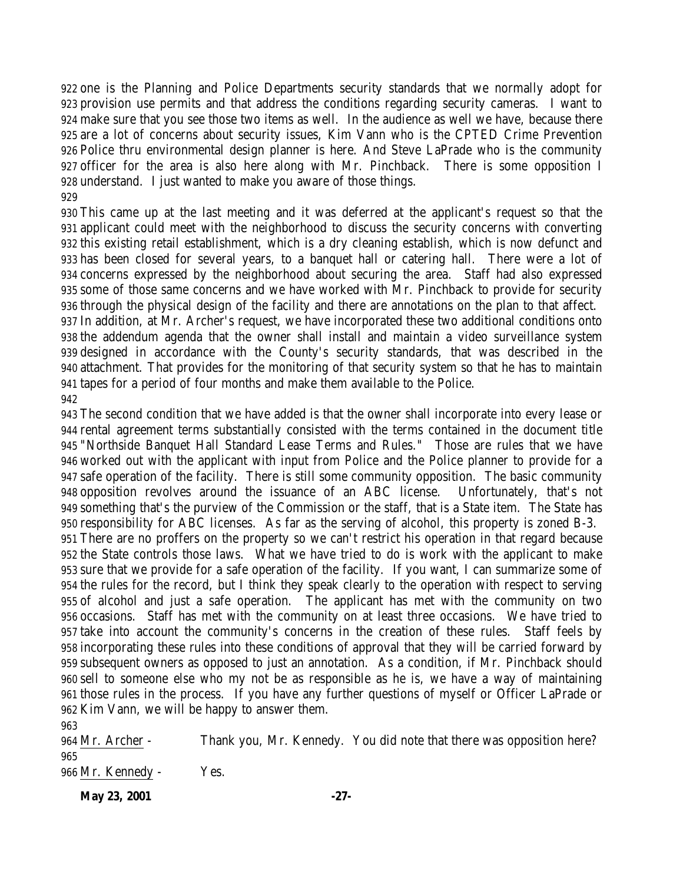one is the Planning and Police Departments security standards that we normally adopt for provision use permits and that address the conditions regarding security cameras. I want to make sure that you see those two items as well. In the audience as well we have, because there are a lot of concerns about security issues, Kim Vann who is the CPTED Crime Prevention Police thru environmental design planner is here. And Steve LaPrade who is the community officer for the area is also here along with Mr. Pinchback. There is some opposition I understand. I just wanted to make you aware of those things.

This came up at the last meeting and it was deferred at the applicant's request so that the applicant could meet with the neighborhood to discuss the security concerns with converting this existing retail establishment, which is a dry cleaning establish, which is now defunct and has been closed for several years, to a banquet hall or catering hall. There were a lot of concerns expressed by the neighborhood about securing the area. Staff had also expressed some of those same concerns and we have worked with Mr. Pinchback to provide for security through the physical design of the facility and there are annotations on the plan to that affect. In addition, at Mr. Archer's request, we have incorporated these two additional conditions onto the addendum agenda that the owner shall install and maintain a video surveillance system designed in accordance with the County's security standards, that was described in the attachment. That provides for the monitoring of that security system so that he has to maintain tapes for a period of four months and make them available to the Police.

The second condition that we have added is that the owner shall incorporate into every lease or rental agreement terms substantially consisted with the terms contained in the document title "Northside Banquet Hall Standard Lease Terms and Rules." Those are rules that we have worked out with the applicant with input from Police and the Police planner to provide for a safe operation of the facility. There is still some community opposition. The basic community opposition revolves around the issuance of an ABC license. Unfortunately, that's not something that's the purview of the Commission or the staff, that is a State item. The State has responsibility for ABC licenses. As far as the serving of alcohol, this property is zoned B-3. There are no proffers on the property so we can't restrict his operation in that regard because the State controls those laws. What we have tried to do is work with the applicant to make sure that we provide for a safe operation of the facility. If you want, I can summarize some of the rules for the record, but I think they speak clearly to the operation with respect to serving of alcohol and just a safe operation. The applicant has met with the community on two occasions. Staff has met with the community on at least three occasions. We have tried to take into account the community's concerns in the creation of these rules. Staff feels by incorporating these rules into these conditions of approval that they will be carried forward by subsequent owners as opposed to just an annotation. As a condition, if Mr. Pinchback should sell to someone else who my not be as responsible as he is, we have a way of maintaining those rules in the process. If you have any further questions of myself or Officer LaPrade or Kim Vann, we will be happy to answer them.

Mr. Archer - Thank you, Mr. Kennedy. You did note that there was opposition here?

Mr. Kennedy - Yes.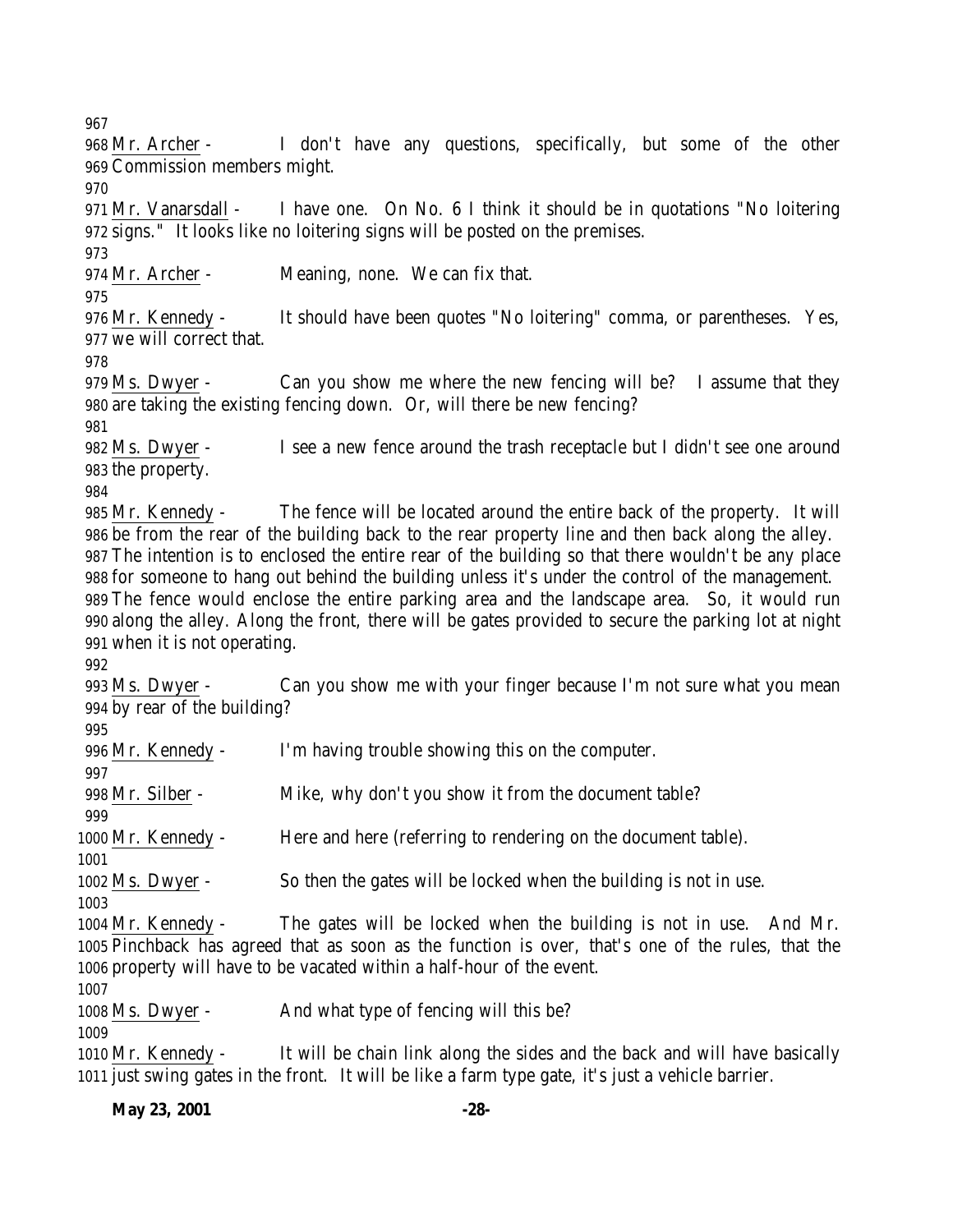Mr. Archer - I don't have any questions, specifically, but some of the other Commission members might.

Mr. Vanarsdall - I have one. On No. 6 I think it should be in quotations "No loitering signs." It looks like no loitering signs will be posted on the premises.

Mr. Archer - Meaning, none. We can fix that.

Mr. Kennedy - It should have been quotes "No loitering" comma, or parentheses. Yes, we will correct that.

Ms. Dwyer - Can you show me where the new fencing will be? I assume that they are taking the existing fencing down. Or, will there be new fencing?

Ms. Dwyer - I see a new fence around the trash receptacle but I didn't see one around the property.

Mr. Kennedy - The fence will be located around the entire back of the property. It will be from the rear of the building back to the rear property line and then back along the alley. The intention is to enclosed the entire rear of the building so that there wouldn't be any place for someone to hang out behind the building unless it's under the control of the management. The fence would enclose the entire parking area and the landscape area. So, it would run along the alley. Along the front, there will be gates provided to secure the parking lot at night when it is not operating.

Ms. Dwyer - Can you show me with your finger because I'm not sure what you mean by rear of the building?

Mr. Kennedy - I'm having trouble showing this on the computer.

Mr. Silber - Mike, why don't you show it from the document table?

Mr. Kennedy - Here and here (referring to rendering on the document table).

Ms. Dwyer - So then the gates will be locked when the building is not in use.

Mr. Kennedy - The gates will be locked when the building is not in use. And Mr. Pinchback has agreed that as soon as the function is over, that's one of the rules, that the property will have to be vacated within a half-hour of the event.

Ms. Dwyer - And what type of fencing will this be?

Mr. Kennedy - It will be chain link along the sides and the back and will have basically just swing gates in the front. It will be like a farm type gate, it's just a vehicle barrier.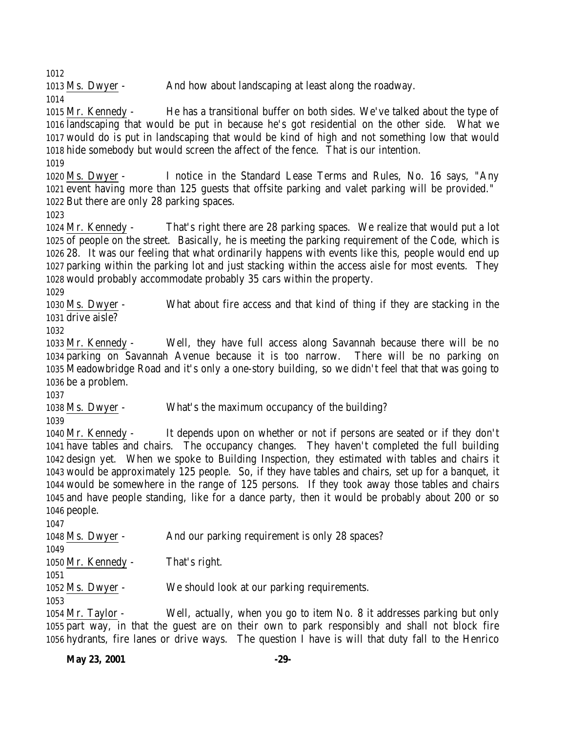Ms. Dwyer - And how about landscaping at least along the roadway.

Mr. Kennedy - He has a transitional buffer on both sides. We've talked about the type of landscaping that would be put in because he's got residential on the other side. What we would do is put in landscaping that would be kind of high and not something low that would hide somebody but would screen the affect of the fence. That is our intention.

Ms. Dwyer - I notice in the Standard Lease Terms and Rules, No. 16 says, "Any event having more than 125 guests that offsite parking and valet parking will be provided." But there are only 28 parking spaces.

Mr. Kennedy - That's right there are 28 parking spaces. We realize that would put a lot of people on the street. Basically, he is meeting the parking requirement of the Code, which is 28. It was our feeling that what ordinarily happens with events like this, people would end up parking within the parking lot and just stacking within the access aisle for most events. They would probably accommodate probably 35 cars within the property.

Ms. Dwyer - What about fire access and that kind of thing if they are stacking in the drive aisle?

Mr. Kennedy - Well, they have full access along Savannah because there will be no parking on Savannah Avenue because it is too narrow. There will be no parking on Meadowbridge Road and it's only a one-story building, so we didn't feel that that was going to be a problem.

Ms. Dwyer - What's the maximum occupancy of the building?

Mr. Kennedy - It depends upon on whether or not if persons are seated or if they don't have tables and chairs. The occupancy changes. They haven't completed the full building design yet. When we spoke to Building Inspection, they estimated with tables and chairs it would be approximately 125 people. So, if they have tables and chairs, set up for a banquet, it would be somewhere in the range of 125 persons. If they took away those tables and chairs and have people standing, like for a dance party, then it would be probably about 200 or so people.

Ms. Dwyer - And our parking requirement is only 28 spaces?

Mr. Kennedy - That's right.

Ms. Dwyer - We should look at our parking requirements.

Mr. Taylor - Well, actually, when you go to item No. 8 it addresses parking but only part way, in that the guest are on their own to park responsibly and shall not block fire hydrants, fire lanes or drive ways. The question I have is will that duty fall to the Henrico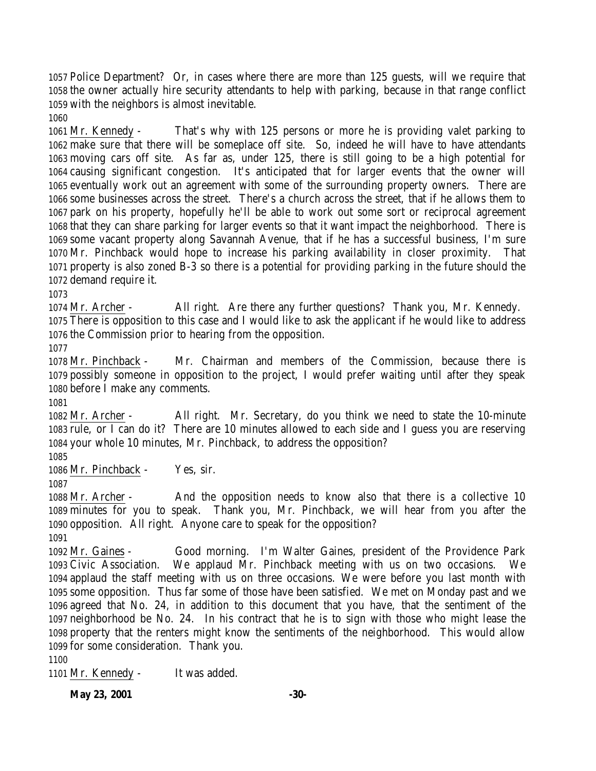Police Department? Or, in cases where there are more than 125 guests, will we require that the owner actually hire security attendants to help with parking, because in that range conflict with the neighbors is almost inevitable.

Mr. Kennedy - That's why with 125 persons or more he is providing valet parking to make sure that there will be someplace off site. So, indeed he will have to have attendants moving cars off site. As far as, under 125, there is still going to be a high potential for causing significant congestion. It's anticipated that for larger events that the owner will eventually work out an agreement with some of the surrounding property owners. There are some businesses across the street. There's a church across the street, that if he allows them to park on his property, hopefully he'll be able to work out some sort or reciprocal agreement that they can share parking for larger events so that it want impact the neighborhood. There is some vacant property along Savannah Avenue, that if he has a successful business, I'm sure Mr. Pinchback would hope to increase his parking availability in closer proximity. That property is also zoned B-3 so there is a potential for providing parking in the future should the demand require it.

Mr. Archer - All right. Are there any further questions? Thank you, Mr. Kennedy. There is opposition to this case and I would like to ask the applicant if he would like to address the Commission prior to hearing from the opposition.

Mr. Pinchback - Mr. Chairman and members of the Commission, because there is possibly someone in opposition to the project, I would prefer waiting until after they speak before I make any comments.

Mr. Archer - All right. Mr. Secretary, do you think we need to state the 10-minute rule, or I can do it? There are 10 minutes allowed to each side and I guess you are reserving your whole 10 minutes, Mr. Pinchback, to address the opposition?

Mr. Pinchback - Yes, sir.

Mr. Archer - And the opposition needs to know also that there is a collective 10 minutes for you to speak. Thank you, Mr. Pinchback, we will hear from you after the opposition. All right. Anyone care to speak for the opposition?

Mr. Gaines - Good morning. I'm Walter Gaines, president of the Providence Park Civic Association. We applaud Mr. Pinchback meeting with us on two occasions. We applaud the staff meeting with us on three occasions. We were before you last month with some opposition. Thus far some of those have been satisfied. We met on Monday past and we agreed that No. 24, in addition to this document that you have, that the sentiment of the neighborhood be No. 24. In his contract that he is to sign with those who might lease the property that the renters might know the sentiments of the neighborhood. This would allow for some consideration. Thank you.

Mr. Kennedy - It was added.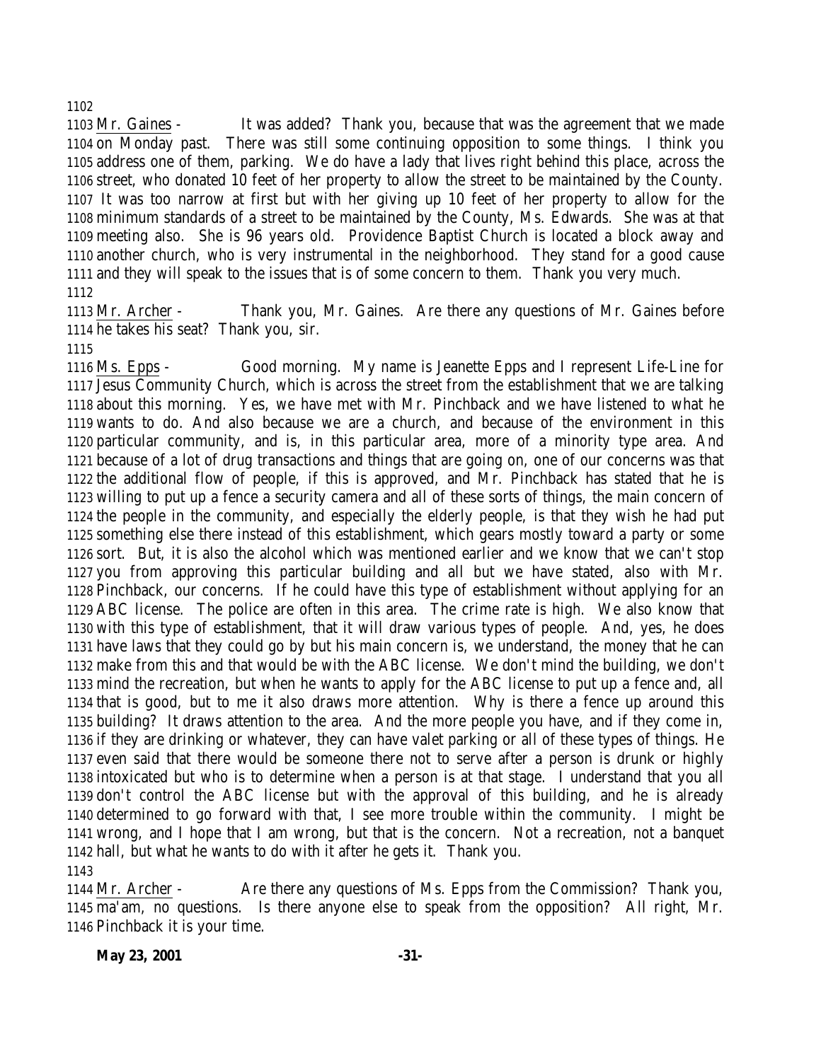1102

1103 Mr. Gaines - It was added? Thank you, because that was the agreement that we made
1104 on Monday past. There was still some continuing opposition to some things. I think you
1105 address one of them, parking. We do have a lady that lives right behind this place, across the
1106 street, who donated 10 feet of her property to allow the street to be maintained by the County.
1107 It was too narrow at first but with her giving up 10 feet of her property to allow for the
1108 minimum standards of a street to be maintained by the County, Ms. Edwards. She was at that
1109 meeting also. She is 96 years old. Providence Baptist Church is located a block away and
1110 another church, who is very instrumental in the neighborhood. They stand for a good cause
1111 and they will speak to the issues that is of some concern to them. Thank you very much.
1112

1113 Mr. Archer - Thank you, Mr. Gaines. Are there any questions of Mr. Gaines before
1114 he takes his seat? Thank you, sir.
1115

1116 Ms. Epps - Good morning. My name is Jeanette Epps and I represent Life-Line for
1117 Jesus Community Church, which is across the street from the establishment that we are talking
1118 about this morning. Yes, we have met with Mr. Pinchback and we have listened to what he
1119 wants to do. And also because we are a church, and because of the environment in this
1120 particular community, and is, in this particular area, more of a minority type area. And
1121 because of a lot of drug transactions and things that are going on, one of our concerns was that
1122 the additional flow of people, if this is approved, and Mr. Pinchback has stated that he is
1123 willing to put up a fence a security camera and all of these sorts of things, the main concern of
1124 the people in the community, and especially the elderly people, is that they wish he had put
1125 something else there instead of this establishment, which gears mostly toward a party or some
1126 sort. But, it is also the alcohol which was mentioned earlier and we know that we can't stop
1127 you from approving this particular building and all but we have stated, also with Mr.
1128 Pinchback, our concerns. If he could have this type of establishment without applying for an
1129 ABC license. The police are often in this area. The crime rate is high. We also know that
1130 with this type of establishment, that it will draw various types of people. And, yes, he does
1131 have laws that they could go by but his main concern is, we understand, the money that he can
1132 make from this and that would be with the ABC license. We don't mind the building, we don't
1133 mind the recreation, but when he wants to apply for the ABC license to put up a fence and, all
1134 that is good, but to me it also draws more attention. Why is there a fence up around this
1135 building? It draws attention to the area. And the more people you have, and if they come in,
1136 if they are drinking or whatever, they can have valet parking or all of these types of things. He
1137 even said that there would be someone there not to serve after a person is drunk or highly
1138 intoxicated but who is to determine when a person is at that stage. I understand that you all
1139 don't control the ABC license but with the approval of this building, and he is already
1140 determined to go forward with that, I see more trouble within the community. I might be
1141 wrong, and I hope that I am wrong, but that is the concern. Not a recreation, not a banquet
1142 hall, but what he wants to do with it after he gets it. Thank you.
1143

1144 Mr. Archer - Are there any questions of Ms. Epps from the Commission? Thank you,
1145 ma'am, no questions. Is there anyone else to speak from the opposition? All right, Mr.
1146 Pinchback it is your time.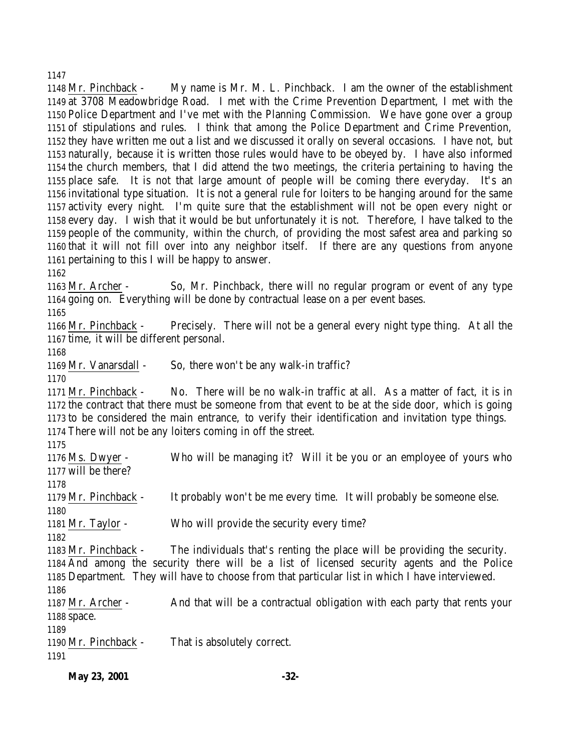Mr. Pinchback - My name is Mr. M. L. Pinchback. I am the owner of the establishment at 3708 Meadowbridge Road. I met with the Crime Prevention Department, I met with the Police Department and I've met with the Planning Commission. We have gone over a group of stipulations and rules. I think that among the Police Department and Crime Prevention, they have written me out a list and we discussed it orally on several occasions. I have not, but naturally, because it is written those rules would have to be obeyed by. I have also informed the church members, that I did attend the two meetings, the criteria pertaining to having the place safe. It is not that large amount of people will be coming there everyday. It's an invitational type situation. It is not a general rule for loiters to be hanging around for the same activity every night. I'm quite sure that the establishment will not be open every night or every day. I wish that it would be but unfortunately it is not. Therefore, I have talked to the people of the community, within the church, of providing the most safest area and parking so that it will not fill over into any neighbor itself. If there are any questions from anyone pertaining to this I will be happy to answer.

Mr. Archer - So, Mr. Pinchback, there will no regular program or event of any type going on. Everything will be done by contractual lease on a per event bases.

Mr. Pinchback - Precisely. There will not be a general every night type thing. At all the time, it will be different personal.

Mr. Vanarsdall - So, there won't be any walk-in traffic?

Mr. Pinchback - No. There will be no walk-in traffic at all. As a matter of fact, it is in the contract that there must be someone from that event to be at the side door, which is going to be considered the main entrance, to verify their identification and invitation type things. There will not be any loiters coming in off the street.

Ms. Dwyer - Who will be managing it? Will it be you or an employee of yours who will be there?

Mr. Pinchback - It probably won't be me every time. It will probably be someone else.

Mr. Taylor - Who will provide the security every time?

Mr. Pinchback - The individuals that's renting the place will be providing the security. And among the security there will be a list of licensed security agents and the Police Department. They will have to choose from that particular list in which I have interviewed.

Mr. Archer - And that will be a contractual obligation with each party that rents your space.

Mr. Pinchback - That is absolutely correct.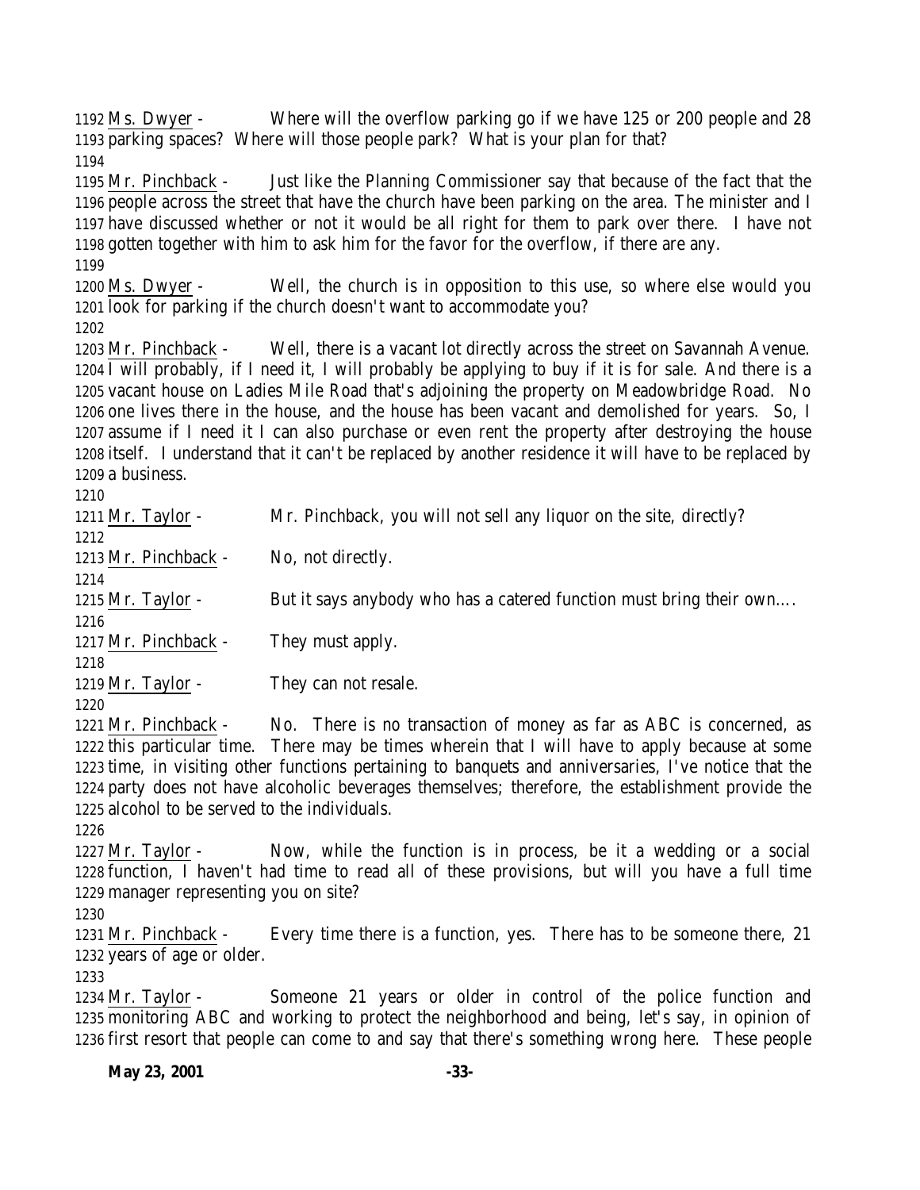1192 Ms. Dwyer - Where will the overflow parking go if we have 125 or 200 people and 28
1193 parking spaces? Where will those people park? What is your plan for that?
1194
1195 Mr. Pinchback - Just like the Planning Commissioner say that because of the fact that the
1196 people across the street that have the church have been parking on the area. The minister and I
1197 have discussed whether or not it would be all right for them to park over there. I have not
1198 gotten together with him to ask him for the favor for the overflow, if there are any.
1199
1200 Ms. Dwyer - Well, the church is in opposition to this use, so where else would you
1201 look for parking if the church doesn't want to accommodate you?
1202
1203 Mr. Pinchback - Well, there is a vacant lot directly across the street on Savannah Avenue.
1204 I will probably, if I need it, I will probably be applying to buy if it is for sale. And there is a
1205 vacant house on Ladies Mile Road that's adjoining the property on Meadowbridge Road. No
1206 one lives there in the house, and the house has been vacant and demolished for years. So, I
1207 assume if I need it I can also purchase or even rent the property after destroying the house
1208 itself. I understand that it can't be replaced by another residence it will have to be replaced by
1209 a business.
1210
1211 Mr. Taylor - Mr. Pinchback, you will not sell any liquor on the site, directly?
1212
1213 Mr. Pinchback - No, not directly.
1214
1215 Mr. Taylor - But it says anybody who has a catered function must bring their own….
1216
1217 Mr. Pinchback - They must apply.
1218
1219 Mr. Taylor - They can not resale.
1220
1221 Mr. Pinchback - No. There is no transaction of money as far as ABC is concerned, as
1222 this particular time. There may be times wherein that I will have to apply because at some
1223 time, in visiting other functions pertaining to banquets and anniversaries, I've notice that the
1224 party does not have alcoholic beverages themselves; therefore, the establishment provide the
1225 alcohol to be served to the individuals.
1226
1227 Mr. Taylor - Now, while the function is in process, be it a wedding or a social
1228 function, I haven't had time to read all of these provisions, but will you have a full time
1229 manager representing you on site?
1230
1231 Mr. Pinchback - Every time there is a function, yes. There has to be someone there, 21
1232 years of age or older.
1233
1234 Mr. Taylor - Someone 21 years or older in control of the police function and
1235 monitoring ABC and working to protect the neighborhood and being, let's say, in opinion of
1236 first resort that people can come to and say that there's something wrong here. These people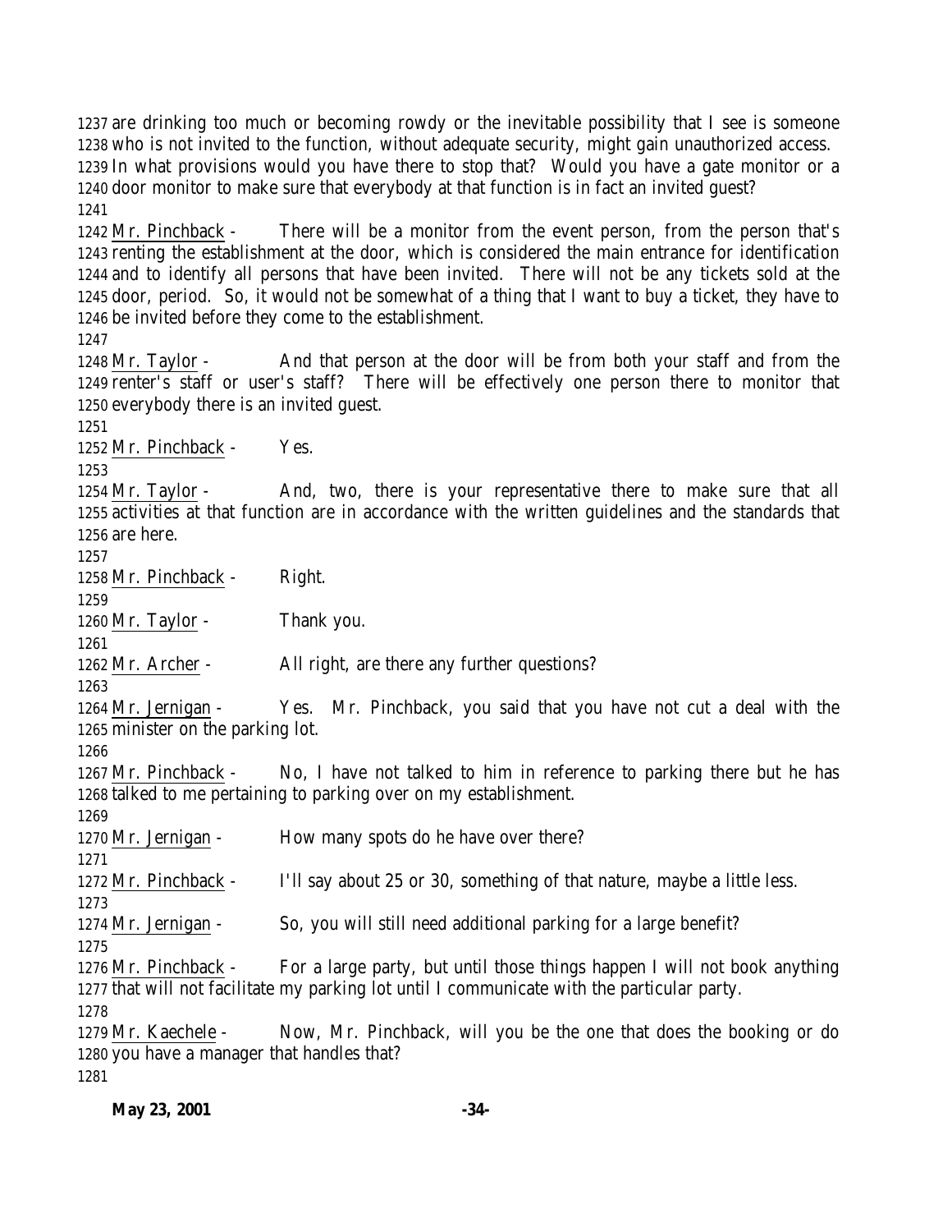are drinking too much or becoming rowdy or the inevitable possibility that I see is someone who is not invited to the function, without adequate security, might gain unauthorized access. In what provisions would you have there to stop that? Would you have a gate monitor or a door monitor to make sure that everybody at that function is in fact an invited guest?

Mr. Pinchback - There will be a monitor from the event person, from the person that's renting the establishment at the door, which is considered the main entrance for identification and to identify all persons that have been invited. There will not be any tickets sold at the door, period. So, it would not be somewhat of a thing that I want to buy a ticket, they have to be invited before they come to the establishment.

Mr. Taylor - And that person at the door will be from both your staff and from the renter's staff or user's staff? There will be effectively one person there to monitor that everybody there is an invited guest.

Mr. Pinchback - Yes.

Mr. Taylor - And, two, there is your representative there to make sure that all activities at that function are in accordance with the written guidelines and the standards that are here.

Mr. Pinchback - Right.

Mr. Taylor - Thank you.

Mr. Archer - All right, are there any further questions?

Mr. Jernigan - Yes. Mr. Pinchback, you said that you have not cut a deal with the minister on the parking lot.

Mr. Pinchback - No, I have not talked to him in reference to parking there but he has talked to me pertaining to parking over on my establishment.

Mr. Jernigan - How many spots do he have over there?

Mr. Pinchback - I'll say about 25 or 30, something of that nature, maybe a little less.

Mr. Jernigan - So, you will still need additional parking for a large benefit?

Mr. Pinchback - For a large party, but until those things happen I will not book anything that will not facilitate my parking lot until I communicate with the particular party.

Mr. Kaechele - Now, Mr. Pinchback, will you be the one that does the booking or do you have a manager that handles that?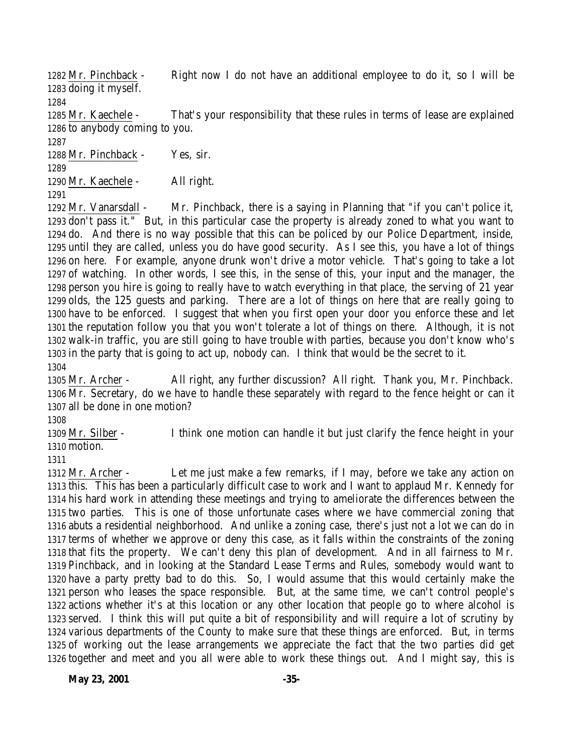Mr. Pinchback - Right now I do not have an additional employee to do it, so I will be doing it myself.

Mr. Kaechele - That's your responsibility that these rules in terms of lease are explained to anybody coming to you.

Mr. Pinchback - Yes, sir.

Mr. Kaechele - All right.

Mr. Vanarsdall - Mr. Pinchback, there is a saying in Planning that "if you can't police it, don't pass it." But, in this particular case the property is already zoned to what you want to do. And there is no way possible that this can be policed by our Police Department, inside, until they are called, unless you do have good security. As I see this, you have a lot of things on here. For example, anyone drunk won't drive a motor vehicle. That's going to take a lot of watching. In other words, I see this, in the sense of this, your input and the manager, the person you hire is going to really have to watch everything in that place, the serving of 21 year olds, the 125 guests and parking. There are a lot of things on here that are really going to have to be enforced. I suggest that when you first open your door you enforce these and let the reputation follow you that you won't tolerate a lot of things on there. Although, it is not walk-in traffic, you are still going to have trouble with parties, because you don't know who's in the party that is going to act up, nobody can. I think that would be the secret to it.

Mr. Archer - All right, any further discussion? All right. Thank you, Mr. Pinchback. Mr. Secretary, do we have to handle these separately with regard to the fence height or can it all be done in one motion?

Mr. Silber - I think one motion can handle it but just clarify the fence height in your motion.

Mr. Archer - Let me just make a few remarks, if I may, before we take any action on this. This has been a particularly difficult case to work and I want to applaud Mr. Kennedy for his hard work in attending these meetings and trying to ameliorate the differences between the two parties. This is one of those unfortunate cases where we have commercial zoning that abuts a residential neighborhood. And unlike a zoning case, there's just not a lot we can do in terms of whether we approve or deny this case, as it falls within the constraints of the zoning that fits the property. We can't deny this plan of development. And in all fairness to Mr. Pinchback, and in looking at the Standard Lease Terms and Rules, somebody would want to have a party pretty bad to do this. So, I would assume that this would certainly make the person who leases the space responsible. But, at the same time, we can't control people's actions whether it's at this location or any other location that people go to where alcohol is served. I think this will put quite a bit of responsibility and will require a lot of scrutiny by various departments of the County to make sure that these things are enforced. But, in terms of working out the lease arrangements we appreciate the fact that the two parties did get together and meet and you all were able to work these things out. And I might say, this is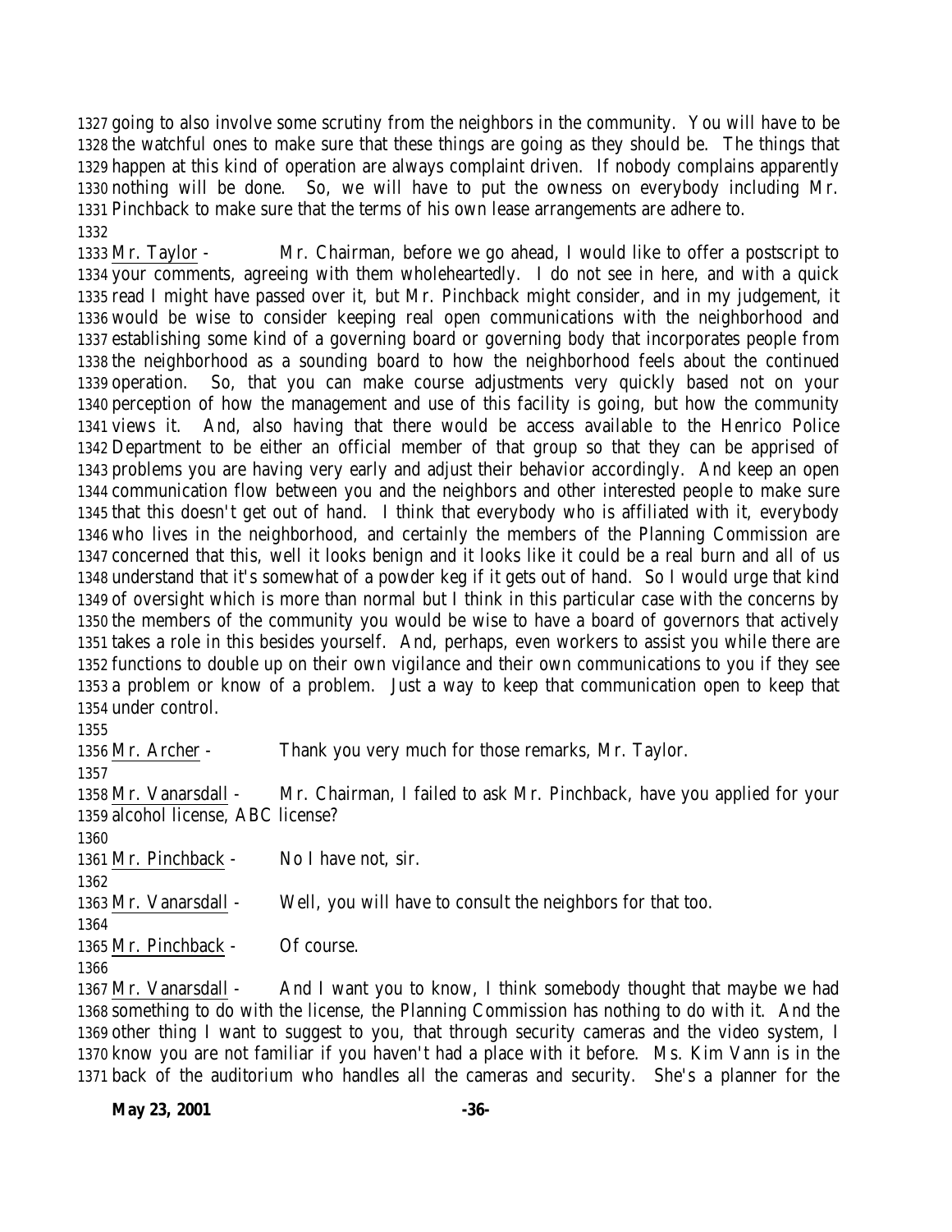1327 going to also involve some scrutiny from the neighbors in the community. You will have to be
1328 the watchful ones to make sure that these things are going as they should be. The things that
1329 happen at this kind of operation are always complaint driven. If nobody complains apparently
1330 nothing will be done. So, we will have to put the owness on everybody including Mr.
1331 Pinchback to make sure that the terms of his own lease arrangements are adhere to.
1332
1333 Mr. Taylor - Mr. Chairman, before we go ahead, I would like to offer a postscript to
1334 your comments, agreeing with them wholeheartedly. I do not see in here, and with a quick
1335 read I might have passed over it, but Mr. Pinchback might consider, and in my judgement, it
1336 would be wise to consider keeping real open communications with the neighborhood and
1337 establishing some kind of a governing board or governing body that incorporates people from
1338 the neighborhood as a sounding board to how the neighborhood feels about the continued
1339 operation. So, that you can make course adjustments very quickly based not on your
1340 perception of how the management and use of this facility is going, but how the community
1341 views it. And, also having that there would be access available to the Henrico Police
1342 Department to be either an official member of that group so that they can be apprised of
1343 problems you are having very early and adjust their behavior accordingly. And keep an open
1344 communication flow between you and the neighbors and other interested people to make sure
1345 that this doesn't get out of hand. I think that everybody who is affiliated with it, everybody
1346 who lives in the neighborhood, and certainly the members of the Planning Commission are
1347 concerned that this, well it looks benign and it looks like it could be a real burn and all of us
1348 understand that it's somewhat of a powder keg if it gets out of hand. So I would urge that kind
1349 of oversight which is more than normal but I think in this particular case with the concerns by
1350 the members of the community you would be wise to have a board of governors that actively
1351 takes a role in this besides yourself. And, perhaps, even workers to assist you while there are
1352 functions to double up on their own vigilance and their own communications to you if they see
1353 a problem or know of a problem. Just a way to keep that communication open to keep that
1354 under control.
1355
1356 Mr. Archer - Thank you very much for those remarks, Mr. Taylor.
1357
1358 Mr. Vanarsdall - Mr. Chairman, I failed to ask Mr. Pinchback, have you applied for your
1359 alcohol license, ABC license?
1360
1361 Mr. Pinchback - No I have not, sir.
1362
1363 Mr. Vanarsdall - Well, you will have to consult the neighbors for that too.
1364
1365 Mr. Pinchback - Of course.
1366
1367 Mr. Vanarsdall - And I want you to know, I think somebody thought that maybe we had
1368 something to do with the license, the Planning Commission has nothing to do with it. And the
1369 other thing I want to suggest to you, that through security cameras and the video system, I
1370 know you are not familiar if you haven't had a place with it before. Ms. Kim Vann is in the
1371 back of the auditorium who handles all the cameras and security. She's a planner for the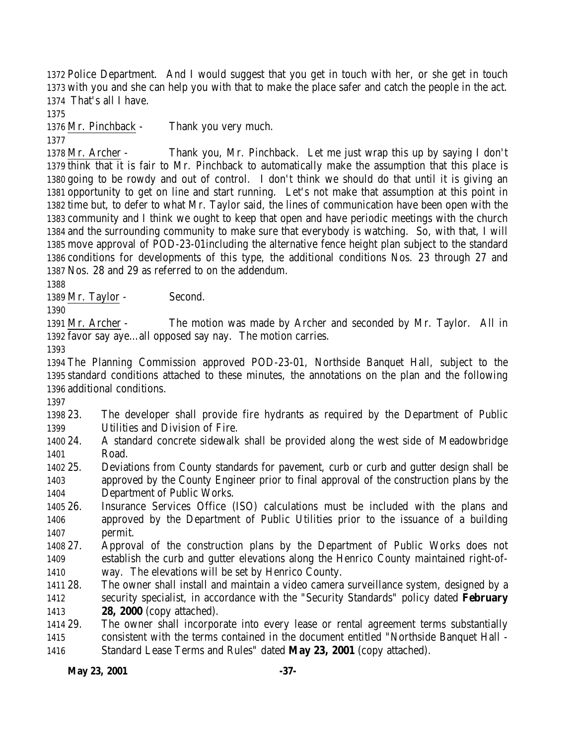Police Department. And I would suggest that you get in touch with her, or she get in touch with you and she can help you with that to make the place safer and catch the people in the act. That's all I have.

Mr. Pinchback - Thank you very much.

Mr. Archer - Thank you, Mr. Pinchback. Let me just wrap this up by saying I don't think that it is fair to Mr. Pinchback to automatically make the assumption that this place is going to be rowdy and out of control. I don't think we should do that until it is giving an opportunity to get on line and start running. Let's not make that assumption at this point in time but, to defer to what Mr. Taylor said, the lines of communication have been open with the community and I think we ought to keep that open and have periodic meetings with the church and the surrounding community to make sure that everybody is watching. So, with that, I will move approval of POD-23-01including the alternative fence height plan subject to the standard conditions for developments of this type, the additional conditions Nos. 23 through 27 and Nos. 28 and 29 as referred to on the addendum.

Mr. Taylor - Second.

Mr. Archer - The motion was made by Archer and seconded by Mr. Taylor. All in favor say aye…all opposed say nay. The motion carries.

The Planning Commission approved POD-23-01, Northside Banquet Hall, subject to the standard conditions attached to these minutes, the annotations on the plan and the following additional conditions.

23. The developer shall provide fire hydrants as required by the Department of Public Utilities and Division of Fire.
24. A standard concrete sidewalk shall be provided along the west side of Meadowbridge Road.
25. Deviations from County standards for pavement, curb or curb and gutter design shall be approved by the County Engineer prior to final approval of the construction plans by the Department of Public Works.
26. Insurance Services Office (ISO) calculations must be included with the plans and approved by the Department of Public Utilities prior to the issuance of a building permit.
27. Approval of the construction plans by the Department of Public Works does not establish the curb and gutter elevations along the Henrico County maintained right-of-way. The elevations will be set by Henrico County.
28. The owner shall install and maintain a video camera surveillance system, designed by a security specialist, in accordance with the "Security Standards" policy dated **February 28, 2000** (copy attached).
29. The owner shall incorporate into every lease or rental agreement terms substantially consistent with the terms contained in the document entitled "Northside Banquet Hall - Standard Lease Terms and Rules" dated **May 23, 2001** (copy attached).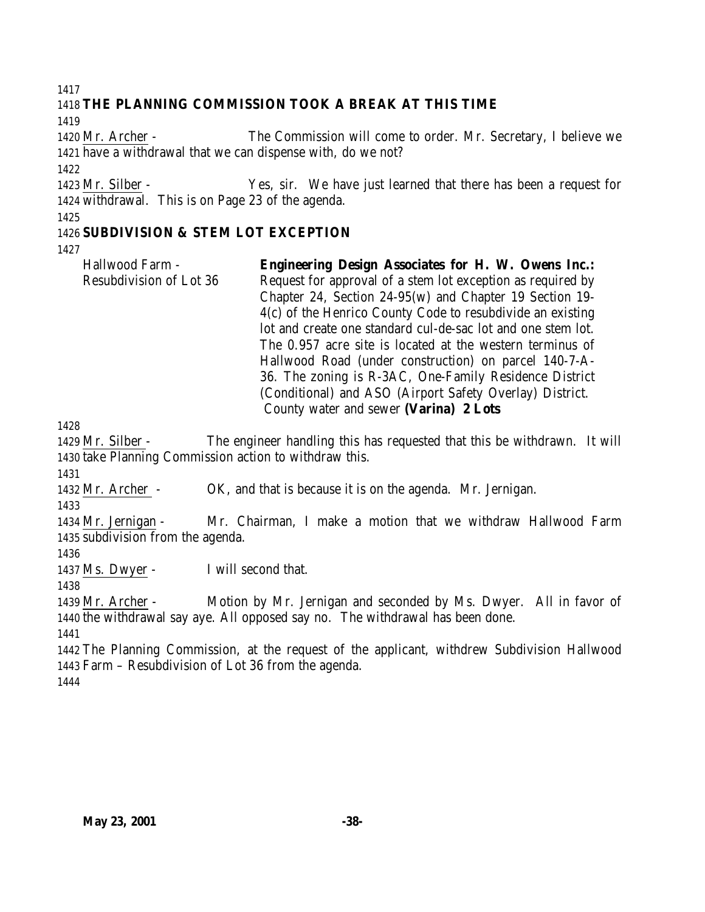**THE PLANNING COMMISSION TOOK A BREAK AT THIS TIME**

Mr. Archer - The Commission will come to order. Mr. Secretary, I believe we have a withdrawal that we can dispense with, do we not?

Mr. Silber - Yes, sir. We have just learned that there has been a request for withdrawal. This is on Page 23 of the agenda.

**SUBDIVISION & STEM LOT EXCEPTION**

Hallwood Farm - Resubdivision of Lot 36

**Engineering Design Associates for H. W. Owens Inc.:** Request for approval of a stem lot exception as required by Chapter 24, Section 24-95(w) and Chapter 19 Section 19-4(c) of the Henrico County Code to resubdivide an existing lot and create one standard cul-de-sac lot and one stem lot. The 0.957 acre site is located at the western terminus of Hallwood Road (under construction) on parcel 140-7-A-36. The zoning is R-3AC, One-Family Residence District (Conditional) and ASO (Airport Safety Overlay) District. County water and sewer **(Varina) 2 Lots**

Mr. Silber - The engineer handling this has requested that this be withdrawn. It will take Planning Commission action to withdraw this.

Mr. Archer - OK, and that is because it is on the agenda. Mr. Jernigan.

Mr. Jernigan - Mr. Chairman, I make a motion that we withdraw Hallwood Farm subdivision from the agenda.

Ms. Dwyer - I will second that.

Mr. Archer - Motion by Mr. Jernigan and seconded by Ms. Dwyer. All in favor of the withdrawal say aye. All opposed say no. The withdrawal has been done.

The Planning Commission, at the request of the applicant, withdrew Subdivision Hallwood Farm – Resubdivision of Lot 36 from the agenda.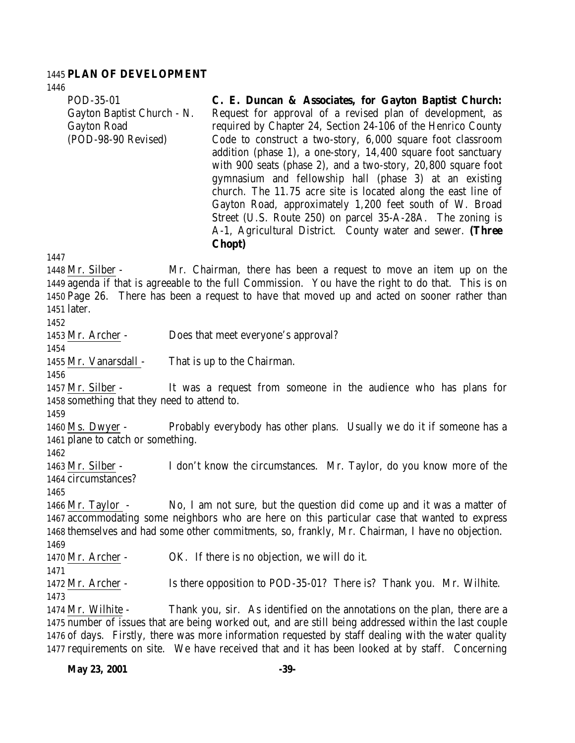**PLAN OF DEVELOPMENT**

| | |
|---|---|
| POD-35-01<br>Gayton Baptist Church - N. Gayton Road<br>(POD-98-90 Revised) | **C. E. Duncan & Associates, for Gayton Baptist Church:** Request for approval of a revised plan of development, as required by Chapter 24, Section 24-106 of the Henrico County Code to construct a two-story, 6,000 square foot classroom addition (phase 1), a one-story, 14,400 square foot sanctuary with 900 seats (phase 2), and a two-story, 20,800 square foot gymnasium and fellowship hall (phase 3) at an existing church. The 11.75 acre site is located along the east line of Gayton Road, approximately 1,200 feet south of W. Broad Street (U.S. Route 250) on parcel 35-A-28A. The zoning is A-1, Agricultural District. County water and sewer. **(Three Chopt)** |

Mr. Silber - Mr. Chairman, there has been a request to move an item up on the agenda if that is agreeable to the full Commission. You have the right to do that. This is on Page 26. There has been a request to have that moved up and acted on sooner rather than later.

Mr. Archer - Does that meet everyone's approval?

Mr. Vanarsdall - That is up to the Chairman.

Mr. Silber - It was a request from someone in the audience who has plans for something that they need to attend to.

Ms. Dwyer - Probably everybody has other plans. Usually we do it if someone has a plane to catch or something.

Mr. Silber - I don't know the circumstances. Mr. Taylor, do you know more of the circumstances?

Mr. Taylor - No, I am not sure, but the question did come up and it was a matter of accommodating some neighbors who are here on this particular case that wanted to express themselves and had some other commitments, so, frankly, Mr. Chairman, I have no objection.

Mr. Archer - OK. If there is no objection, we will do it.

Mr. Archer - Is there opposition to POD-35-01? There is? Thank you. Mr. Wilhite.

Mr. Wilhite - Thank you, sir. As identified on the annotations on the plan, there are a number of issues that are being worked out, and are still being addressed within the last couple of days. Firstly, there was more information requested by staff dealing with the water quality requirements on site. We have received that and it has been looked at by staff. Concerning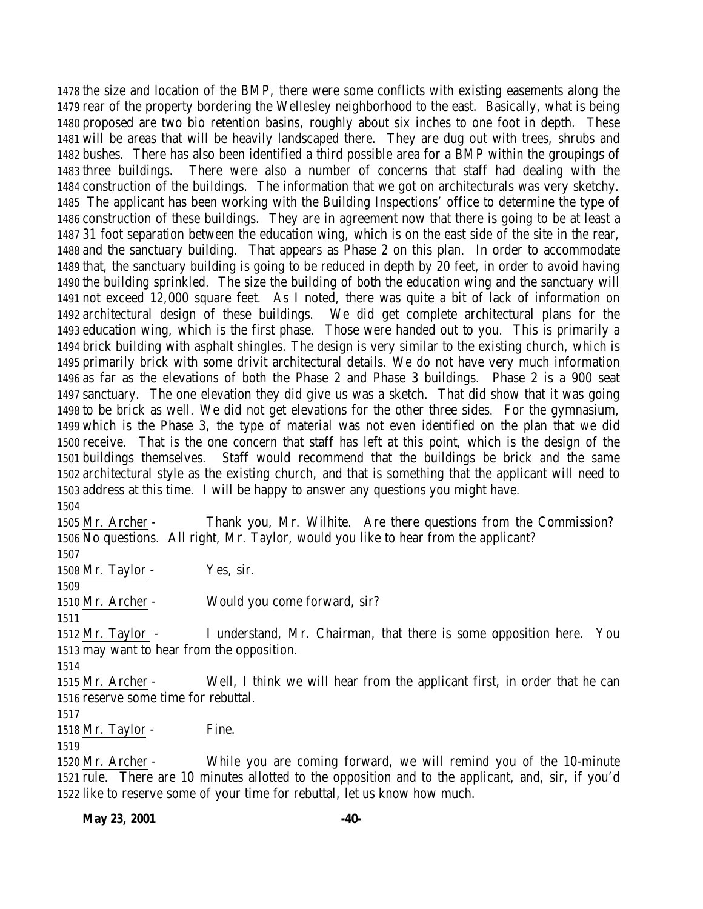the size and location of the BMP, there were some conflicts with existing easements along the rear of the property bordering the Wellesley neighborhood to the east. Basically, what is being proposed are two bio retention basins, roughly about six inches to one foot in depth. These will be areas that will be heavily landscaped there. They are dug out with trees, shrubs and bushes. There has also been identified a third possible area for a BMP within the groupings of three buildings. There were also a number of concerns that staff had dealing with the construction of the buildings. The information that we got on architecturals was very sketchy. The applicant has been working with the Building Inspections' office to determine the type of construction of these buildings. They are in agreement now that there is going to be at least a 31 foot separation between the education wing, which is on the east side of the site in the rear, and the sanctuary building. That appears as Phase 2 on this plan. In order to accommodate that, the sanctuary building is going to be reduced in depth by 20 feet, in order to avoid having the building sprinkled. The size the building of both the education wing and the sanctuary will not exceed 12,000 square feet. As I noted, there was quite a bit of lack of information on architectural design of these buildings. We did get complete architectural plans for the education wing, which is the first phase. Those were handed out to you. This is primarily a brick building with asphalt shingles. The design is very similar to the existing church, which is primarily brick with some drivit architectural details. We do not have very much information as far as the elevations of both the Phase 2 and Phase 3 buildings. Phase 2 is a 900 seat sanctuary. The one elevation they did give us was a sketch. That did show that it was going to be brick as well. We did not get elevations for the other three sides. For the gymnasium, which is the Phase 3, the type of material was not even identified on the plan that we did receive. That is the one concern that staff has left at this point, which is the design of the buildings themselves. Staff would recommend that the buildings be brick and the same architectural style as the existing church, and that is something that the applicant will need to address at this time. I will be happy to answer any questions you might have.

Mr. Archer - Thank you, Mr. Wilhite. Are there questions from the Commission? No questions. All right, Mr. Taylor, would you like to hear from the applicant?

Mr. Taylor - Yes, sir.

Mr. Archer - Would you come forward, sir?

Mr. Taylor - I understand, Mr. Chairman, that there is some opposition here. You may want to hear from the opposition.

Mr. Archer - Well, I think we will hear from the applicant first, in order that he can reserve some time for rebuttal.

Mr. Taylor - Fine.

Mr. Archer - While you are coming forward, we will remind you of the 10-minute rule. There are 10 minutes allotted to the opposition and to the applicant, and, sir, if you'd like to reserve some of your time for rebuttal, let us know how much.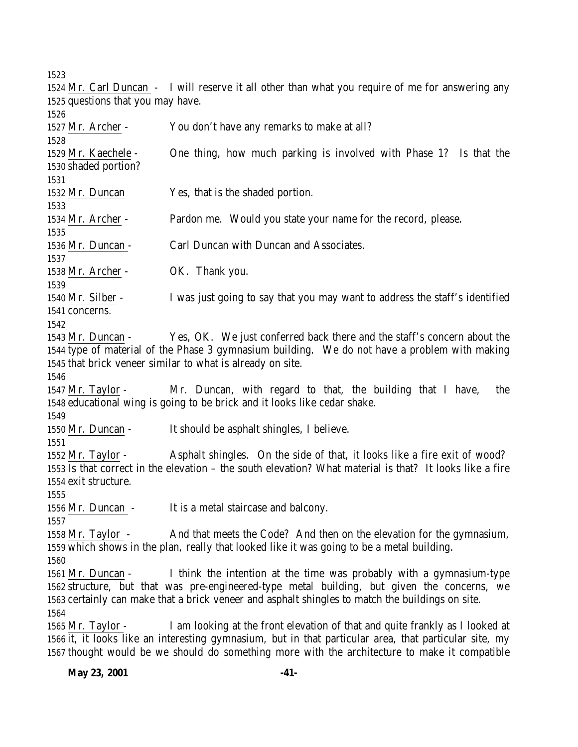Mr. Carl Duncan - I will reserve it all other than what you require of me for answering any questions that you may have.

Mr. Archer - You don't have any remarks to make at all?

Mr. Kaechele - One thing, how much parking is involved with Phase 1? Is that the shaded portion?

Mr. Duncan Yes, that is the shaded portion.

Mr. Archer - Pardon me. Would you state your name for the record, please.

Mr. Duncan - Carl Duncan with Duncan and Associates.

Mr. Archer - OK. Thank you.

Mr. Silber - I was just going to say that you may want to address the staff's identified concerns.

Mr. Duncan - Yes, OK. We just conferred back there and the staff's concern about the type of material of the Phase 3 gymnasium building. We do not have a problem with making that brick veneer similar to what is already on site.

Mr. Taylor - Mr. Duncan, with regard to that, the building that I have, the educational wing is going to be brick and it looks like cedar shake.

Mr. Duncan - It should be asphalt shingles, I believe.

Mr. Taylor - Asphalt shingles. On the side of that, it looks like a fire exit of wood? Is that correct in the elevation – the south elevation? What material is that? It looks like a fire exit structure.

Mr. Duncan - It is a metal staircase and balcony.

Mr. Taylor - And that meets the Code? And then on the elevation for the gymnasium, which shows in the plan, really that looked like it was going to be a metal building.

Mr. Duncan - I think the intention at the time was probably with a gymnasium-type structure, but that was pre-engineered-type metal building, but given the concerns, we certainly can make that a brick veneer and asphalt shingles to match the buildings on site.

Mr. Taylor - I am looking at the front elevation of that and quite frankly as I looked at it, it looks like an interesting gymnasium, but in that particular area, that particular site, my thought would be we should do something more with the architecture to make it compatible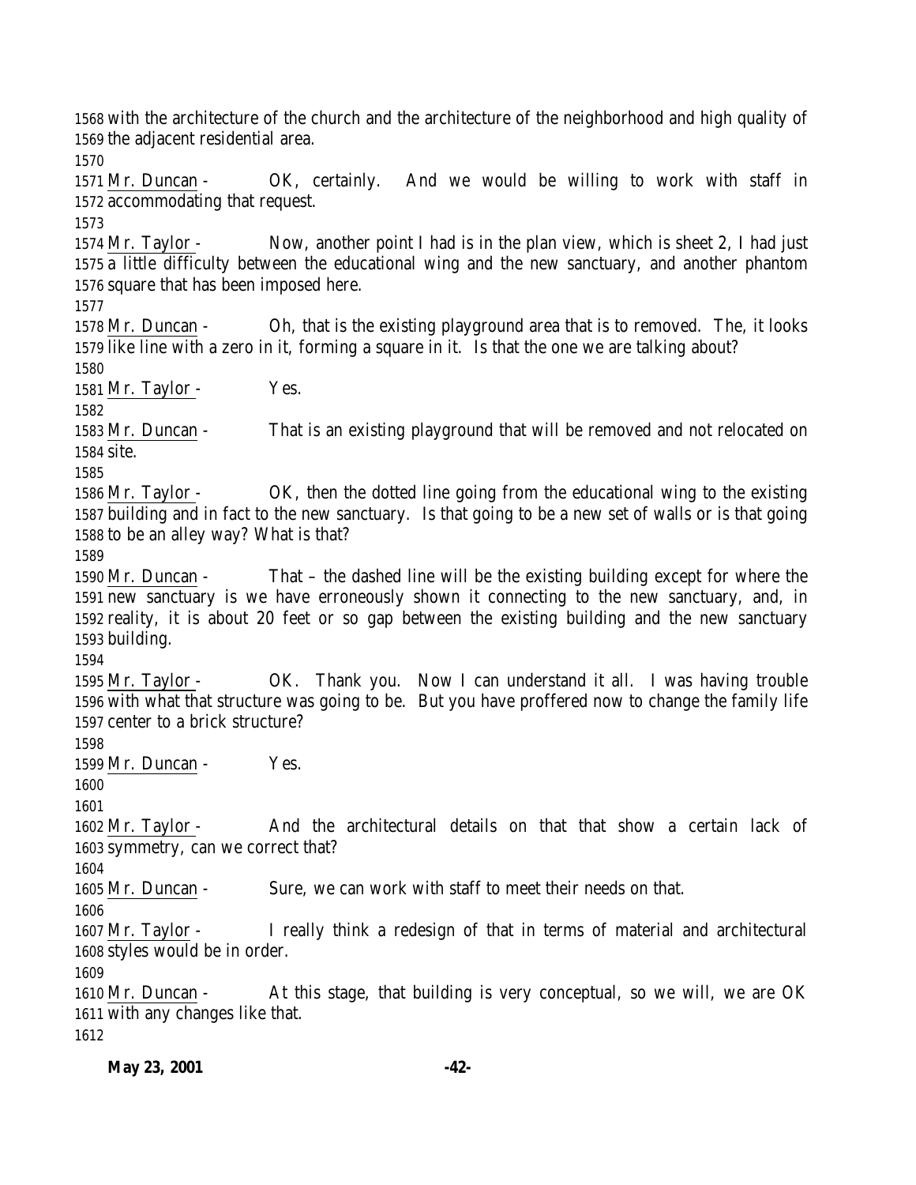1568 with the architecture of the church and the architecture of the neighborhood and high quality of
1569 the adjacent residential area.
1570
1571 Mr. Duncan - OK, certainly. And we would be willing to work with staff in
1572 accommodating that request.
1573
1574 Mr. Taylor - Now, another point I had is in the plan view, which is sheet 2, I had just
1575 a little difficulty between the educational wing and the new sanctuary, and another phantom
1576 square that has been imposed here.
1577
1578 Mr. Duncan - Oh, that is the existing playground area that is to removed. The, it looks
1579 like line with a zero in it, forming a square in it. Is that the one we are talking about?
1580
1581 Mr. Taylor - Yes.
1582
1583 Mr. Duncan - That is an existing playground that will be removed and not relocated on
1584 site.
1585
1586 Mr. Taylor - OK, then the dotted line going from the educational wing to the existing
1587 building and in fact to the new sanctuary. Is that going to be a new set of walls or is that going
1588 to be an alley way? What is that?
1589
1590 Mr. Duncan - That – the dashed line will be the existing building except for where the
1591 new sanctuary is we have erroneously shown it connecting to the new sanctuary, and, in
1592 reality, it is about 20 feet or so gap between the existing building and the new sanctuary
1593 building.
1594
1595 Mr. Taylor - OK. Thank you. Now I can understand it all. I was having trouble
1596 with what that structure was going to be. But you have proffered now to change the family life
1597 center to a brick structure?
1598
1599 Mr. Duncan - Yes.
1600
1601
1602 Mr. Taylor - And the architectural details on that that show a certain lack of
1603 symmetry, can we correct that?
1604
1605 Mr. Duncan - Sure, we can work with staff to meet their needs on that.
1606
1607 Mr. Taylor - I really think a redesign of that in terms of material and architectural
1608 styles would be in order.
1609
1610 Mr. Duncan - At this stage, that building is very conceptual, so we will, we are OK
1611 with any changes like that.
1612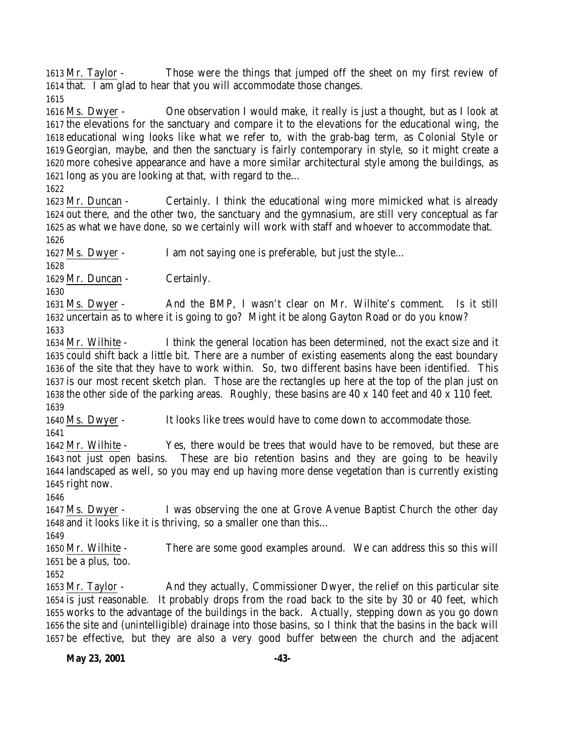1613 Mr. Taylor - Those were the things that jumped off the sheet on my first review of
1614 that. I am glad to hear that you will accommodate those changes.
1615
1616 Ms. Dwyer - One observation I would make, it really is just a thought, but as I look at
1617 the elevations for the sanctuary and compare it to the elevations for the educational wing, the
1618 educational wing looks like what we refer to, with the grab-bag term, as Colonial Style or
1619 Georgian, maybe, and then the sanctuary is fairly contemporary in style, so it might create a
1620 more cohesive appearance and have a more similar architectural style among the buildings, as
1621 long as you are looking at that, with regard to the…
1622
1623 Mr. Duncan - Certainly. I think the educational wing more mimicked what is already
1624 out there, and the other two, the sanctuary and the gymnasium, are still very conceptual as far
1625 as what we have done, so we certainly will work with staff and whoever to accommodate that.
1626
1627 Ms. Dwyer - I am not saying one is preferable, but just the style…
1628
1629 Mr. Duncan - Certainly.
1630
1631 Ms. Dwyer - And the BMP, I wasn't clear on Mr. Wilhite's comment. Is it still
1632 uncertain as to where it is going to go? Might it be along Gayton Road or do you know?
1633
1634 Mr. Wilhite - I think the general location has been determined, not the exact size and it
1635 could shift back a little bit. There are a number of existing easements along the east boundary
1636 of the site that they have to work within. So, two different basins have been identified. This
1637 is our most recent sketch plan. Those are the rectangles up here at the top of the plan just on
1638 the other side of the parking areas. Roughly, these basins are 40 x 140 feet and 40 x 110 feet.
1639
1640 Ms. Dwyer - It looks like trees would have to come down to accommodate those.
1641
1642 Mr. Wilhite - Yes, there would be trees that would have to be removed, but these are
1643 not just open basins. These are bio retention basins and they are going to be heavily
1644 landscaped as well, so you may end up having more dense vegetation than is currently existing
1645 right now.
1646
1647 Ms. Dwyer - I was observing the one at Grove Avenue Baptist Church the other day
1648 and it looks like it is thriving, so a smaller one than this…
1649
1650 Mr. Wilhite - There are some good examples around. We can address this so this will
1651 be a plus, too.
1652
1653 Mr. Taylor - And they actually, Commissioner Dwyer, the relief on this particular site
1654 is just reasonable. It probably drops from the road back to the site by 30 or 40 feet, which
1655 works to the advantage of the buildings in the back. Actually, stepping down as you go down
1656 the site and (unintelligible) drainage into those basins, so I think that the basins in the back will
1657 be effective, but they are also a very good buffer between the church and the adjacent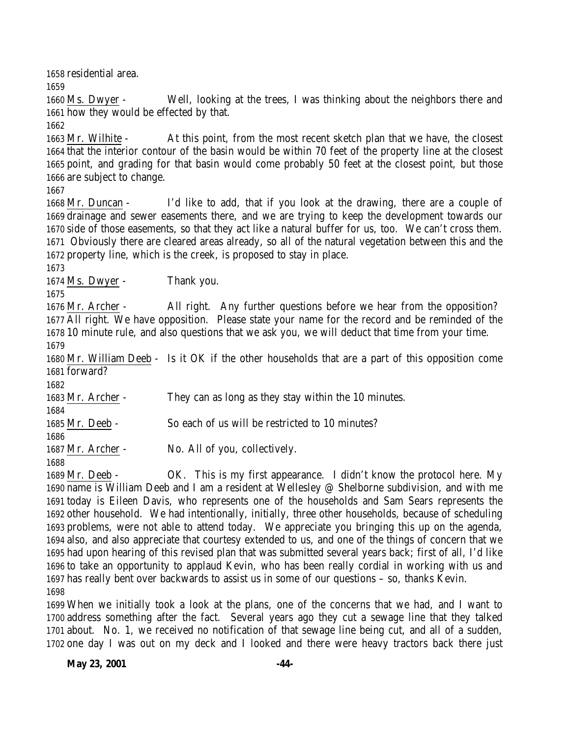residential area.

Ms. Dwyer - Well, looking at the trees, I was thinking about the neighbors there and how they would be effected by that.

Mr. Wilhite - At this point, from the most recent sketch plan that we have, the closest that the interior contour of the basin would be within 70 feet of the property line at the closest point, and grading for that basin would come probably 50 feet at the closest point, but those are subject to change.

Mr. Duncan - I'd like to add, that if you look at the drawing, there are a couple of drainage and sewer easements there, and we are trying to keep the development towards our side of those easements, so that they act like a natural buffer for us, too. We can't cross them. Obviously there are cleared areas already, so all of the natural vegetation between this and the property line, which is the creek, is proposed to stay in place.

Ms. Dwyer - Thank you.

Mr. Archer - All right. Any further questions before we hear from the opposition? All right. We have opposition. Please state your name for the record and be reminded of the 10 minute rule, and also questions that we ask you, we will deduct that time from your time.

Mr. William Deeb - Is it OK if the other households that are a part of this opposition come forward?

Mr. Archer - They can as long as they stay within the 10 minutes.

Mr. Deeb - So each of us will be restricted to 10 minutes?

Mr. Archer - No. All of you, collectively.

Mr. Deeb - OK. This is my first appearance. I didn't know the protocol here. My name is William Deeb and I am a resident at Wellesley @ Shelborne subdivision, and with me today is Eileen Davis, who represents one of the households and Sam Sears represents the other household. We had intentionally, initially, three other households, because of scheduling problems, were not able to attend today. We appreciate you bringing this up on the agenda, also, and also appreciate that courtesy extended to us, and one of the things of concern that we had upon hearing of this revised plan that was submitted several years back; first of all, I'd like to take an opportunity to applaud Kevin, who has been really cordial in working with us and has really bent over backwards to assist us in some of our questions – so, thanks Kevin.

When we initially took a look at the plans, one of the concerns that we had, and I want to address something after the fact. Several years ago they cut a sewage line that they talked about. No. 1, we received no notification of that sewage line being cut, and all of a sudden, one day I was out on my deck and I looked and there were heavy tractors back there just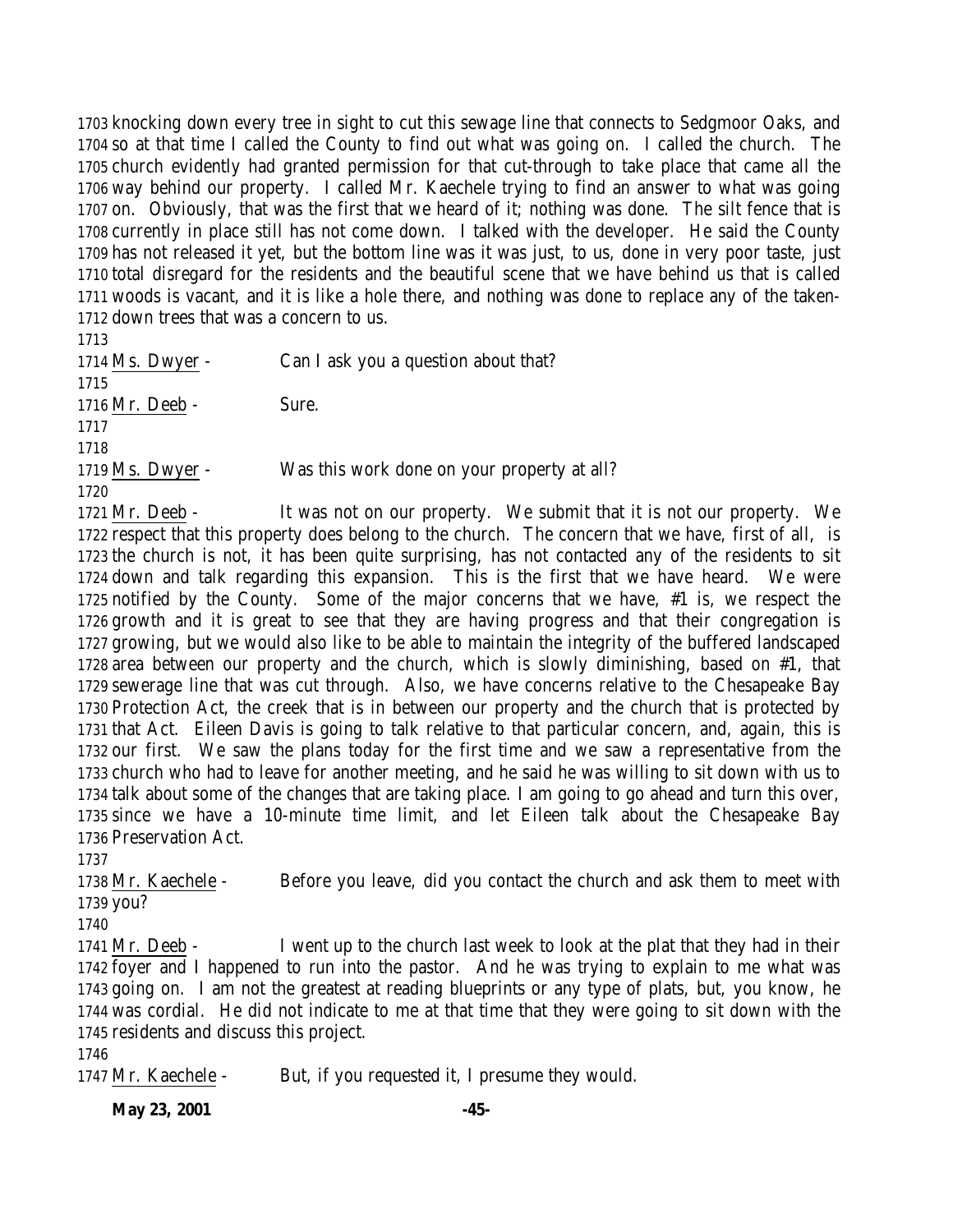knocking down every tree in sight to cut this sewage line that connects to Sedgmoor Oaks, and so at that time I called the County to find out what was going on. I called the church. The church evidently had granted permission for that cut-through to take place that came all the way behind our property. I called Mr. Kaechele trying to find an answer to what was going on. Obviously, that was the first that we heard of it; nothing was done. The silt fence that is currently in place still has not come down. I talked with the developer. He said the County has not released it yet, but the bottom line was it was just, to us, done in very poor taste, just total disregard for the residents and the beautiful scene that we have behind us that is called woods is vacant, and it is like a hole there, and nothing was done to replace any of the taken-down trees that was a concern to us.

Ms. Dwyer - Can I ask you a question about that?

Mr. Deeb - Sure.

Ms. Dwyer - Was this work done on your property at all?

Mr. Deeb - It was not on our property. We submit that it is not our property. We respect that this property does belong to the church. The concern that we have, first of all, is the church is not, it has been quite surprising, has not contacted any of the residents to sit down and talk regarding this expansion. This is the first that we have heard. We were notified by the County. Some of the major concerns that we have, #1 is, we respect the growth and it is great to see that they are having progress and that their congregation is growing, but we would also like to be able to maintain the integrity of the buffered landscaped area between our property and the church, which is slowly diminishing, based on #1, that sewerage line that was cut through. Also, we have concerns relative to the Chesapeake Bay Protection Act, the creek that is in between our property and the church that is protected by that Act. Eileen Davis is going to talk relative to that particular concern, and, again, this is our first. We saw the plans today for the first time and we saw a representative from the church who had to leave for another meeting, and he said he was willing to sit down with us to talk about some of the changes that are taking place. I am going to go ahead and turn this over, since we have a 10-minute time limit, and let Eileen talk about the Chesapeake Bay Preservation Act.

Mr. Kaechele - Before you leave, did you contact the church and ask them to meet with you?

Mr. Deeb - I went up to the church last week to look at the plat that they had in their foyer and I happened to run into the pastor. And he was trying to explain to me what was going on. I am not the greatest at reading blueprints or any type of plats, but, you know, he was cordial. He did not indicate to me at that time that they were going to sit down with the residents and discuss this project.

Mr. Kaechele - But, if you requested it, I presume they would.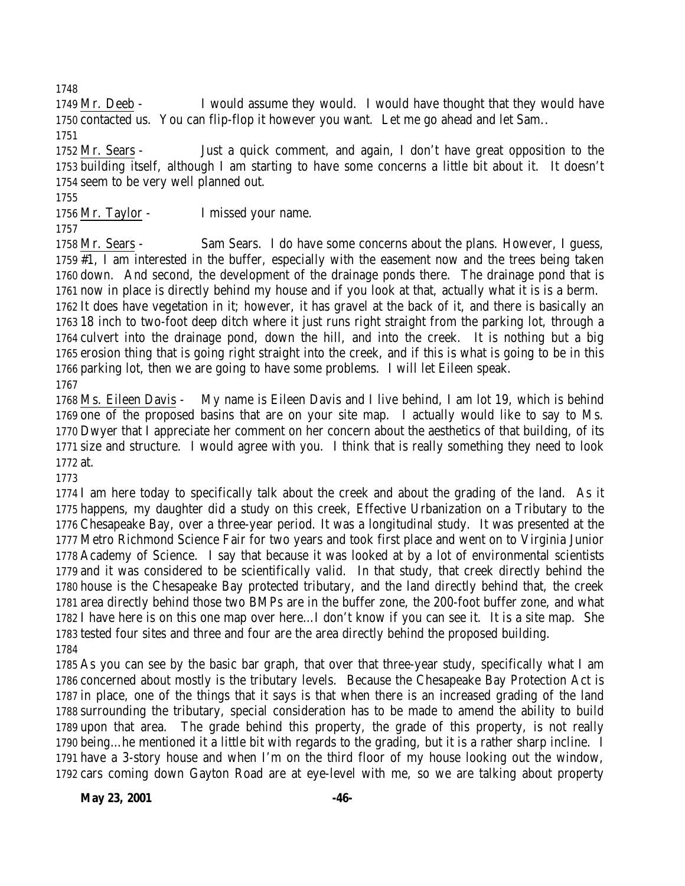Mr. Deeb - I would assume they would. I would have thought that they would have contacted us. You can flip-flop it however you want. Let me go ahead and let Sam..

Mr. Sears - Just a quick comment, and again, I don't have great opposition to the building itself, although I am starting to have some concerns a little bit about it. It doesn't seem to be very well planned out.

Mr. Taylor - I missed your name.

Mr. Sears - Sam Sears. I do have some concerns about the plans. However, I guess, #1, I am interested in the buffer, especially with the easement now and the trees being taken down. And second, the development of the drainage ponds there. The drainage pond that is now in place is directly behind my house and if you look at that, actually what it is is a berm. It does have vegetation in it; however, it has gravel at the back of it, and there is basically an 18 inch to two-foot deep ditch where it just runs right straight from the parking lot, through a culvert into the drainage pond, down the hill, and into the creek. It is nothing but a big erosion thing that is going right straight into the creek, and if this is what is going to be in this parking lot, then we are going to have some problems. I will let Eileen speak.

Ms. Eileen Davis - My name is Eileen Davis and I live behind, I am lot 19, which is behind one of the proposed basins that are on your site map. I actually would like to say to Ms. Dwyer that I appreciate her comment on her concern about the aesthetics of that building, of its size and structure. I would agree with you. I think that is really something they need to look at.

I am here today to specifically talk about the creek and about the grading of the land. As it happens, my daughter did a study on this creek, Effective Urbanization on a Tributary to the Chesapeake Bay, over a three-year period. It was a longitudinal study. It was presented at the Metro Richmond Science Fair for two years and took first place and went on to Virginia Junior Academy of Science. I say that because it was looked at by a lot of environmental scientists and it was considered to be scientifically valid. In that study, that creek directly behind the house is the Chesapeake Bay protected tributary, and the land directly behind that, the creek area directly behind those two BMPs are in the buffer zone, the 200-foot buffer zone, and what I have here is on this one map over here…I don't know if you can see it. It is a site map. She tested four sites and three and four are the area directly behind the proposed building.

As you can see by the basic bar graph, that over that three-year study, specifically what I am concerned about mostly is the tributary levels. Because the Chesapeake Bay Protection Act is in place, one of the things that it says is that when there is an increased grading of the land surrounding the tributary, special consideration has to be made to amend the ability to build upon that area. The grade behind this property, the grade of this property, is not really being…he mentioned it a little bit with regards to the grading, but it is a rather sharp incline. I have a 3-story house and when I'm on the third floor of my house looking out the window, cars coming down Gayton Road are at eye-level with me, so we are talking about property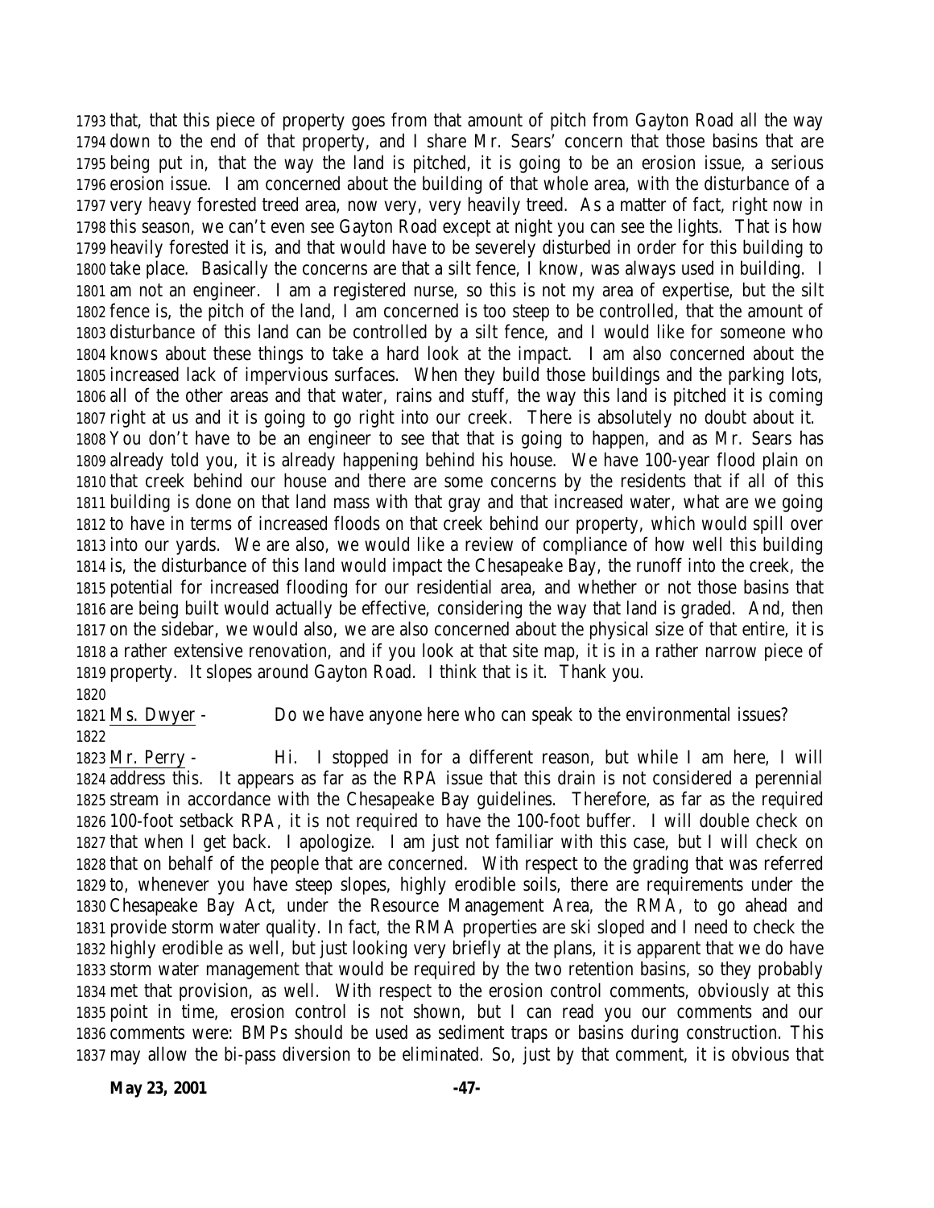that, that this piece of property goes from that amount of pitch from Gayton Road all the way down to the end of that property, and I share Mr. Sears' concern that those basins that are being put in, that the way the land is pitched, it is going to be an erosion issue, a serious erosion issue. I am concerned about the building of that whole area, with the disturbance of a very heavy forested treed area, now very, very heavily treed. As a matter of fact, right now in this season, we can't even see Gayton Road except at night you can see the lights. That is how heavily forested it is, and that would have to be severely disturbed in order for this building to take place. Basically the concerns are that a silt fence, I know, was always used in building. I am not an engineer. I am a registered nurse, so this is not my area of expertise, but the silt fence is, the pitch of the land, I am concerned is too steep to be controlled, that the amount of disturbance of this land can be controlled by a silt fence, and I would like for someone who knows about these things to take a hard look at the impact. I am also concerned about the increased lack of impervious surfaces. When they build those buildings and the parking lots, all of the other areas and that water, rains and stuff, the way this land is pitched it is coming right at us and it is going to go right into our creek. There is absolutely no doubt about it. You don't have to be an engineer to see that that is going to happen, and as Mr. Sears has already told you, it is already happening behind his house. We have 100-year flood plain on that creek behind our house and there are some concerns by the residents that if all of this building is done on that land mass with that gray and that increased water, what are we going to have in terms of increased floods on that creek behind our property, which would spill over into our yards. We are also, we would like a review of compliance of how well this building is, the disturbance of this land would impact the Chesapeake Bay, the runoff into the creek, the potential for increased flooding for our residential area, and whether or not those basins that are being built would actually be effective, considering the way that land is graded. And, then on the sidebar, we would also, we are also concerned about the physical size of that entire, it is a rather extensive renovation, and if you look at that site map, it is in a rather narrow piece of property. It slopes around Gayton Road. I think that is it. Thank you.

Ms. Dwyer - Do we have anyone here who can speak to the environmental issues?

Mr. Perry - Hi. I stopped in for a different reason, but while I am here, I will address this. It appears as far as the RPA issue that this drain is not considered a perennial stream in accordance with the Chesapeake Bay guidelines. Therefore, as far as the required 100-foot setback RPA, it is not required to have the 100-foot buffer. I will double check on that when I get back. I apologize. I am just not familiar with this case, but I will check on that on behalf of the people that are concerned. With respect to the grading that was referred to, whenever you have steep slopes, highly erodible soils, there are requirements under the Chesapeake Bay Act, under the Resource Management Area, the RMA, to go ahead and provide storm water quality. In fact, the RMA properties are ski sloped and I need to check the highly erodible as well, but just looking very briefly at the plans, it is apparent that we do have storm water management that would be required by the two retention basins, so they probably met that provision, as well. With respect to the erosion control comments, obviously at this point in time, erosion control is not shown, but I can read you our comments and our comments were: BMPs should be used as sediment traps or basins during construction. This may allow the bi-pass diversion to be eliminated. So, just by that comment, it is obvious that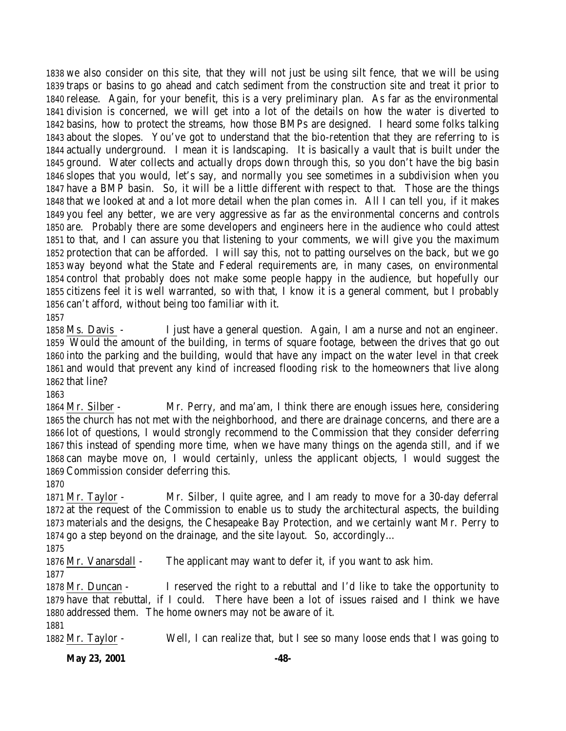we also consider on this site, that they will not just be using silt fence, that we will be using traps or basins to go ahead and catch sediment from the construction site and treat it prior to release. Again, for your benefit, this is a very preliminary plan. As far as the environmental division is concerned, we will get into a lot of the details on how the water is diverted to basins, how to protect the streams, how those BMPs are designed. I heard some folks talking about the slopes. You've got to understand that the bio-retention that they are referring to is actually underground. I mean it is landscaping. It is basically a vault that is built under the ground. Water collects and actually drops down through this, so you don't have the big basin slopes that you would, let's say, and normally you see sometimes in a subdivision when you have a BMP basin. So, it will be a little different with respect to that. Those are the things that we looked at and a lot more detail when the plan comes in. All I can tell you, if it makes you feel any better, we are very aggressive as far as the environmental concerns and controls are. Probably there are some developers and engineers here in the audience who could attest to that, and I can assure you that listening to your comments, we will give you the maximum protection that can be afforded. I will say this, not to patting ourselves on the back, but we go way beyond what the State and Federal requirements are, in many cases, on environmental control that probably does not make some people happy in the audience, but hopefully our citizens feel it is well warranted, so with that, I know it is a general comment, but I probably can't afford, without being too familiar with it.

Ms. Davis - I just have a general question. Again, I am a nurse and not an engineer. Would the amount of the building, in terms of square footage, between the drives that go out into the parking and the building, would that have any impact on the water level in that creek and would that prevent any kind of increased flooding risk to the homeowners that live along that line?

Mr. Silber - Mr. Perry, and ma'am, I think there are enough issues here, considering the church has not met with the neighborhood, and there are drainage concerns, and there are a lot of questions, I would strongly recommend to the Commission that they consider deferring this instead of spending more time, when we have many things on the agenda still, and if we can maybe move on, I would certainly, unless the applicant objects, I would suggest the Commission consider deferring this.

Mr. Taylor - Mr. Silber, I quite agree, and I am ready to move for a 30-day deferral at the request of the Commission to enable us to study the architectural aspects, the building materials and the designs, the Chesapeake Bay Protection, and we certainly want Mr. Perry to go a step beyond on the drainage, and the site layout. So, accordingly…

Mr. Vanarsdall - The applicant may want to defer it, if you want to ask him.

Mr. Duncan - I reserved the right to a rebuttal and I'd like to take the opportunity to have that rebuttal, if I could. There have been a lot of issues raised and I think we have addressed them. The home owners may not be aware of it.

Mr. Taylor - Well, I can realize that, but I see so many loose ends that I was going to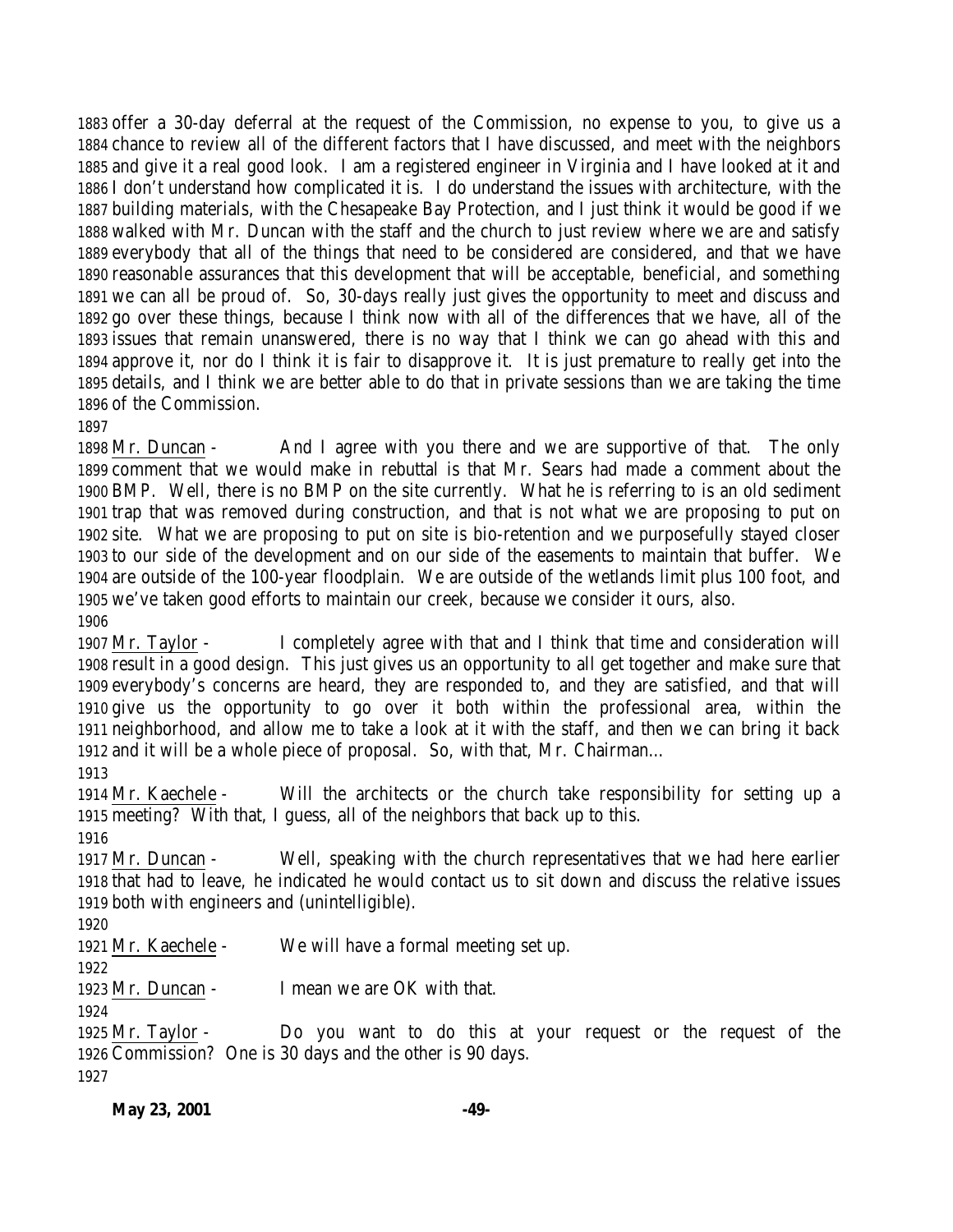1883 offer a 30-day deferral at the request of the Commission, no expense to you, to give us a 1884 chance to review all of the different factors that I have discussed, and meet with the neighbors 1885 and give it a real good look. I am a registered engineer in Virginia and I have looked at it and 1886 I don't understand how complicated it is. I do understand the issues with architecture, with the 1887 building materials, with the Chesapeake Bay Protection, and I just think it would be good if we 1888 walked with Mr. Duncan with the staff and the church to just review where we are and satisfy 1889 everybody that all of the things that need to be considered are considered, and that we have 1890 reasonable assurances that this development that will be acceptable, beneficial, and something 1891 we can all be proud of. So, 30-days really just gives the opportunity to meet and discuss and 1892 go over these things, because I think now with all of the differences that we have, all of the 1893 issues that remain unanswered, there is no way that I think we can go ahead with this and 1894 approve it, nor do I think it is fair to disapprove it. It is just premature to really get into the 1895 details, and I think we are better able to do that in private sessions than we are taking the time 1896 of the Commission.

1897

1898 Mr. Duncan - And I agree with you there and we are supportive of that. The only 1899 comment that we would make in rebuttal is that Mr. Sears had made a comment about the 1900 BMP. Well, there is no BMP on the site currently. What he is referring to is an old sediment 1901 trap that was removed during construction, and that is not what we are proposing to put on 1902 site. What we are proposing to put on site is bio-retention and we purposefully stayed closer 1903 to our side of the development and on our side of the easements to maintain that buffer. We 1904 are outside of the 100-year floodplain. We are outside of the wetlands limit plus 100 foot, and 1905 we've taken good efforts to maintain our creek, because we consider it ours, also.

1906

1907 Mr. Taylor - I completely agree with that and I think that time and consideration will 1908 result in a good design. This just gives us an opportunity to all get together and make sure that 1909 everybody's concerns are heard, they are responded to, and they are satisfied, and that will 1910 give us the opportunity to go over it both within the professional area, within the 1911 neighborhood, and allow me to take a look at it with the staff, and then we can bring it back 1912 and it will be a whole piece of proposal. So, with that, Mr. Chairman…

1913

1914 Mr. Kaechele - Will the architects or the church take responsibility for setting up a 1915 meeting? With that, I guess, all of the neighbors that back up to this.

1916

1917 Mr. Duncan - Well, speaking with the church representatives that we had here earlier 1918 that had to leave, he indicated he would contact us to sit down and discuss the relative issues 1919 both with engineers and (unintelligible).

1920

1921 Mr. Kaechele - We will have a formal meeting set up.

1922

1923 Mr. Duncan - I mean we are OK with that.

1924

1925 Mr. Taylor - Do you want to do this at your request or the request of the 1926 Commission? One is 30 days and the other is 90 days.

1927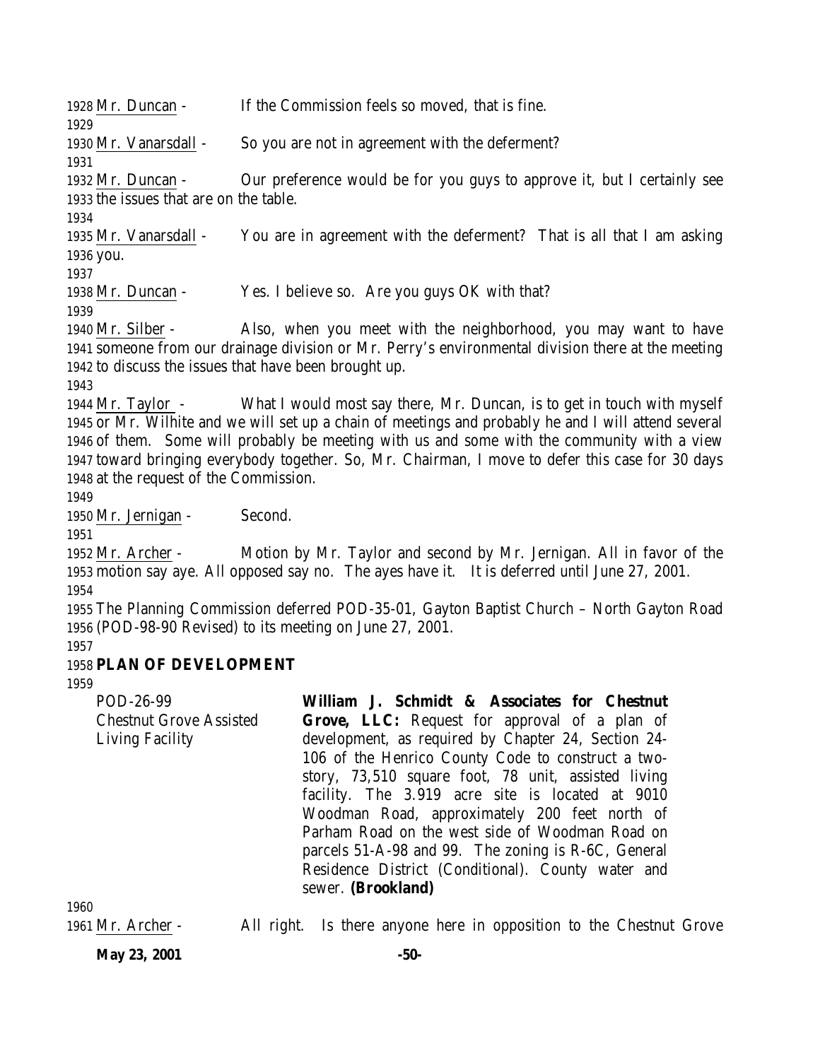Mr. Duncan - If the Commission feels so moved, that is fine.

Mr. Vanarsdall - So you are not in agreement with the deferment?

Mr. Duncan - Our preference would be for you guys to approve it, but I certainly see the issues that are on the table.

Mr. Vanarsdall - You are in agreement with the deferment? That is all that I am asking you.

Mr. Duncan - Yes. I believe so. Are you guys OK with that?

Mr. Silber - Also, when you meet with the neighborhood, you may want to have someone from our drainage division or Mr. Perry's environmental division there at the meeting to discuss the issues that have been brought up.

Mr. Taylor - What I would most say there, Mr. Duncan, is to get in touch with myself or Mr. Wilhite and we will set up a chain of meetings and probably he and I will attend several of them. Some will probably be meeting with us and some with the community with a view toward bringing everybody together. So, Mr. Chairman, I move to defer this case for 30 days at the request of the Commission.

Mr. Jernigan - Second.

Mr. Archer - Motion by Mr. Taylor and second by Mr. Jernigan. All in favor of the motion say aye. All opposed say no. The ayes have it. It is deferred until June 27, 2001.

The Planning Commission deferred POD-35-01, Gayton Baptist Church – North Gayton Road (POD-98-90 Revised) to its meeting on June 27, 2001.

## PLAN OF DEVELOPMENT

POD-26-99
Chestnut Grove Assisted Living Facility

**William J. Schmidt & Associates for Chestnut Grove, LLC:** Request for approval of a plan of development, as required by Chapter 24, Section 24-106 of the Henrico County Code to construct a two-story, 73,510 square foot, 78 unit, assisted living facility. The 3.919 acre site is located at 9010 Woodman Road, approximately 200 feet north of Parham Road on the west side of Woodman Road on parcels 51-A-98 and 99. The zoning is R-6C, General Residence District (Conditional). County water and sewer. **(Brookland)**

Mr. Archer - All right. Is there anyone here in opposition to the Chestnut Grove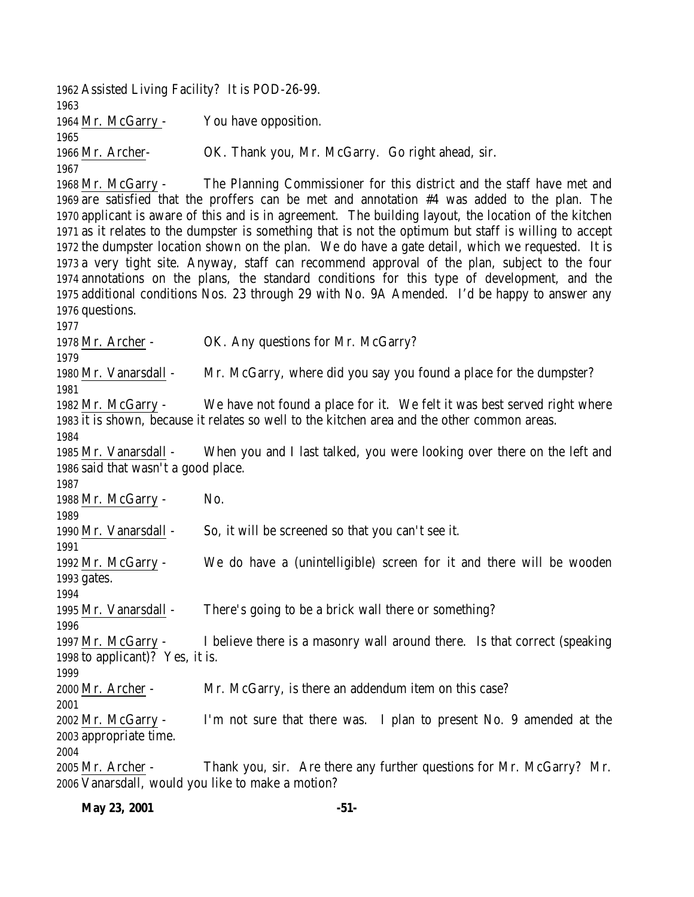Assisted Living Facility? It is POD-26-99.

Mr. McGarry - You have opposition.

Mr. Archer- OK. Thank you, Mr. McGarry. Go right ahead, sir.

Mr. McGarry - The Planning Commissioner for this district and the staff have met and are satisfied that the proffers can be met and annotation #4 was added to the plan. The applicant is aware of this and is in agreement. The building layout, the location of the kitchen as it relates to the dumpster is something that is not the optimum but staff is willing to accept the dumpster location shown on the plan. We do have a gate detail, which we requested. It is a very tight site. Anyway, staff can recommend approval of the plan, subject to the four annotations on the plans, the standard conditions for this type of development, and the additional conditions Nos. 23 through 29 with No. 9A Amended. I'd be happy to answer any questions.

Mr. Archer - OK. Any questions for Mr. McGarry?

Mr. Vanarsdall - Mr. McGarry, where did you say you found a place for the dumpster?

Mr. McGarry - We have not found a place for it. We felt it was best served right where it is shown, because it relates so well to the kitchen area and the other common areas.

Mr. Vanarsdall - When you and I last talked, you were looking over there on the left and said that wasn't a good place.

Mr. McGarry - No.

Mr. Vanarsdall - So, it will be screened so that you can't see it.

Mr. McGarry - We do have a (unintelligible) screen for it and there will be wooden gates.

Mr. Vanarsdall - There's going to be a brick wall there or something?

Mr. McGarry - I believe there is a masonry wall around there. Is that correct (speaking to applicant)? Yes, it is.

Mr. Archer - Mr. McGarry, is there an addendum item on this case?

Mr. McGarry - I'm not sure that there was. I plan to present No. 9 amended at the appropriate time.

Mr. Archer - Thank you, sir. Are there any further questions for Mr. McGarry? Mr. Vanarsdall, would you like to make a motion?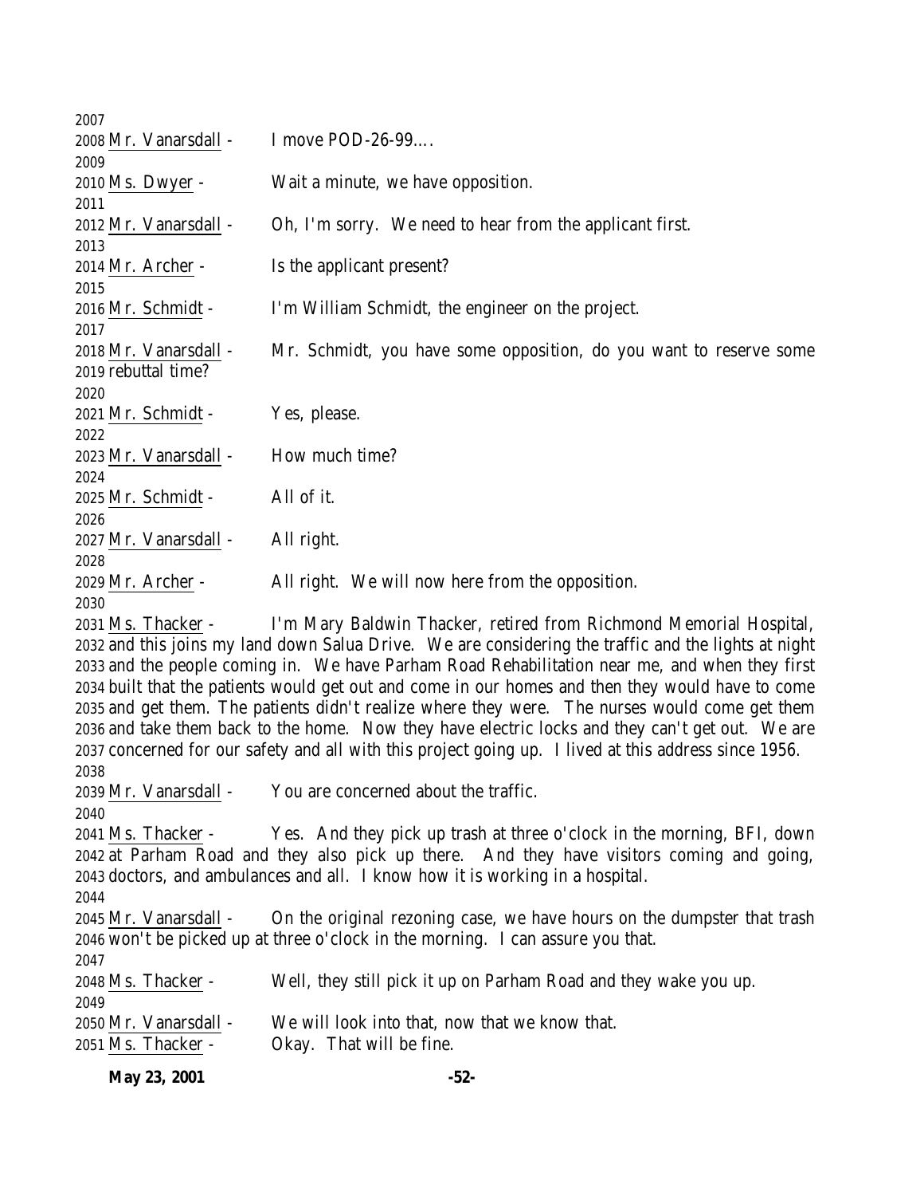Mr. Vanarsdall - I move POD-26-99….

Ms. Dwyer - Wait a minute, we have opposition.

Mr. Vanarsdall - Oh, I'm sorry. We need to hear from the applicant first.

Mr. Archer - Is the applicant present?

Mr. Schmidt - I'm William Schmidt, the engineer on the project.

Mr. Vanarsdall - Mr. Schmidt, you have some opposition, do you want to reserve some rebuttal time?

Mr. Schmidt - Yes, please.

Mr. Vanarsdall - How much time?

Mr. Schmidt - All of it.

Mr. Vanarsdall - All right.

Mr. Archer - All right. We will now here from the opposition.

Ms. Thacker - I'm Mary Baldwin Thacker, retired from Richmond Memorial Hospital, and this joins my land down Salua Drive. We are considering the traffic and the lights at night and the people coming in. We have Parham Road Rehabilitation near me, and when they first built that the patients would get out and come in our homes and then they would have to come and get them. The patients didn't realize where they were. The nurses would come get them and take them back to the home. Now they have electric locks and they can't get out. We are concerned for our safety and all with this project going up. I lived at this address since 1956.

Mr. Vanarsdall - You are concerned about the traffic.

Ms. Thacker - Yes. And they pick up trash at three o'clock in the morning, BFI, down at Parham Road and they also pick up there. And they have visitors coming and going, doctors, and ambulances and all. I know how it is working in a hospital.

Mr. Vanarsdall - On the original rezoning case, we have hours on the dumpster that trash won't be picked up at three o'clock in the morning. I can assure you that.

Ms. Thacker - Well, they still pick it up on Parham Road and they wake you up.

Mr. Vanarsdall - We will look into that, now that we know that.

Ms. Thacker - Okay. That will be fine.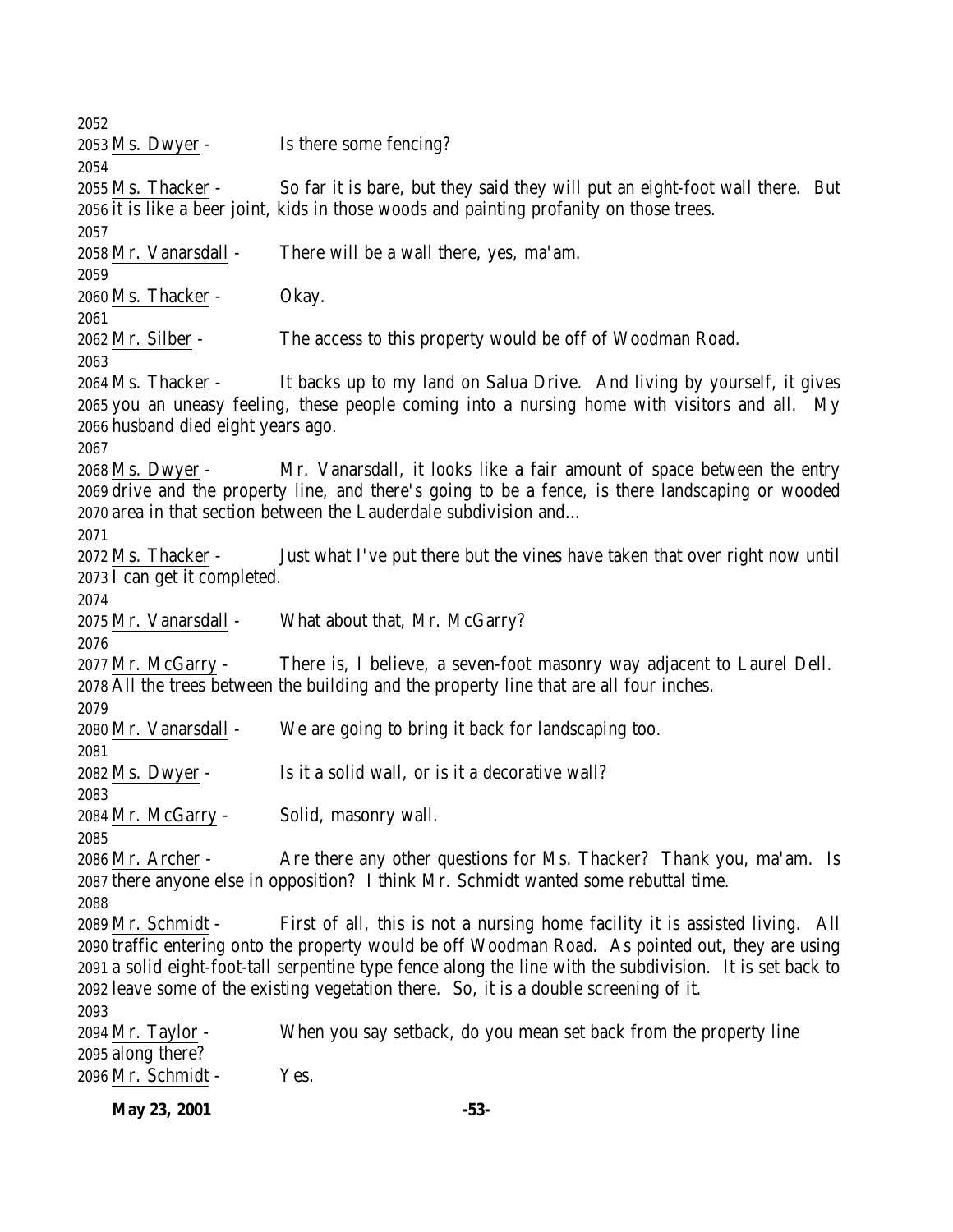2052
2053 Ms. Dwyer - Is there some fencing?
2054
2055 Ms. Thacker - So far it is bare, but they said they will put an eight-foot wall there. But
2056 it is like a beer joint, kids in those woods and painting profanity on those trees.
2057
2058 Mr. Vanarsdall - There will be a wall there, yes, ma'am.
2059
2060 Ms. Thacker - Okay.
2061
2062 Mr. Silber - The access to this property would be off of Woodman Road.
2063
2064 Ms. Thacker - It backs up to my land on Salua Drive. And living by yourself, it gives
2065 you an uneasy feeling, these people coming into a nursing home with visitors and all. My
2066 husband died eight years ago.
2067
2068 Ms. Dwyer - Mr. Vanarsdall, it looks like a fair amount of space between the entry
2069 drive and the property line, and there's going to be a fence, is there landscaping or wooded
2070 area in that section between the Lauderdale subdivision and…
2071
2072 Ms. Thacker - Just what I've put there but the vines have taken that over right now until
2073 I can get it completed.
2074
2075 Mr. Vanarsdall - What about that, Mr. McGarry?
2076
2077 Mr. McGarry - There is, I believe, a seven-foot masonry way adjacent to Laurel Dell.
2078 All the trees between the building and the property line that are all four inches.
2079
2080 Mr. Vanarsdall - We are going to bring it back for landscaping too.
2081
2082 Ms. Dwyer - Is it a solid wall, or is it a decorative wall?
2083
2084 Mr. McGarry - Solid, masonry wall.
2085
2086 Mr. Archer - Are there any other questions for Ms. Thacker? Thank you, ma'am. Is
2087 there anyone else in opposition? I think Mr. Schmidt wanted some rebuttal time.
2088
2089 Mr. Schmidt - First of all, this is not a nursing home facility it is assisted living. All
2090 traffic entering onto the property would be off Woodman Road. As pointed out, they are using
2091 a solid eight-foot-tall serpentine type fence along the line with the subdivision. It is set back to
2092 leave some of the existing vegetation there. So, it is a double screening of it.
2093
2094 Mr. Taylor - When you say setback, do you mean set back from the property line
2095 along there?
2096 Mr. Schmidt - Yes.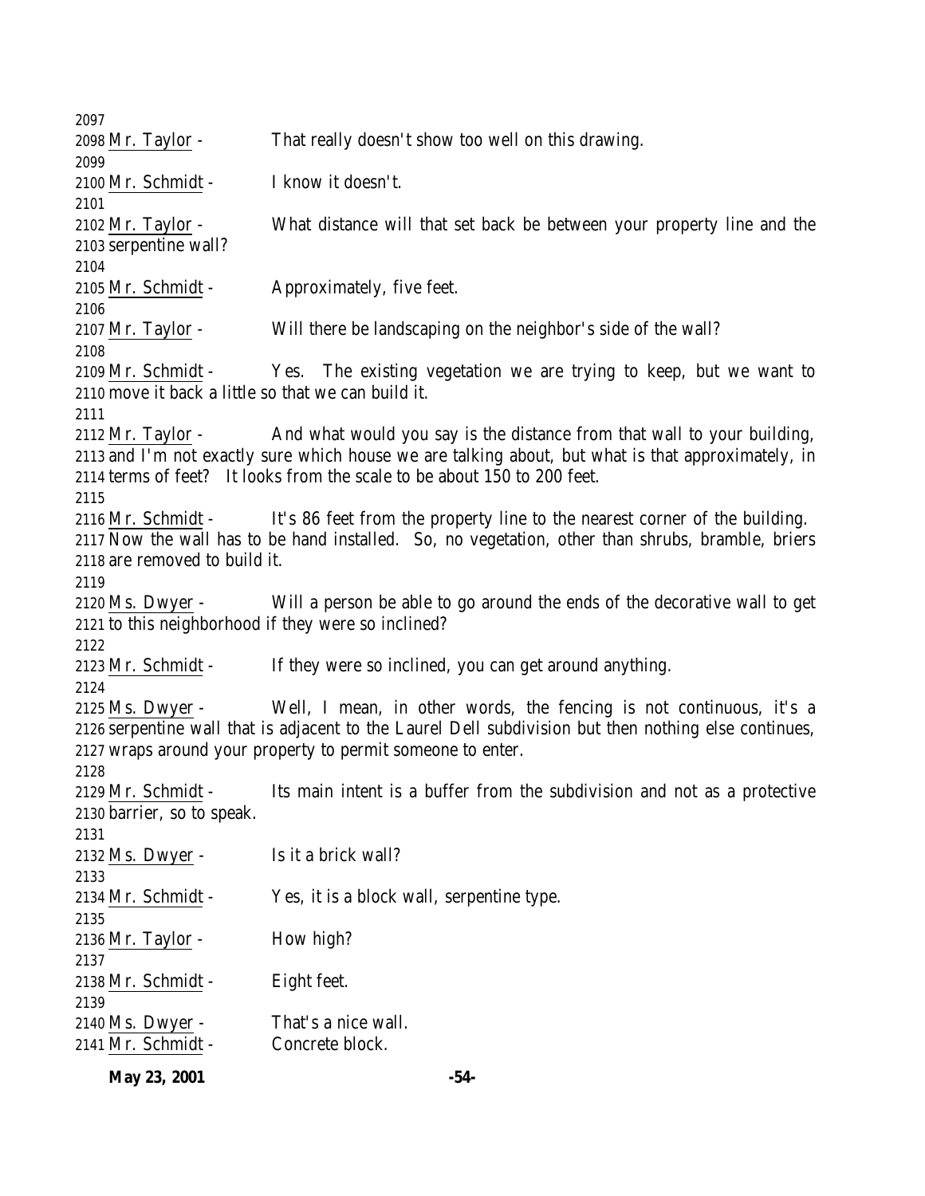Mr. Taylor - That really doesn't show too well on this drawing.

Mr. Schmidt - I know it doesn't.

Mr. Taylor - What distance will that set back be between your property line and the serpentine wall?

Mr. Schmidt - Approximately, five feet.

Mr. Taylor - Will there be landscaping on the neighbor's side of the wall?

Mr. Schmidt - Yes. The existing vegetation we are trying to keep, but we want to move it back a little so that we can build it.

Mr. Taylor - And what would you say is the distance from that wall to your building, and I'm not exactly sure which house we are talking about, but what is that approximately, in terms of feet? It looks from the scale to be about 150 to 200 feet.

Mr. Schmidt - It's 86 feet from the property line to the nearest corner of the building. Now the wall has to be hand installed. So, no vegetation, other than shrubs, bramble, briers are removed to build it.

Ms. Dwyer - Will a person be able to go around the ends of the decorative wall to get to this neighborhood if they were so inclined?

Mr. Schmidt - If they were so inclined, you can get around anything.

Ms. Dwyer - Well, I mean, in other words, the fencing is not continuous, it's a serpentine wall that is adjacent to the Laurel Dell subdivision but then nothing else continues, wraps around your property to permit someone to enter.

Mr. Schmidt - Its main intent is a buffer from the subdivision and not as a protective barrier, so to speak.

Ms. Dwyer - Is it a brick wall?

Mr. Schmidt - Yes, it is a block wall, serpentine type.

Mr. Taylor - How high?

Mr. Schmidt - Eight feet.

Ms. Dwyer - That's a nice wall.

Mr. Schmidt - Concrete block.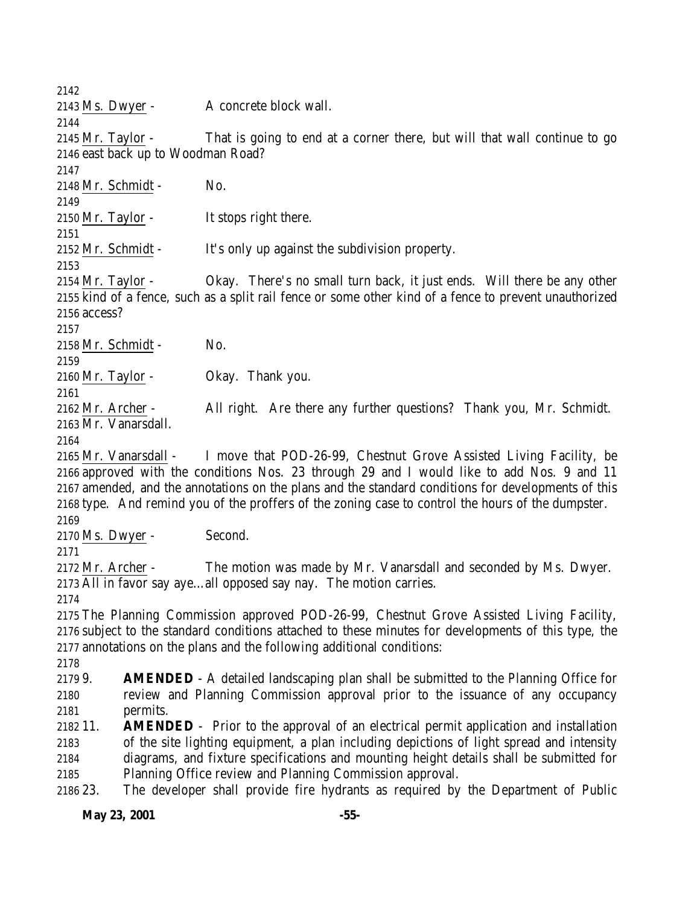Ms. Dwyer - A concrete block wall.

Mr. Taylor - That is going to end at a corner there, but will that wall continue to go east back up to Woodman Road?

Mr. Schmidt - No.

Mr. Taylor - It stops right there.

Mr. Schmidt - It's only up against the subdivision property.

Mr. Taylor - Okay. There's no small turn back, it just ends. Will there be any other kind of a fence, such as a split rail fence or some other kind of a fence to prevent unauthorized access?

Mr. Schmidt - No.

Mr. Taylor - Okay. Thank you.

Mr. Archer - All right. Are there any further questions? Thank you, Mr. Schmidt. Mr. Vanarsdall.

Mr. Vanarsdall - I move that POD-26-99, Chestnut Grove Assisted Living Facility, be approved with the conditions Nos. 23 through 29 and I would like to add Nos. 9 and 11 amended, and the annotations on the plans and the standard conditions for developments of this type. And remind you of the proffers of the zoning case to control the hours of the dumpster.

Ms. Dwyer - Second.

Mr. Archer - The motion was made by Mr. Vanarsdall and seconded by Ms. Dwyer. All in favor say aye…all opposed say nay. The motion carries.

The Planning Commission approved POD-26-99, Chestnut Grove Assisted Living Facility, subject to the standard conditions attached to these minutes for developments of this type, the annotations on the plans and the following additional conditions:

9. **AMENDED** - A detailed landscaping plan shall be submitted to the Planning Office for review and Planning Commission approval prior to the issuance of any occupancy permits.
11. **AMENDED** - Prior to the approval of an electrical permit application and installation of the site lighting equipment, a plan including depictions of light spread and intensity diagrams, and fixture specifications and mounting height details shall be submitted for Planning Office review and Planning Commission approval.
23. The developer shall provide fire hydrants as required by the Department of Public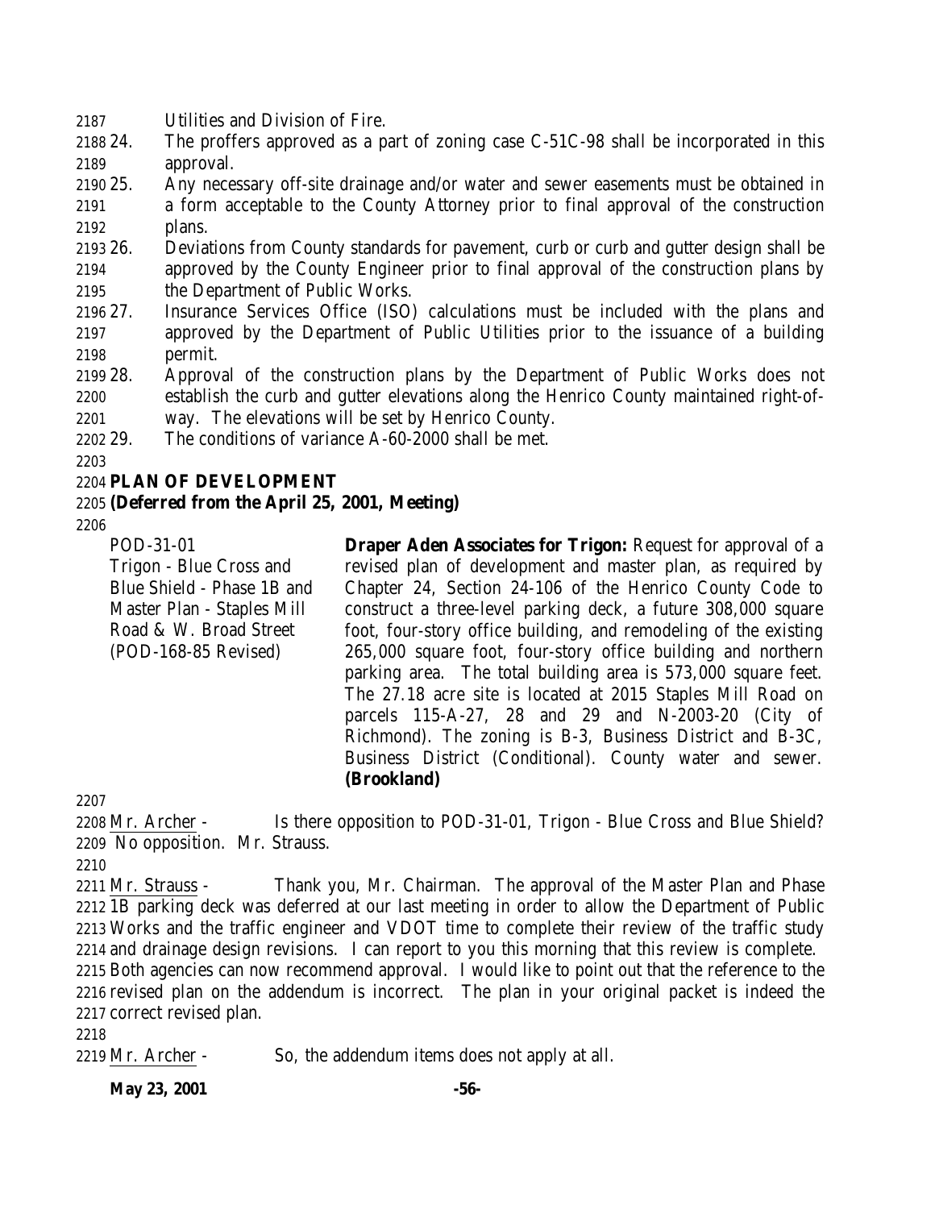Utilities and Division of Fire.

24. The proffers approved as a part of zoning case C-51C-98 shall be incorporated in this approval.
25. Any necessary off-site drainage and/or water and sewer easements must be obtained in a form acceptable to the County Attorney prior to final approval of the construction plans.
26. Deviations from County standards for pavement, curb or curb and gutter design shall be approved by the County Engineer prior to final approval of the construction plans by the Department of Public Works.
27. Insurance Services Office (ISO) calculations must be included with the plans and approved by the Department of Public Utilities prior to the issuance of a building permit.
28. Approval of the construction plans by the Department of Public Works does not establish the curb and gutter elevations along the Henrico County maintained right-of-way. The elevations will be set by Henrico County.
29. The conditions of variance A-60-2000 shall be met.

**PLAN OF DEVELOPMENT**
**(Deferred from the April 25, 2001, Meeting)**

POD-31-01
Trigon - Blue Cross and Blue Shield - Phase 1B and Master Plan - Staples Mill Road & W. Broad Street
(POD-168-85 Revised)

**Draper Aden Associates for Trigon:** Request for approval of a revised plan of development and master plan, as required by Chapter 24, Section 24-106 of the Henrico County Code to construct a three-level parking deck, a future 308,000 square foot, four-story office building, and remodeling of the existing 265,000 square foot, four-story office building and northern parking area. The total building area is 573,000 square feet. The 27.18 acre site is located at 2015 Staples Mill Road on parcels 115-A-27, 28 and 29 and N-2003-20 (City of Richmond). The zoning is B-3, Business District and B-3C, Business District (Conditional). County water and sewer. **(Brookland)**

Mr. Archer - Is there opposition to POD-31-01, Trigon - Blue Cross and Blue Shield? No opposition. Mr. Strauss.

Mr. Strauss - Thank you, Mr. Chairman. The approval of the Master Plan and Phase 1B parking deck was deferred at our last meeting in order to allow the Department of Public Works and the traffic engineer and VDOT time to complete their review of the traffic study and drainage design revisions. I can report to you this morning that this review is complete. Both agencies can now recommend approval. I would like to point out that the reference to the revised plan on the addendum is incorrect. The plan in your original packet is indeed the correct revised plan.

Mr. Archer - So, the addendum items does not apply at all.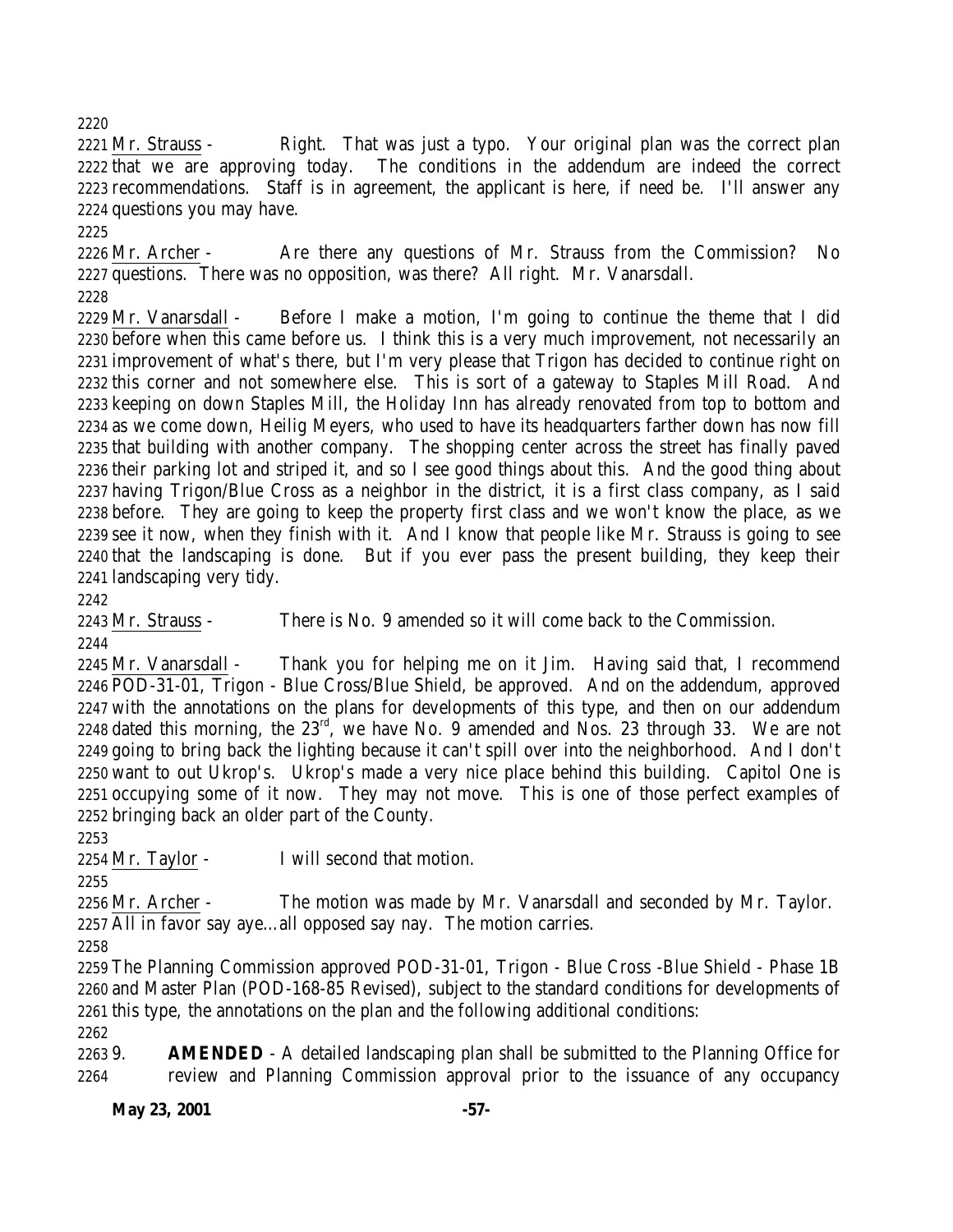Mr. Strauss - Right. That was just a typo. Your original plan was the correct plan that we are approving today. The conditions in the addendum are indeed the correct recommendations. Staff is in agreement, the applicant is here, if need be. I'll answer any questions you may have.

Mr. Archer - Are there any questions of Mr. Strauss from the Commission? No questions. There was no opposition, was there? All right. Mr. Vanarsdall.

Mr. Vanarsdall - Before I make a motion, I'm going to continue the theme that I did before when this came before us. I think this is a very much improvement, not necessarily an improvement of what's there, but I'm very please that Trigon has decided to continue right on this corner and not somewhere else. This is sort of a gateway to Staples Mill Road. And keeping on down Staples Mill, the Holiday Inn has already renovated from top to bottom and as we come down, Heilig Meyers, who used to have its headquarters farther down has now fill that building with another company. The shopping center across the street has finally paved their parking lot and striped it, and so I see good things about this. And the good thing about having Trigon/Blue Cross as a neighbor in the district, it is a first class company, as I said before. They are going to keep the property first class and we won't know the place, as we see it now, when they finish with it. And I know that people like Mr. Strauss is going to see that the landscaping is done. But if you ever pass the present building, they keep their landscaping very tidy.

Mr. Strauss - There is No. 9 amended so it will come back to the Commission.

Mr. Vanarsdall - Thank you for helping me on it Jim. Having said that, I recommend POD-31-01, Trigon - Blue Cross/Blue Shield, be approved. And on the addendum, approved with the annotations on the plans for developments of this type, and then on our addendum dated this morning, the 23rd, we have No. 9 amended and Nos. 23 through 33. We are not going to bring back the lighting because it can't spill over into the neighborhood. And I don't want to out Ukrop's. Ukrop's made a very nice place behind this building. Capitol One is occupying some of it now. They may not move. This is one of those perfect examples of bringing back an older part of the County.

Mr. Taylor - I will second that motion.

Mr. Archer - The motion was made by Mr. Vanarsdall and seconded by Mr. Taylor. All in favor say aye…all opposed say nay. The motion carries.

The Planning Commission approved POD-31-01, Trigon - Blue Cross -Blue Shield - Phase 1B and Master Plan (POD-168-85 Revised), subject to the standard conditions for developments of this type, the annotations on the plan and the following additional conditions:

9. **AMENDED** - A detailed landscaping plan shall be submitted to the Planning Office for review and Planning Commission approval prior to the issuance of any occupancy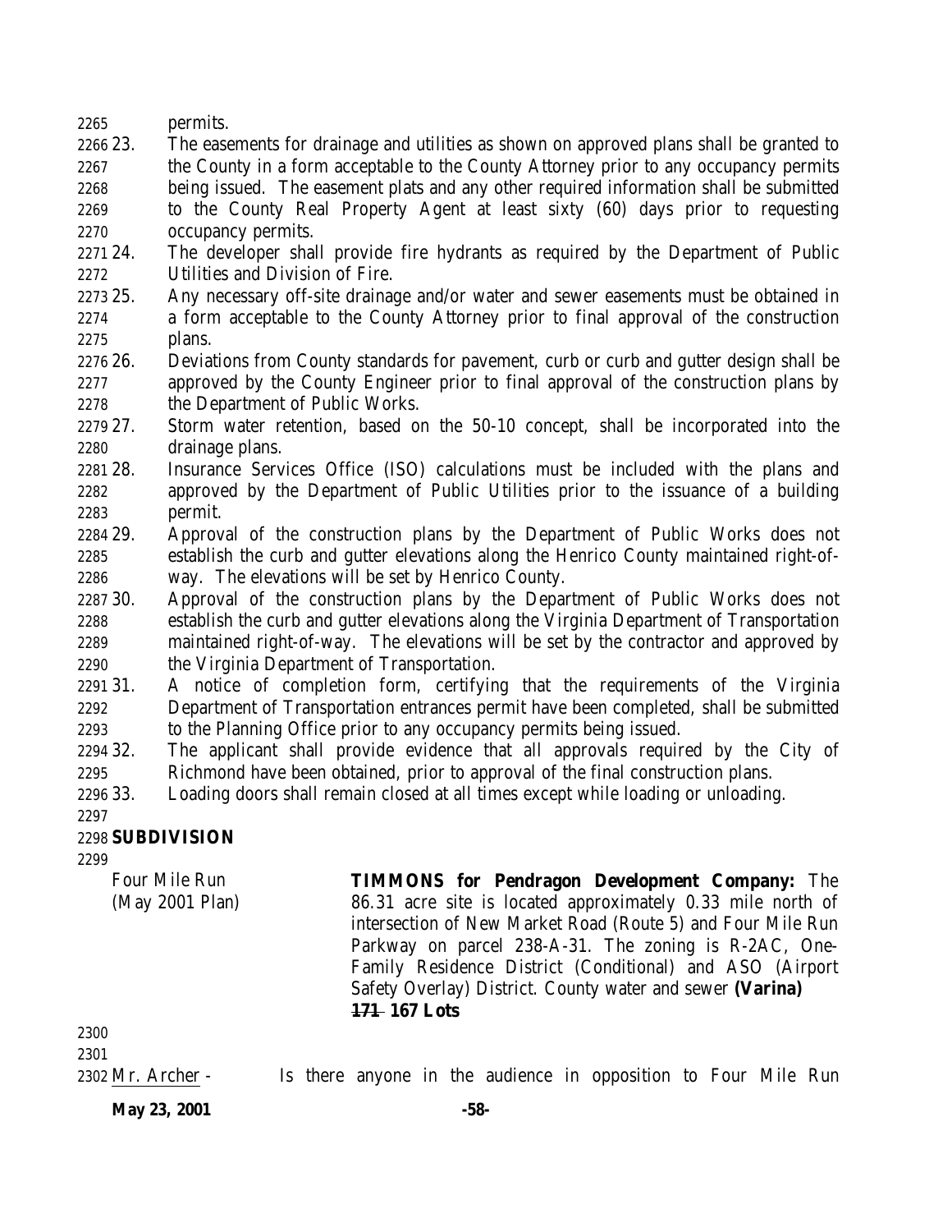permits.

23. The easements for drainage and utilities as shown on approved plans shall be granted to the County in a form acceptable to the County Attorney prior to any occupancy permits being issued. The easement plats and any other required information shall be submitted to the County Real Property Agent at least sixty (60) days prior to requesting occupancy permits.
24. The developer shall provide fire hydrants as required by the Department of Public Utilities and Division of Fire.
25. Any necessary off-site drainage and/or water and sewer easements must be obtained in a form acceptable to the County Attorney prior to final approval of the construction plans.
26. Deviations from County standards for pavement, curb or curb and gutter design shall be approved by the County Engineer prior to final approval of the construction plans by the Department of Public Works.
27. Storm water retention, based on the 50-10 concept, shall be incorporated into the drainage plans.
28. Insurance Services Office (ISO) calculations must be included with the plans and approved by the Department of Public Utilities prior to the issuance of a building permit.
29. Approval of the construction plans by the Department of Public Works does not establish the curb and gutter elevations along the Henrico County maintained right-of-way. The elevations will be set by Henrico County.
30. Approval of the construction plans by the Department of Public Works does not establish the curb and gutter elevations along the Virginia Department of Transportation maintained right-of-way. The elevations will be set by the contractor and approved by the Virginia Department of Transportation.
31. A notice of completion form, certifying that the requirements of the Virginia Department of Transportation entrances permit have been completed, shall be submitted to the Planning Office prior to any occupancy permits being issued.
32. The applicant shall provide evidence that all approvals required by the City of Richmond have been obtained, prior to approval of the final construction plans.
33. Loading doors shall remain closed at all times except while loading or unloading.

**SUBDIVISION**

Four Mile Run (May 2001 Plan)

**TIMMONS for Pendragon Development Company:** The 86.31 acre site is located approximately 0.33 mile north of intersection of New Market Road (Route 5) and Four Mile Run Parkway on parcel 238-A-31. The zoning is R-2AC, One-Family Residence District (Conditional) and ASO (Airport Safety Overlay) District. County water and sewer **(Varina)** **~~171~~ 167 Lots**

Mr. Archer - Is there anyone in the audience in opposition to Four Mile Run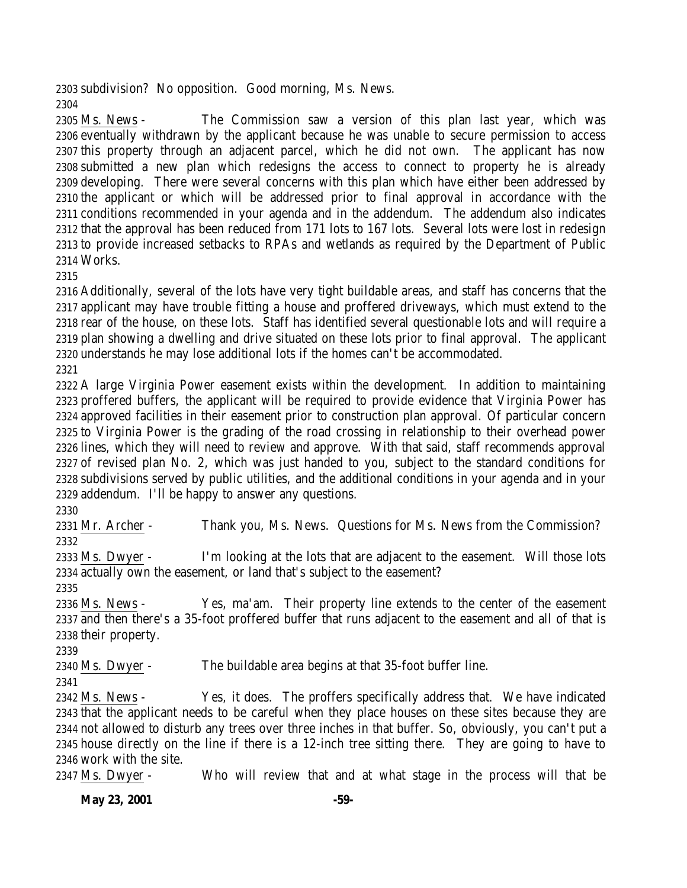subdivision? No opposition. Good morning, Ms. News.

Ms. News - The Commission saw a version of this plan last year, which was eventually withdrawn by the applicant because he was unable to secure permission to access this property through an adjacent parcel, which he did not own. The applicant has now submitted a new plan which redesigns the access to connect to property he is already developing. There were several concerns with this plan which have either been addressed by the applicant or which will be addressed prior to final approval in accordance with the conditions recommended in your agenda and in the addendum. The addendum also indicates that the approval has been reduced from 171 lots to 167 lots. Several lots were lost in redesign to provide increased setbacks to RPAs and wetlands as required by the Department of Public Works.

Additionally, several of the lots have very tight buildable areas, and staff has concerns that the applicant may have trouble fitting a house and proffered driveways, which must extend to the rear of the house, on these lots. Staff has identified several questionable lots and will require a plan showing a dwelling and drive situated on these lots prior to final approval. The applicant understands he may lose additional lots if the homes can't be accommodated.

A large Virginia Power easement exists within the development. In addition to maintaining proffered buffers, the applicant will be required to provide evidence that Virginia Power has approved facilities in their easement prior to construction plan approval. Of particular concern to Virginia Power is the grading of the road crossing in relationship to their overhead power lines, which they will need to review and approve. With that said, staff recommends approval of revised plan No. 2, which was just handed to you, subject to the standard conditions for subdivisions served by public utilities, and the additional conditions in your agenda and in your addendum. I'll be happy to answer any questions.

Mr. Archer - Thank you, Ms. News. Questions for Ms. News from the Commission?

Ms. Dwyer - I'm looking at the lots that are adjacent to the easement. Will those lots actually own the easement, or land that's subject to the easement?

Ms. News - Yes, ma'am. Their property line extends to the center of the easement and then there's a 35-foot proffered buffer that runs adjacent to the easement and all of that is their property.

Ms. Dwyer - The buildable area begins at that 35-foot buffer line.

Ms. News - Yes, it does. The proffers specifically address that. We have indicated that the applicant needs to be careful when they place houses on these sites because they are not allowed to disturb any trees over three inches in that buffer. So, obviously, you can't put a house directly on the line if there is a 12-inch tree sitting there. They are going to have to work with the site.

Ms. Dwyer - Who will review that and at what stage in the process will that be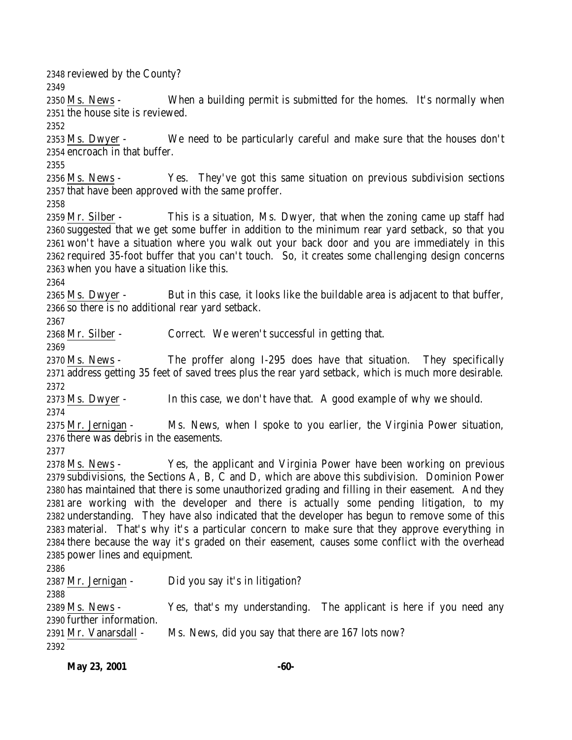reviewed by the County?

Ms. News - When a building permit is submitted for the homes. It's normally when the house site is reviewed.

Ms. Dwyer - We need to be particularly careful and make sure that the houses don't encroach in that buffer.

Ms. News - Yes. They've got this same situation on previous subdivision sections that have been approved with the same proffer.

Mr. Silber - This is a situation, Ms. Dwyer, that when the zoning came up staff had suggested that we get some buffer in addition to the minimum rear yard setback, so that you won't have a situation where you walk out your back door and you are immediately in this required 35-foot buffer that you can't touch. So, it creates some challenging design concerns when you have a situation like this.

Ms. Dwyer - But in this case, it looks like the buildable area is adjacent to that buffer, so there is no additional rear yard setback.

Mr. Silber - Correct. We weren't successful in getting that.

Ms. News - The proffer along I-295 does have that situation. They specifically address getting 35 feet of saved trees plus the rear yard setback, which is much more desirable.

Ms. Dwyer - In this case, we don't have that. A good example of why we should.

Mr. Jernigan - Ms. News, when I spoke to you earlier, the Virginia Power situation, there was debris in the easements.

Ms. News - Yes, the applicant and Virginia Power have been working on previous subdivisions, the Sections A, B, C and D, which are above this subdivision. Dominion Power has maintained that there is some unauthorized grading and filling in their easement. And they are working with the developer and there is actually some pending litigation, to my understanding. They have also indicated that the developer has begun to remove some of this material. That's why it's a particular concern to make sure that they approve everything in there because the way it's graded on their easement, causes some conflict with the overhead power lines and equipment.

Mr. Jernigan - Did you say it's in litigation?

Ms. News - Yes, that's my understanding. The applicant is here if you need any further information.

Mr. Vanarsdall - Ms. News, did you say that there are 167 lots now?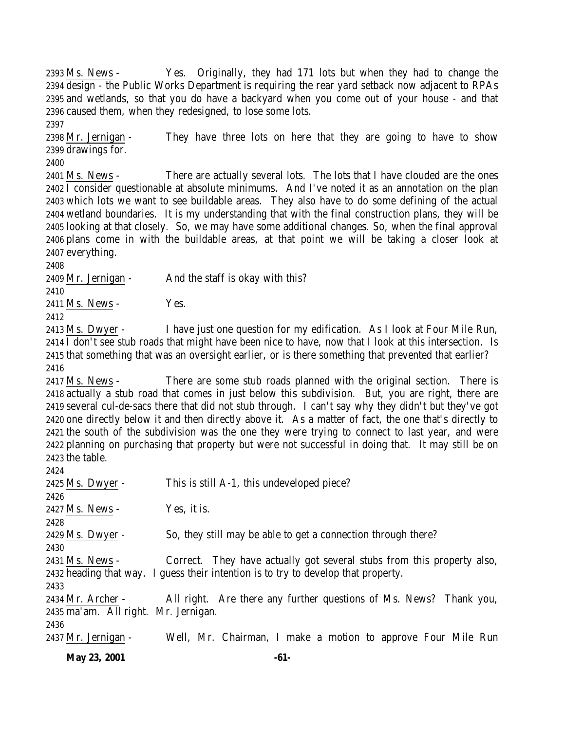Ms. News - Yes. Originally, they had 171 lots but when they had to change the design - the Public Works Department is requiring the rear yard setback now adjacent to RPAs and wetlands, so that you do have a backyard when you come out of your house - and that caused them, when they redesigned, to lose some lots.

Mr. Jernigan - They have three lots on here that they are going to have to show drawings for.

Ms. News - There are actually several lots. The lots that I have clouded are the ones I consider questionable at absolute minimums. And I've noted it as an annotation on the plan which lots we want to see buildable areas. They also have to do some defining of the actual wetland boundaries. It is my understanding that with the final construction plans, they will be looking at that closely. So, we may have some additional changes. So, when the final approval plans come in with the buildable areas, at that point we will be taking a closer look at everything.

Mr. Jernigan - And the staff is okay with this?

Ms. News - Yes.

Ms. Dwyer - I have just one question for my edification. As I look at Four Mile Run, I don't see stub roads that might have been nice to have, now that I look at this intersection. Is that something that was an oversight earlier, or is there something that prevented that earlier?

Ms. News - There are some stub roads planned with the original section. There is actually a stub road that comes in just below this subdivision. But, you are right, there are several cul-de-sacs there that did not stub through. I can't say why they didn't but they've got one directly below it and then directly above it. As a matter of fact, the one that's directly to the south of the subdivision was the one they were trying to connect to last year, and were planning on purchasing that property but were not successful in doing that. It may still be on the table.

Ms. Dwyer - This is still A-1, this undeveloped piece?

Ms. News - Yes, it is.

Ms. Dwyer - So, they still may be able to get a connection through there?

Ms. News - Correct. They have actually got several stubs from this property also, heading that way. I guess their intention is to try to develop that property.

Mr. Archer - All right. Are there any further questions of Ms. News? Thank you, ma'am. All right. Mr. Jernigan.

Mr. Jernigan - Well, Mr. Chairman, I make a motion to approve Four Mile Run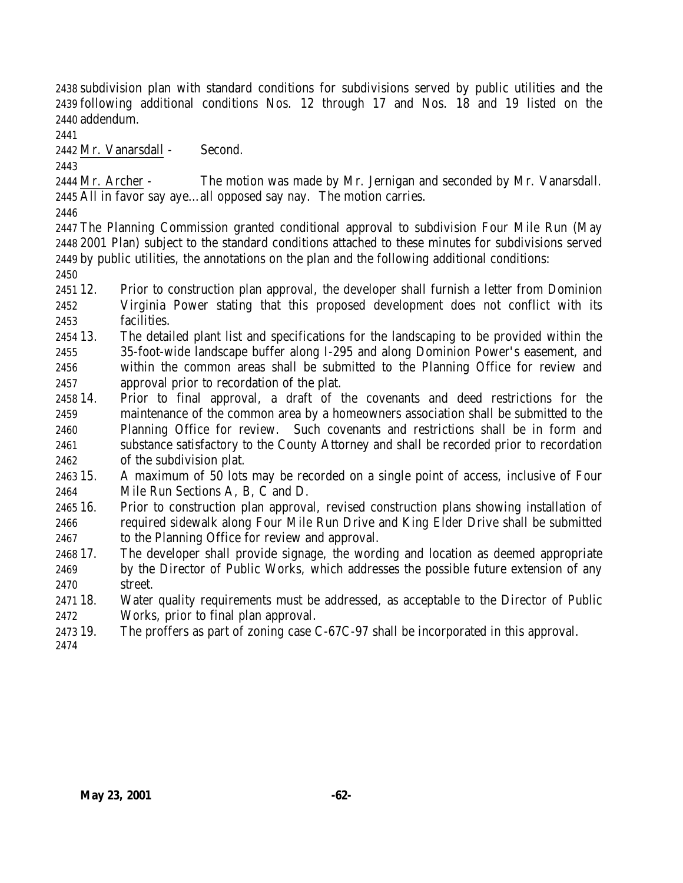subdivision plan with standard conditions for subdivisions served by public utilities and the following additional conditions Nos. 12 through 17 and Nos. 18 and 19 listed on the addendum.

Mr. Vanarsdall - Second.

Mr. Archer - The motion was made by Mr. Jernigan and seconded by Mr. Vanarsdall. All in favor say aye…all opposed say nay. The motion carries.

The Planning Commission granted conditional approval to subdivision Four Mile Run (May 2001 Plan) subject to the standard conditions attached to these minutes for subdivisions served by public utilities, the annotations on the plan and the following additional conditions:

12. Prior to construction plan approval, the developer shall furnish a letter from Dominion Virginia Power stating that this proposed development does not conflict with its facilities.
13. The detailed plant list and specifications for the landscaping to be provided within the 35-foot-wide landscape buffer along I-295 and along Dominion Power's easement, and within the common areas shall be submitted to the Planning Office for review and approval prior to recordation of the plat.
14. Prior to final approval, a draft of the covenants and deed restrictions for the maintenance of the common area by a homeowners association shall be submitted to the Planning Office for review. Such covenants and restrictions shall be in form and substance satisfactory to the County Attorney and shall be recorded prior to recordation of the subdivision plat.
15. A maximum of 50 lots may be recorded on a single point of access, inclusive of Four Mile Run Sections A, B, C and D.
16. Prior to construction plan approval, revised construction plans showing installation of required sidewalk along Four Mile Run Drive and King Elder Drive shall be submitted to the Planning Office for review and approval.
17. The developer shall provide signage, the wording and location as deemed appropriate by the Director of Public Works, which addresses the possible future extension of any street.
18. Water quality requirements must be addressed, as acceptable to the Director of Public Works, prior to final plan approval.
19. The proffers as part of zoning case C-67C-97 shall be incorporated in this approval.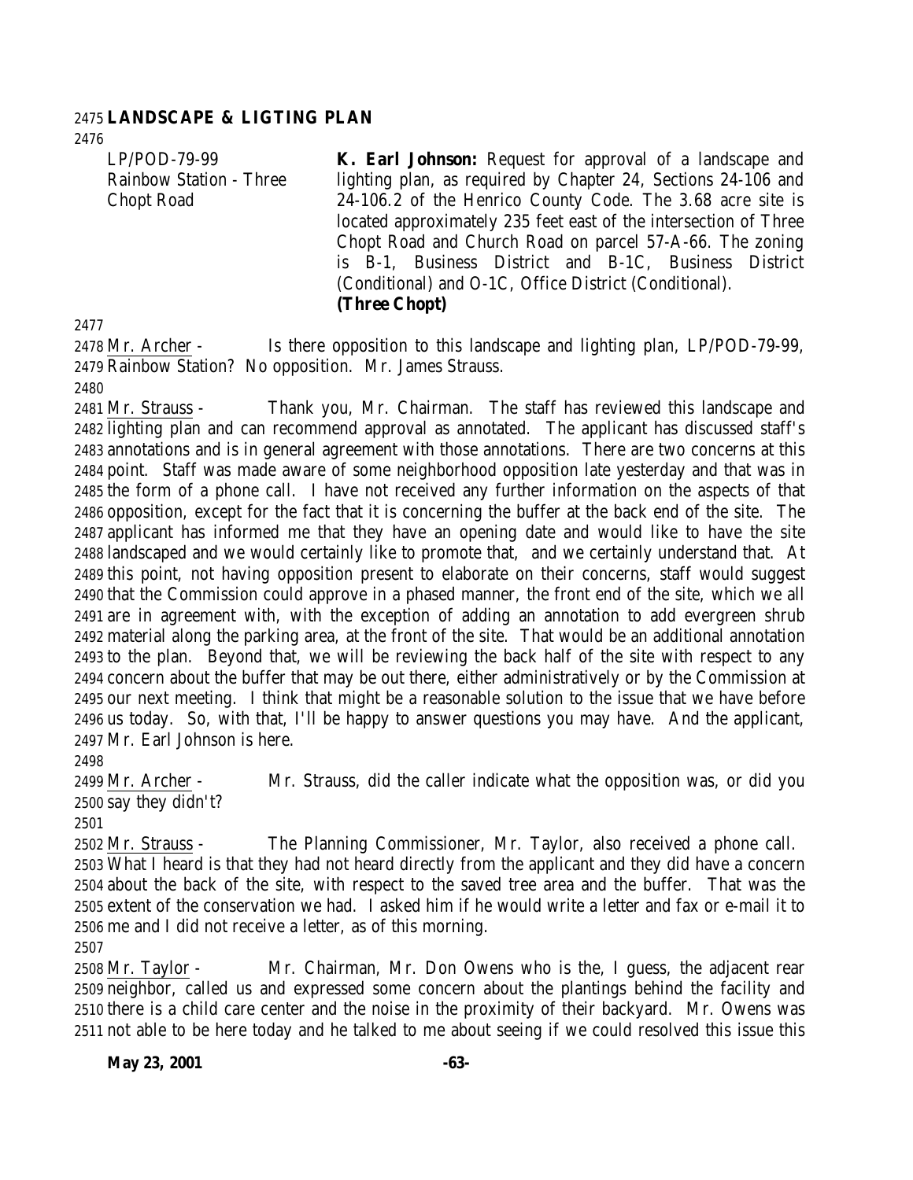**LANDSCAPE & LIGTING PLAN**

| | |
|---|---|
| LP/POD-79-99<br>Rainbow Station - Three Chopt Road | **K. Earl Johnson:** Request for approval of a landscape and lighting plan, as required by Chapter 24, Sections 24-106 and 24-106.2 of the Henrico County Code. The 3.68 acre site is located approximately 235 feet east of the intersection of Three Chopt Road and Church Road on parcel 57-A-66. The zoning is B-1, Business District and B-1C, Business District (Conditional) and O-1C, Office District (Conditional). **(Three Chopt)** |

Mr. Archer - Is there opposition to this landscape and lighting plan, LP/POD-79-99, Rainbow Station? No opposition. Mr. James Strauss.

Mr. Strauss - Thank you, Mr. Chairman. The staff has reviewed this landscape and lighting plan and can recommend approval as annotated. The applicant has discussed staff's annotations and is in general agreement with those annotations. There are two concerns at this point. Staff was made aware of some neighborhood opposition late yesterday and that was in the form of a phone call. I have not received any further information on the aspects of that opposition, except for the fact that it is concerning the buffer at the back end of the site. The applicant has informed me that they have an opening date and would like to have the site landscaped and we would certainly like to promote that, and we certainly understand that. At this point, not having opposition present to elaborate on their concerns, staff would suggest that the Commission could approve in a phased manner, the front end of the site, which we all are in agreement with, with the exception of adding an annotation to add evergreen shrub material along the parking area, at the front of the site. That would be an additional annotation to the plan. Beyond that, we will be reviewing the back half of the site with respect to any concern about the buffer that may be out there, either administratively or by the Commission at our next meeting. I think that might be a reasonable solution to the issue that we have before us today. So, with that, I'll be happy to answer questions you may have. And the applicant, Mr. Earl Johnson is here.

Mr. Archer - Mr. Strauss, did the caller indicate what the opposition was, or did you say they didn't?

Mr. Strauss - The Planning Commissioner, Mr. Taylor, also received a phone call. What I heard is that they had not heard directly from the applicant and they did have a concern about the back of the site, with respect to the saved tree area and the buffer. That was the extent of the conservation we had. I asked him if he would write a letter and fax or e-mail it to me and I did not receive a letter, as of this morning.

Mr. Taylor - Mr. Chairman, Mr. Don Owens who is the, I guess, the adjacent rear neighbor, called us and expressed some concern about the plantings behind the facility and there is a child care center and the noise in the proximity of their backyard. Mr. Owens was not able to be here today and he talked to me about seeing if we could resolved this issue this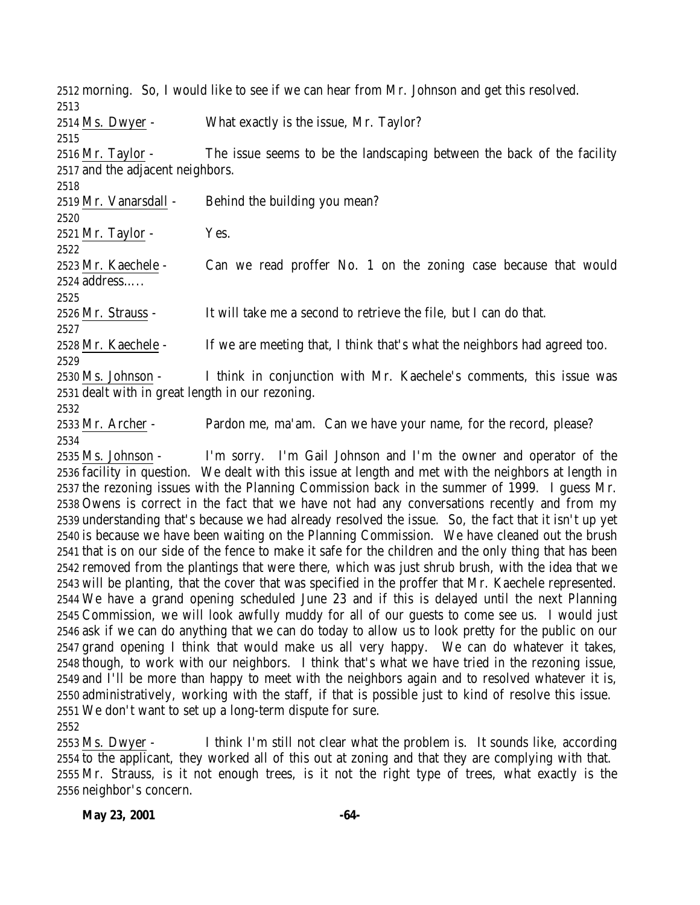morning. So, I would like to see if we can hear from Mr. Johnson and get this resolved.

Ms. Dwyer - What exactly is the issue, Mr. Taylor?

Mr. Taylor - The issue seems to be the landscaping between the back of the facility and the adjacent neighbors.

Mr. Vanarsdall - Behind the building you mean?

Mr. Taylor - Yes.

Mr. Kaechele - Can we read proffer No. 1 on the zoning case because that would address.....

Mr. Strauss - It will take me a second to retrieve the file, but I can do that.

Mr. Kaechele - If we are meeting that, I think that's what the neighbors had agreed too.

Ms. Johnson - I think in conjunction with Mr. Kaechele's comments, this issue was dealt with in great length in our rezoning.

Mr. Archer - Pardon me, ma'am. Can we have your name, for the record, please?

Ms. Johnson - I'm sorry. I'm Gail Johnson and I'm the owner and operator of the facility in question. We dealt with this issue at length and met with the neighbors at length in the rezoning issues with the Planning Commission back in the summer of 1999. I guess Mr. Owens is correct in the fact that we have not had any conversations recently and from my understanding that's because we had already resolved the issue. So, the fact that it isn't up yet is because we have been waiting on the Planning Commission. We have cleaned out the brush that is on our side of the fence to make it safe for the children and the only thing that has been removed from the plantings that were there, which was just shrub brush, with the idea that we will be planting, that the cover that was specified in the proffer that Mr. Kaechele represented. We have a grand opening scheduled June 23 and if this is delayed until the next Planning Commission, we will look awfully muddy for all of our guests to come see us. I would just ask if we can do anything that we can do today to allow us to look pretty for the public on our grand opening I think that would make us all very happy. We can do whatever it takes, though, to work with our neighbors. I think that's what we have tried in the rezoning issue, and I'll be more than happy to meet with the neighbors again and to resolved whatever it is, administratively, working with the staff, if that is possible just to kind of resolve this issue. We don't want to set up a long-term dispute for sure.

Ms. Dwyer - I think I'm still not clear what the problem is. It sounds like, according to the applicant, they worked all of this out at zoning and that they are complying with that. Mr. Strauss, is it not enough trees, is it not the right type of trees, what exactly is the neighbor's concern.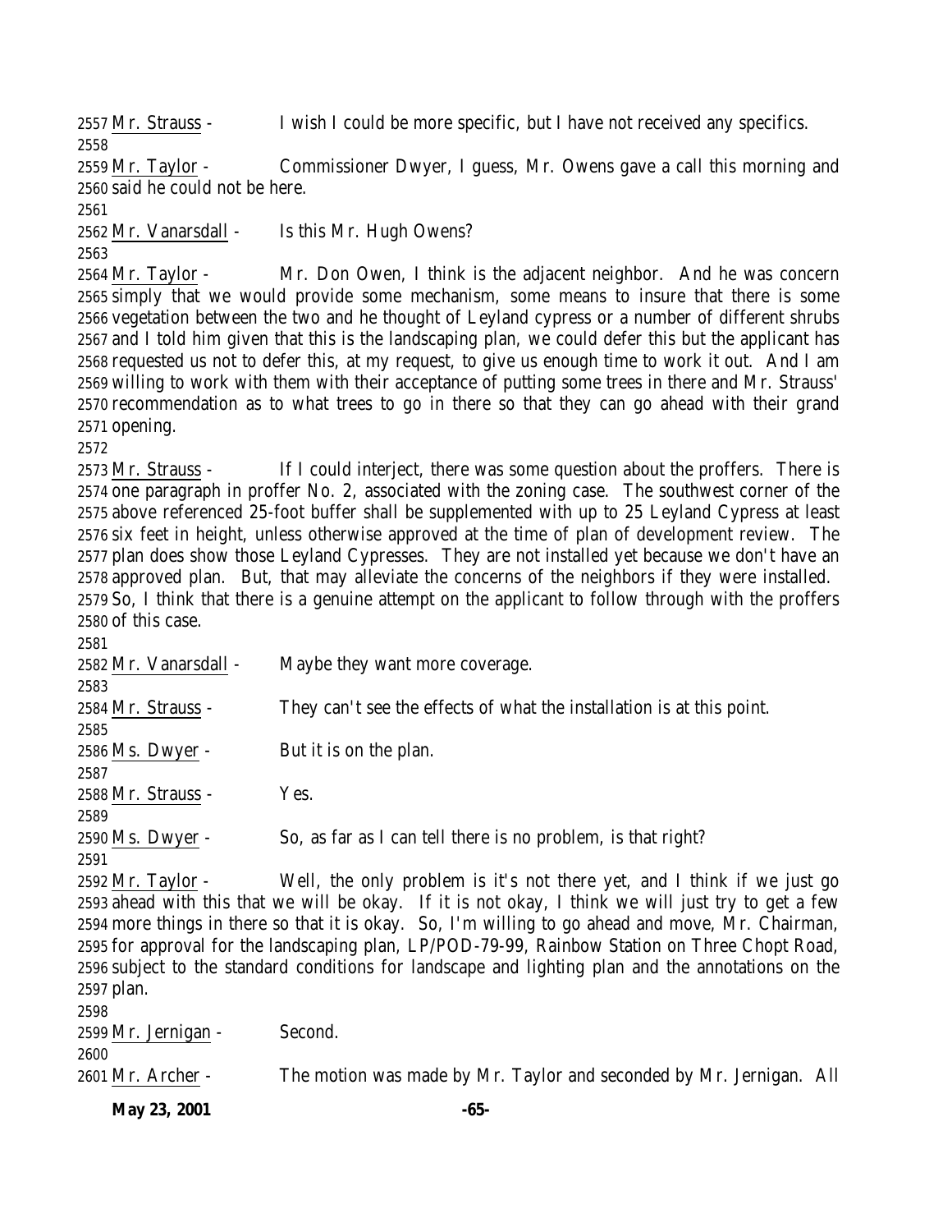2557 Mr. Strauss - I wish I could be more specific, but I have not received any specifics.
2558
2559 Mr. Taylor - Commissioner Dwyer, I guess, Mr. Owens gave a call this morning and
2560 said he could not be here.
2561
2562 Mr. Vanarsdall - Is this Mr. Hugh Owens?
2563
2564 Mr. Taylor - Mr. Don Owen, I think is the adjacent neighbor. And he was concern
2565 simply that we would provide some mechanism, some means to insure that there is some
2566 vegetation between the two and he thought of Leyland cypress or a number of different shrubs
2567 and I told him given that this is the landscaping plan, we could defer this but the applicant has
2568 requested us not to defer this, at my request, to give us enough time to work it out. And I am
2569 willing to work with them with their acceptance of putting some trees in there and Mr. Strauss'
2570 recommendation as to what trees to go in there so that they can go ahead with their grand
2571 opening.
2572
2573 Mr. Strauss - If I could interject, there was some question about the proffers. There is
2574 one paragraph in proffer No. 2, associated with the zoning case. The southwest corner of the
2575 above referenced 25-foot buffer shall be supplemented with up to 25 Leyland Cypress at least
2576 six feet in height, unless otherwise approved at the time of plan of development review. The
2577 plan does show those Leyland Cypresses. They are not installed yet because we don't have an
2578 approved plan. But, that may alleviate the concerns of the neighbors if they were installed.
2579 So, I think that there is a genuine attempt on the applicant to follow through with the proffers
2580 of this case.
2581
2582 Mr. Vanarsdall - Maybe they want more coverage.
2583
2584 Mr. Strauss - They can't see the effects of what the installation is at this point.
2585
2586 Ms. Dwyer - But it is on the plan.
2587
2588 Mr. Strauss - Yes.
2589
2590 Ms. Dwyer - So, as far as I can tell there is no problem, is that right?
2591
2592 Mr. Taylor - Well, the only problem is it's not there yet, and I think if we just go
2593 ahead with this that we will be okay. If it is not okay, I think we will just try to get a few
2594 more things in there so that it is okay. So, I'm willing to go ahead and move, Mr. Chairman,
2595 for approval for the landscaping plan, LP/POD-79-99, Rainbow Station on Three Chopt Road,
2596 subject to the standard conditions for landscape and lighting plan and the annotations on the
2597 plan.
2598
2599 Mr. Jernigan - Second.
2600
2601 Mr. Archer - The motion was made by Mr. Taylor and seconded by Mr. Jernigan. All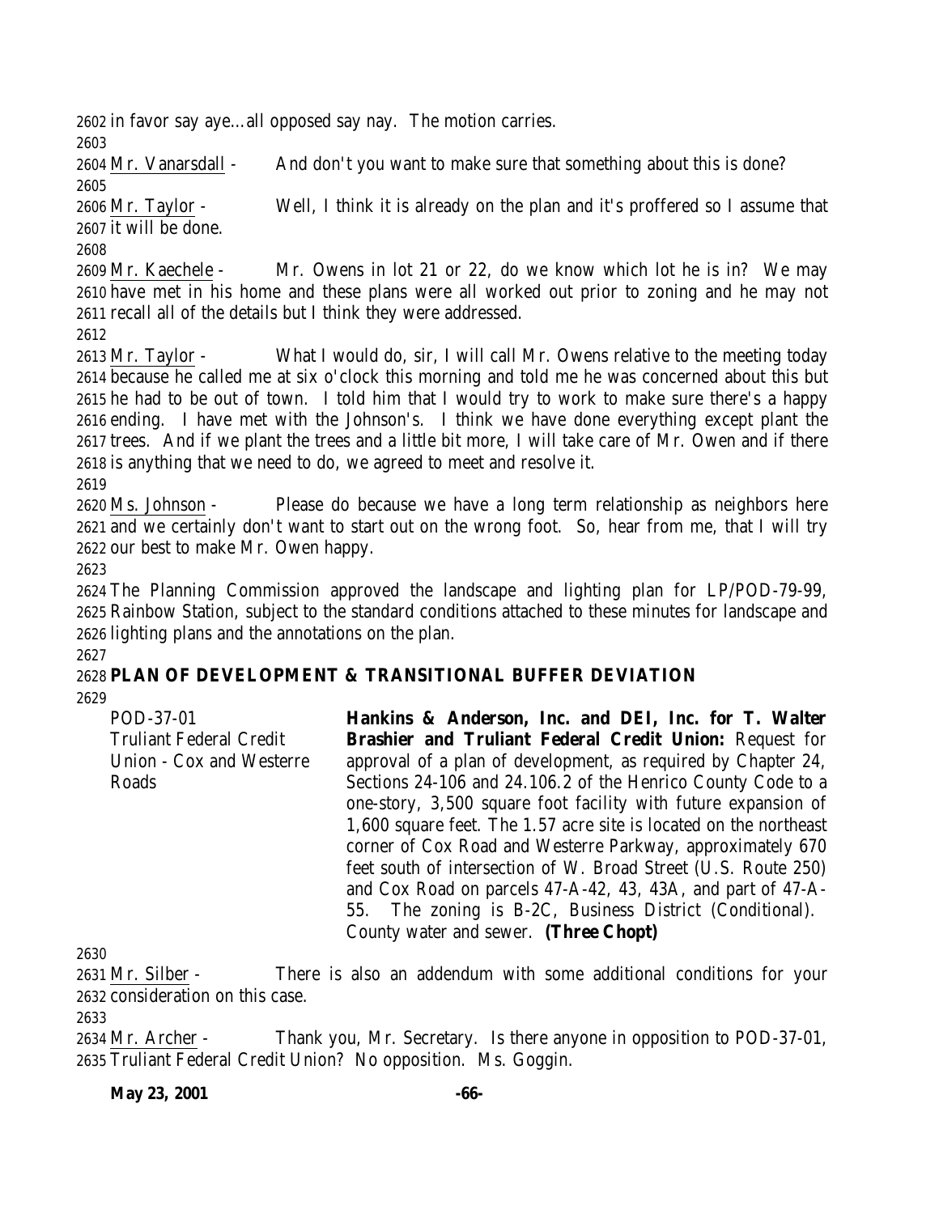in favor say aye…all opposed say nay. The motion carries.

Mr. Vanarsdall - And don't you want to make sure that something about this is done?

Mr. Taylor - Well, I think it is already on the plan and it's proffered so I assume that it will be done.

Mr. Kaechele - Mr. Owens in lot 21 or 22, do we know which lot he is in? We may have met in his home and these plans were all worked out prior to zoning and he may not recall all of the details but I think they were addressed.

Mr. Taylor - What I would do, sir, I will call Mr. Owens relative to the meeting today because he called me at six o'clock this morning and told me he was concerned about this but he had to be out of town. I told him that I would try to work to make sure there's a happy ending. I have met with the Johnson's. I think we have done everything except plant the trees. And if we plant the trees and a little bit more, I will take care of Mr. Owen and if there is anything that we need to do, we agreed to meet and resolve it.

Ms. Johnson - Please do because we have a long term relationship as neighbors here and we certainly don't want to start out on the wrong foot. So, hear from me, that I will try our best to make Mr. Owen happy.

The Planning Commission approved the landscape and lighting plan for LP/POD-79-99, Rainbow Station, subject to the standard conditions attached to these minutes for landscape and lighting plans and the annotations on the plan.

## PLAN OF DEVELOPMENT & TRANSITIONAL BUFFER DEVIATION

POD-37-01
Truliant Federal Credit Union - Cox and Westerre Roads

**Hankins & Anderson, Inc. and DEI, Inc. for T. Walter Brashier and Truliant Federal Credit Union:** Request for approval of a plan of development, as required by Chapter 24, Sections 24-106 and 24.106.2 of the Henrico County Code to a one-story, 3,500 square foot facility with future expansion of 1,600 square feet. The 1.57 acre site is located on the northeast corner of Cox Road and Westerre Parkway, approximately 670 feet south of intersection of W. Broad Street (U.S. Route 250) and Cox Road on parcels 47-A-42, 43, 43A, and part of 47-A-55. The zoning is B-2C, Business District (Conditional). County water and sewer. **(Three Chopt)**

Mr. Silber - There is also an addendum with some additional conditions for your consideration on this case.

Mr. Archer - Thank you, Mr. Secretary. Is there anyone in opposition to POD-37-01, Truliant Federal Credit Union? No opposition. Ms. Goggin.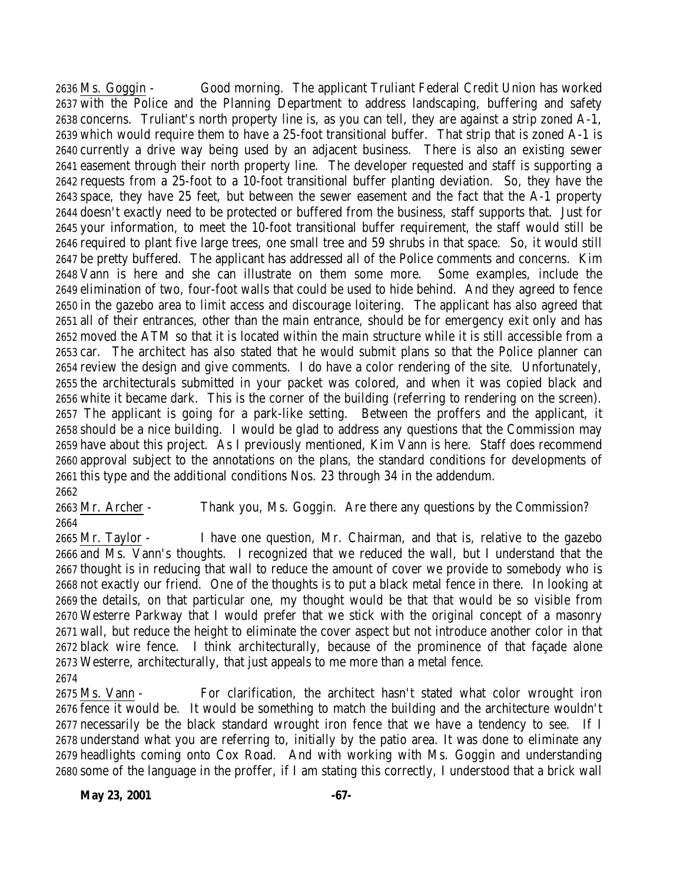2636 Ms. Goggin - Good morning. The applicant Truliant Federal Credit Union has worked
2637 with the Police and the Planning Department to address landscaping, buffering and safety
2638 concerns. Truliant's north property line is, as you can tell, they are against a strip zoned A-1,
2639 which would require them to have a 25-foot transitional buffer. That strip that is zoned A-1 is
2640 currently a drive way being used by an adjacent business. There is also an existing sewer
2641 easement through their north property line. The developer requested and staff is supporting a
2642 requests from a 25-foot to a 10-foot transitional buffer planting deviation. So, they have the
2643 space, they have 25 feet, but between the sewer easement and the fact that the A-1 property
2644 doesn't exactly need to be protected or buffered from the business, staff supports that. Just for
2645 your information, to meet the 10-foot transitional buffer requirement, the staff would still be
2646 required to plant five large trees, one small tree and 59 shrubs in that space. So, it would still
2647 be pretty buffered. The applicant has addressed all of the Police comments and concerns. Kim
2648 Vann is here and she can illustrate on them some more. Some examples, include the
2649 elimination of two, four-foot walls that could be used to hide behind. And they agreed to fence
2650 in the gazebo area to limit access and discourage loitering. The applicant has also agreed that
2651 all of their entrances, other than the main entrance, should be for emergency exit only and has
2652 moved the ATM so that it is located within the main structure while it is still accessible from a
2653 car. The architect has also stated that he would submit plans so that the Police planner can
2654 review the design and give comments. I do have a color rendering of the site. Unfortunately,
2655 the architecturals submitted in your packet was colored, and when it was copied black and
2656 white it became dark. This is the corner of the building (referring to rendering on the screen).
2657 The applicant is going for a park-like setting. Between the proffers and the applicant, it
2658 should be a nice building. I would be glad to address any questions that the Commission may
2659 have about this project. As I previously mentioned, Kim Vann is here. Staff does recommend
2660 approval subject to the annotations on the plans, the standard conditions for developments of
2661 this type and the additional conditions Nos. 23 through 34 in the addendum.
2662
2663 Mr. Archer - Thank you, Ms. Goggin. Are there any questions by the Commission?
2664
2665 Mr. Taylor - I have one question, Mr. Chairman, and that is, relative to the gazebo
2666 and Ms. Vann's thoughts. I recognized that we reduced the wall, but I understand that the
2667 thought is in reducing that wall to reduce the amount of cover we provide to somebody who is
2668 not exactly our friend. One of the thoughts is to put a black metal fence in there. In looking at
2669 the details, on that particular one, my thought would be that that would be so visible from
2670 Westerre Parkway that I would prefer that we stick with the original concept of a masonry
2671 wall, but reduce the height to eliminate the cover aspect but not introduce another color in that
2672 black wire fence. I think architecturally, because of the prominence of that façade alone
2673 Westerre, architecturally, that just appeals to me more than a metal fence.
2674
2675 Ms. Vann - For clarification, the architect hasn't stated what color wrought iron
2676 fence it would be. It would be something to match the building and the architecture wouldn't
2677 necessarily be the black standard wrought iron fence that we have a tendency to see. If I
2678 understand what you are referring to, initially by the patio area. It was done to eliminate any
2679 headlights coming onto Cox Road. And with working with Ms. Goggin and understanding
2680 some of the language in the proffer, if I am stating this correctly, I understood that a brick wall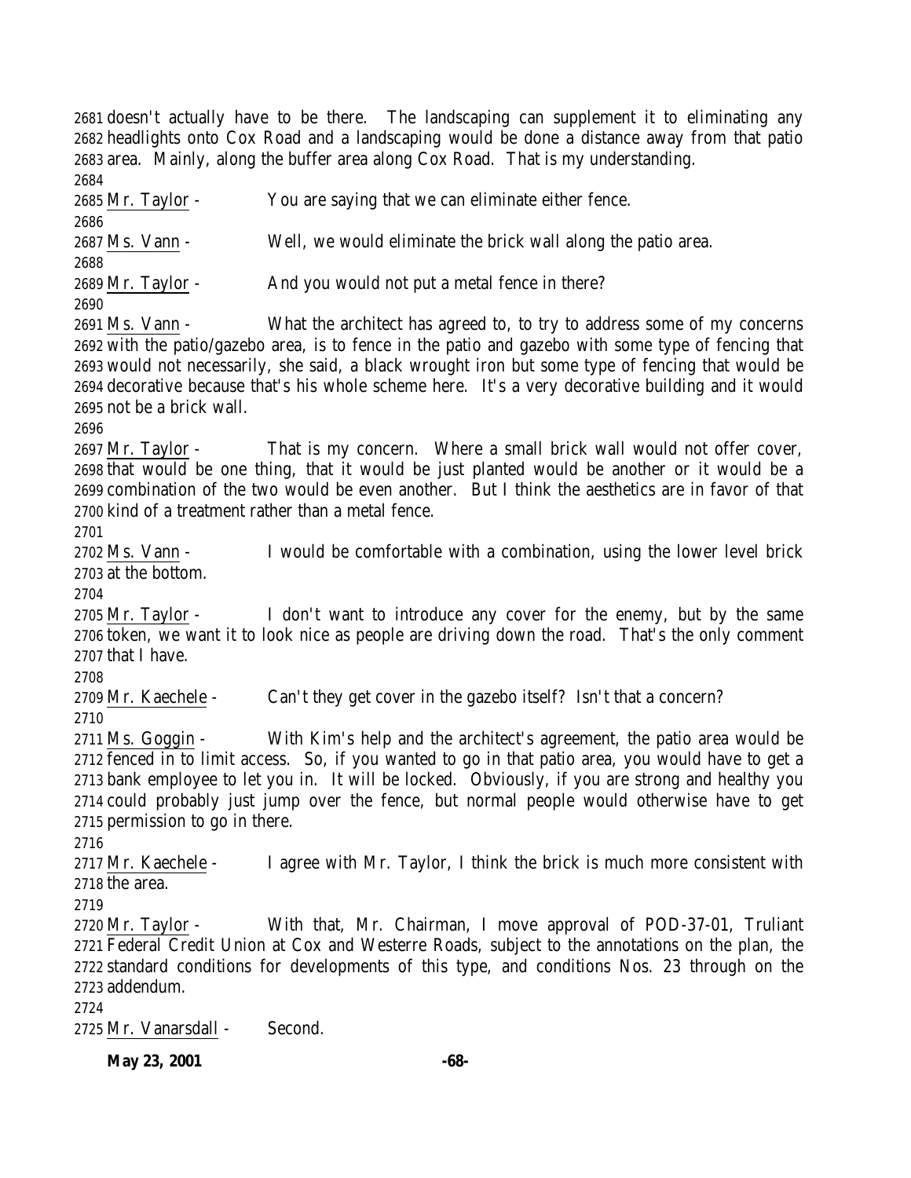2681 doesn't actually have to be there. The landscaping can supplement it to eliminating any
2682 headlights onto Cox Road and a landscaping would be done a distance away from that patio
2683 area. Mainly, along the buffer area along Cox Road. That is my understanding.
2684
2685 Mr. Taylor - You are saying that we can eliminate either fence.
2686
2687 Ms. Vann - Well, we would eliminate the brick wall along the patio area.
2688
2689 Mr. Taylor - And you would not put a metal fence in there?
2690
2691 Ms. Vann - What the architect has agreed to, to try to address some of my concerns
2692 with the patio/gazebo area, is to fence in the patio and gazebo with some type of fencing that
2693 would not necessarily, she said, a black wrought iron but some type of fencing that would be
2694 decorative because that's his whole scheme here. It's a very decorative building and it would
2695 not be a brick wall.
2696
2697 Mr. Taylor - That is my concern. Where a small brick wall would not offer cover,
2698 that would be one thing, that it would be just planted would be another or it would be a
2699 combination of the two would be even another. But I think the aesthetics are in favor of that
2700 kind of a treatment rather than a metal fence.
2701
2702 Ms. Vann - I would be comfortable with a combination, using the lower level brick
2703 at the bottom.
2704
2705 Mr. Taylor - I don't want to introduce any cover for the enemy, but by the same
2706 token, we want it to look nice as people are driving down the road. That's the only comment
2707 that I have.
2708
2709 Mr. Kaechele - Can't they get cover in the gazebo itself? Isn't that a concern?
2710
2711 Ms. Goggin - With Kim's help and the architect's agreement, the patio area would be
2712 fenced in to limit access. So, if you wanted to go in that patio area, you would have to get a
2713 bank employee to let you in. It will be locked. Obviously, if you are strong and healthy you
2714 could probably just jump over the fence, but normal people would otherwise have to get
2715 permission to go in there.
2716
2717 Mr. Kaechele - I agree with Mr. Taylor, I think the brick is much more consistent with
2718 the area.
2719
2720 Mr. Taylor - With that, Mr. Chairman, I move approval of POD-37-01, Truliant
2721 Federal Credit Union at Cox and Westerre Roads, subject to the annotations on the plan, the
2722 standard conditions for developments of this type, and conditions Nos. 23 through on the
2723 addendum.
2724
2725 Mr. Vanarsdall - Second.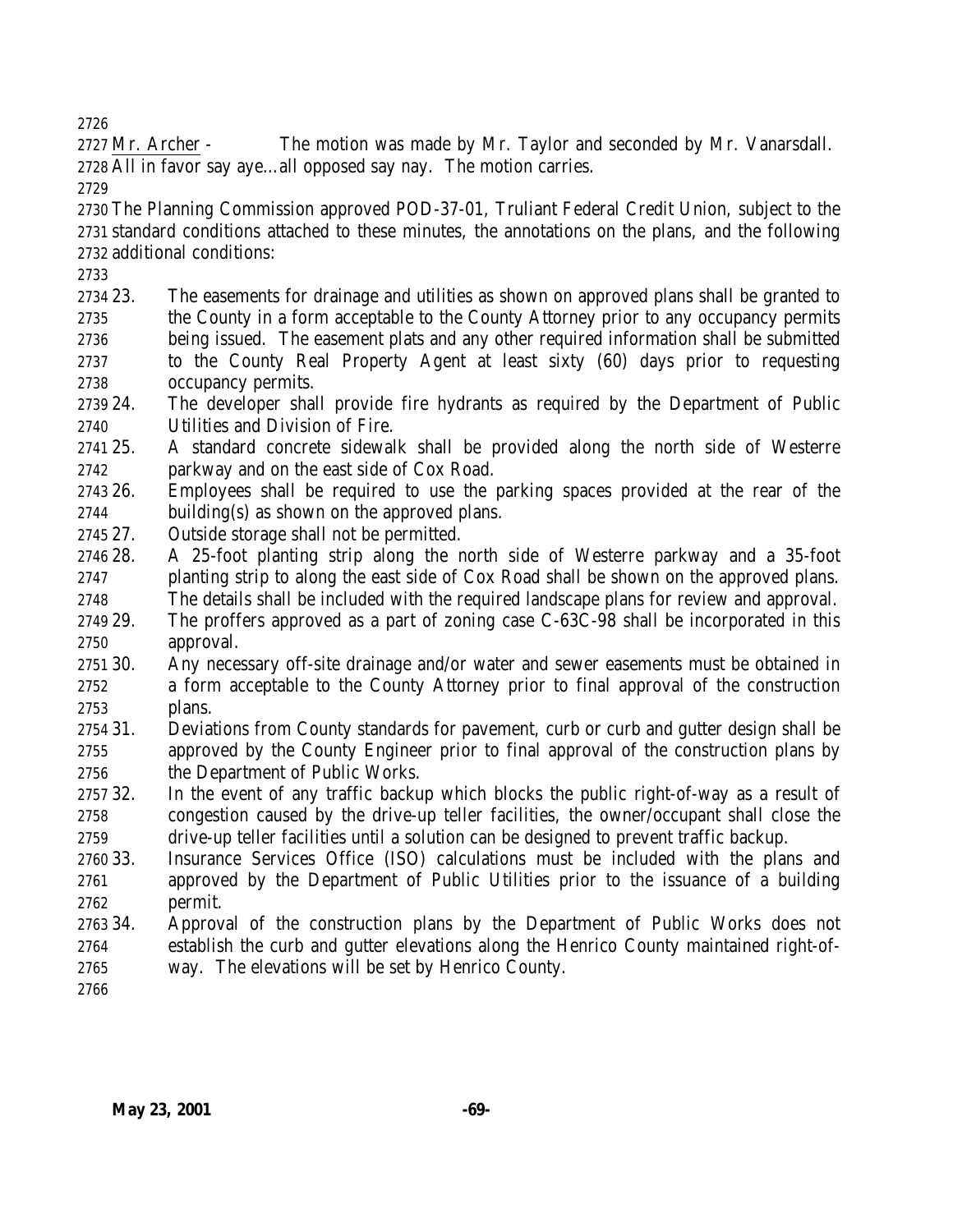<u>Mr. Archer</u> - The motion was made by Mr. Taylor and seconded by Mr. Vanarsdall. All in favor say aye…all opposed say nay. The motion carries.

The Planning Commission approved POD-37-01, Truliant Federal Credit Union, subject to the standard conditions attached to these minutes, the annotations on the plans, and the following additional conditions:

23. The easements for drainage and utilities as shown on approved plans shall be granted to the County in a form acceptable to the County Attorney prior to any occupancy permits being issued. The easement plats and any other required information shall be submitted to the County Real Property Agent at least sixty (60) days prior to requesting occupancy permits.
24. The developer shall provide fire hydrants as required by the Department of Public Utilities and Division of Fire.
25. A standard concrete sidewalk shall be provided along the north side of Westerre parkway and on the east side of Cox Road.
26. Employees shall be required to use the parking spaces provided at the rear of the building(s) as shown on the approved plans.
27. Outside storage shall not be permitted.
28. A 25-foot planting strip along the north side of Westerre parkway and a 35-foot planting strip to along the east side of Cox Road shall be shown on the approved plans. The details shall be included with the required landscape plans for review and approval.
29. The proffers approved as a part of zoning case C-63C-98 shall be incorporated in this approval.
30. Any necessary off-site drainage and/or water and sewer easements must be obtained in a form acceptable to the County Attorney prior to final approval of the construction plans.
31. Deviations from County standards for pavement, curb or curb and gutter design shall be approved by the County Engineer prior to final approval of the construction plans by the Department of Public Works.
32. In the event of any traffic backup which blocks the public right-of-way as a result of congestion caused by the drive-up teller facilities, the owner/occupant shall close the drive-up teller facilities until a solution can be designed to prevent traffic backup.
33. Insurance Services Office (ISO) calculations must be included with the plans and approved by the Department of Public Utilities prior to the issuance of a building permit.
34. Approval of the construction plans by the Department of Public Works does not establish the curb and gutter elevations along the Henrico County maintained right-of-way. The elevations will be set by Henrico County.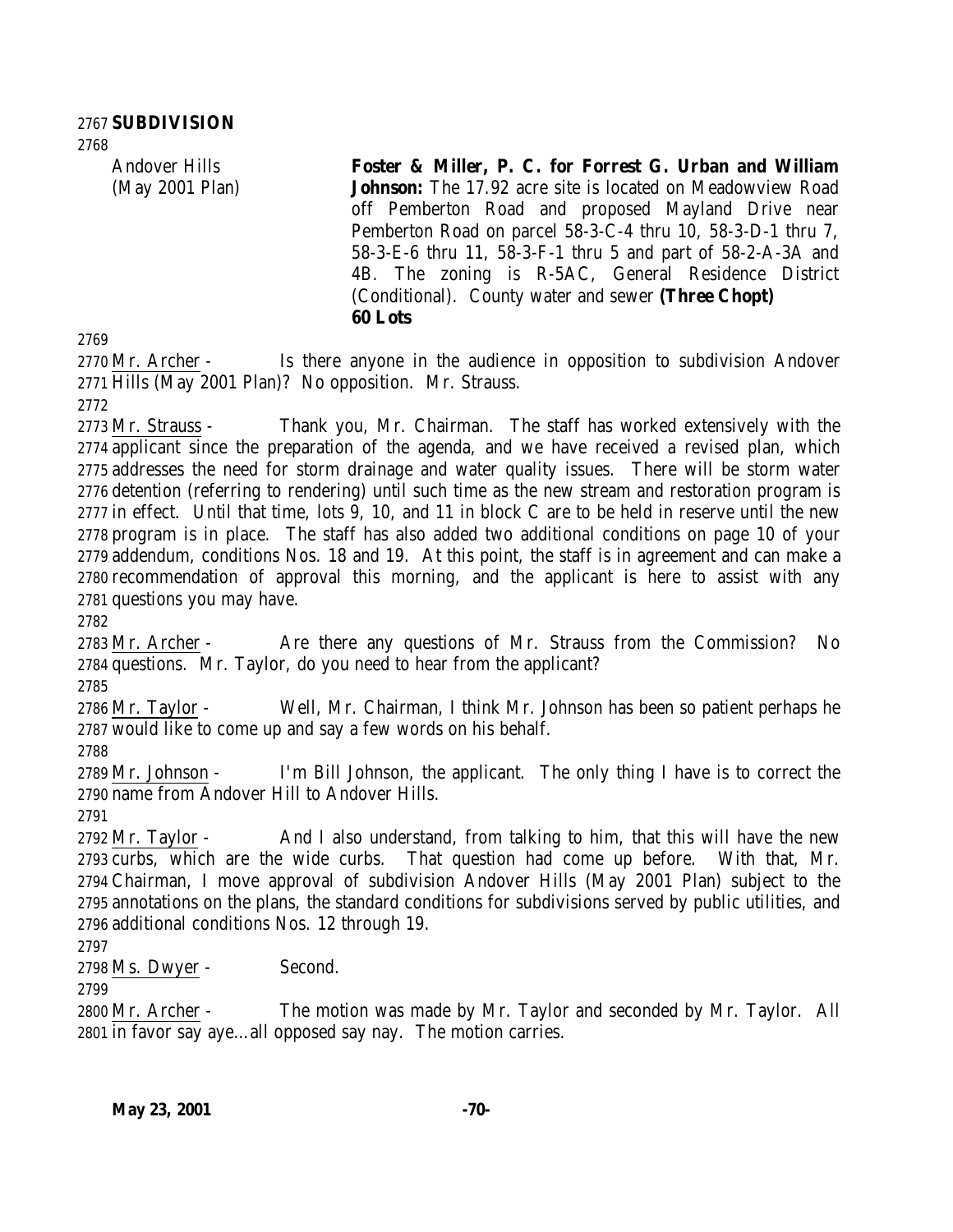**SUBDIVISION**

| | |
|---|---|
| Andover Hills (May 2001 Plan) | **Foster & Miller, P. C. for Forrest G. Urban and William Johnson:** The 17.92 acre site is located on Meadowview Road off Pemberton Road and proposed Mayland Drive near Pemberton Road on parcel 58-3-C-4 thru 10, 58-3-D-1 thru 7, 58-3-E-6 thru 11, 58-3-F-1 thru 5 and part of 58-2-A-3A and 4B. The zoning is R-5AC, General Residence District (Conditional). County water and sewer **(Three Chopt)** **60 Lots** |

Mr. Archer - Is there anyone in the audience in opposition to subdivision Andover Hills (May 2001 Plan)? No opposition. Mr. Strauss.

Mr. Strauss - Thank you, Mr. Chairman. The staff has worked extensively with the applicant since the preparation of the agenda, and we have received a revised plan, which addresses the need for storm drainage and water quality issues. There will be storm water detention (referring to rendering) until such time as the new stream and restoration program is in effect. Until that time, lots 9, 10, and 11 in block C are to be held in reserve until the new program is in place. The staff has also added two additional conditions on page 10 of your addendum, conditions Nos. 18 and 19. At this point, the staff is in agreement and can make a recommendation of approval this morning, and the applicant is here to assist with any questions you may have.

Mr. Archer - Are there any questions of Mr. Strauss from the Commission? No questions. Mr. Taylor, do you need to hear from the applicant?

Mr. Taylor - Well, Mr. Chairman, I think Mr. Johnson has been so patient perhaps he would like to come up and say a few words on his behalf.

Mr. Johnson - I'm Bill Johnson, the applicant. The only thing I have is to correct the name from Andover Hill to Andover Hills.

Mr. Taylor - And I also understand, from talking to him, that this will have the new curbs, which are the wide curbs. That question had come up before. With that, Mr. Chairman, I move approval of subdivision Andover Hills (May 2001 Plan) subject to the annotations on the plans, the standard conditions for subdivisions served by public utilities, and additional conditions Nos. 12 through 19.

Ms. Dwyer - Second.

Mr. Archer - The motion was made by Mr. Taylor and seconded by Mr. Taylor. All in favor say aye…all opposed say nay. The motion carries.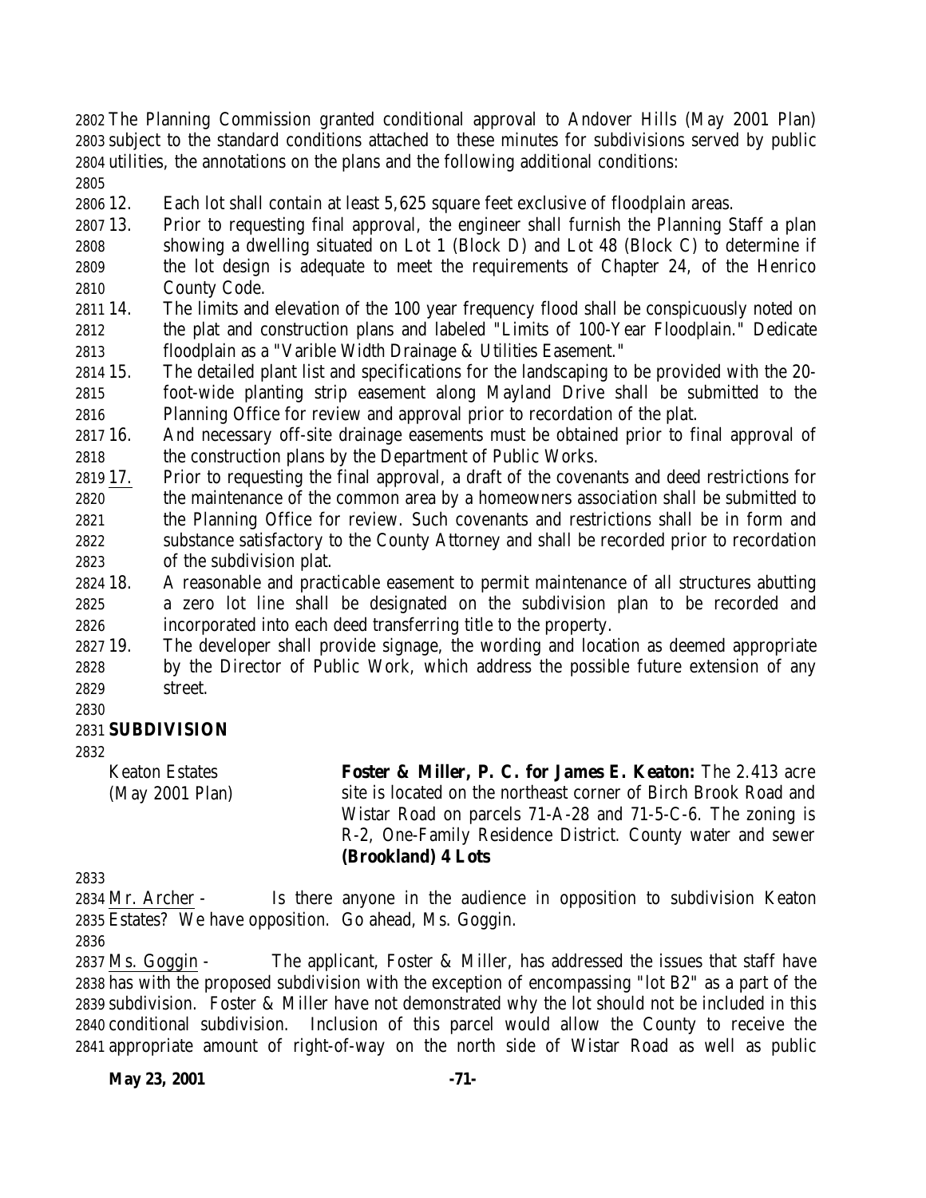The Planning Commission granted conditional approval to Andover Hills (May 2001 Plan) subject to the standard conditions attached to these minutes for subdivisions served by public utilities, the annotations on the plans and the following additional conditions:

12. Each lot shall contain at least 5,625 square feet exclusive of floodplain areas.
13. Prior to requesting final approval, the engineer shall furnish the Planning Staff a plan showing a dwelling situated on Lot 1 (Block D) and Lot 48 (Block C) to determine if the lot design is adequate to meet the requirements of Chapter 24, of the Henrico County Code.
14. The limits and elevation of the 100 year frequency flood shall be conspicuously noted on the plat and construction plans and labeled "Limits of 100-Year Floodplain." Dedicate floodplain as a "Varible Width Drainage & Utilities Easement."
15. The detailed plant list and specifications for the landscaping to be provided with the 20-foot-wide planting strip easement along Mayland Drive shall be submitted to the Planning Office for review and approval prior to recordation of the plat.
16. And necessary off-site drainage easements must be obtained prior to final approval of the construction plans by the Department of Public Works.
17. Prior to requesting the final approval, a draft of the covenants and deed restrictions for the maintenance of the common area by a homeowners association shall be submitted to the Planning Office for review. Such covenants and restrictions shall be in form and substance satisfactory to the County Attorney and shall be recorded prior to recordation of the subdivision plat.
18. A reasonable and practicable easement to permit maintenance of all structures abutting a zero lot line shall be designated on the subdivision plan to be recorded and incorporated into each deed transferring title to the property.
19. The developer shall provide signage, the wording and location as deemed appropriate by the Director of Public Work, which address the possible future extension of any street.

**SUBDIVISION**

Keaton Estates (May 2001 Plan)

**Foster & Miller, P. C. for James E. Keaton:** The 2.413 acre site is located on the northeast corner of Birch Brook Road and Wistar Road on parcels 71-A-28 and 71-5-C-6. The zoning is R-2, One-Family Residence District. County water and sewer **(Brookland) 4 Lots**

Mr. Archer - Is there anyone in the audience in opposition to subdivision Keaton Estates? We have opposition. Go ahead, Ms. Goggin.

Ms. Goggin - The applicant, Foster & Miller, has addressed the issues that staff have has with the proposed subdivision with the exception of encompassing "lot B2" as a part of the subdivision. Foster & Miller have not demonstrated why the lot should not be included in this conditional subdivision. Inclusion of this parcel would allow the County to receive the appropriate amount of right-of-way on the north side of Wistar Road as well as public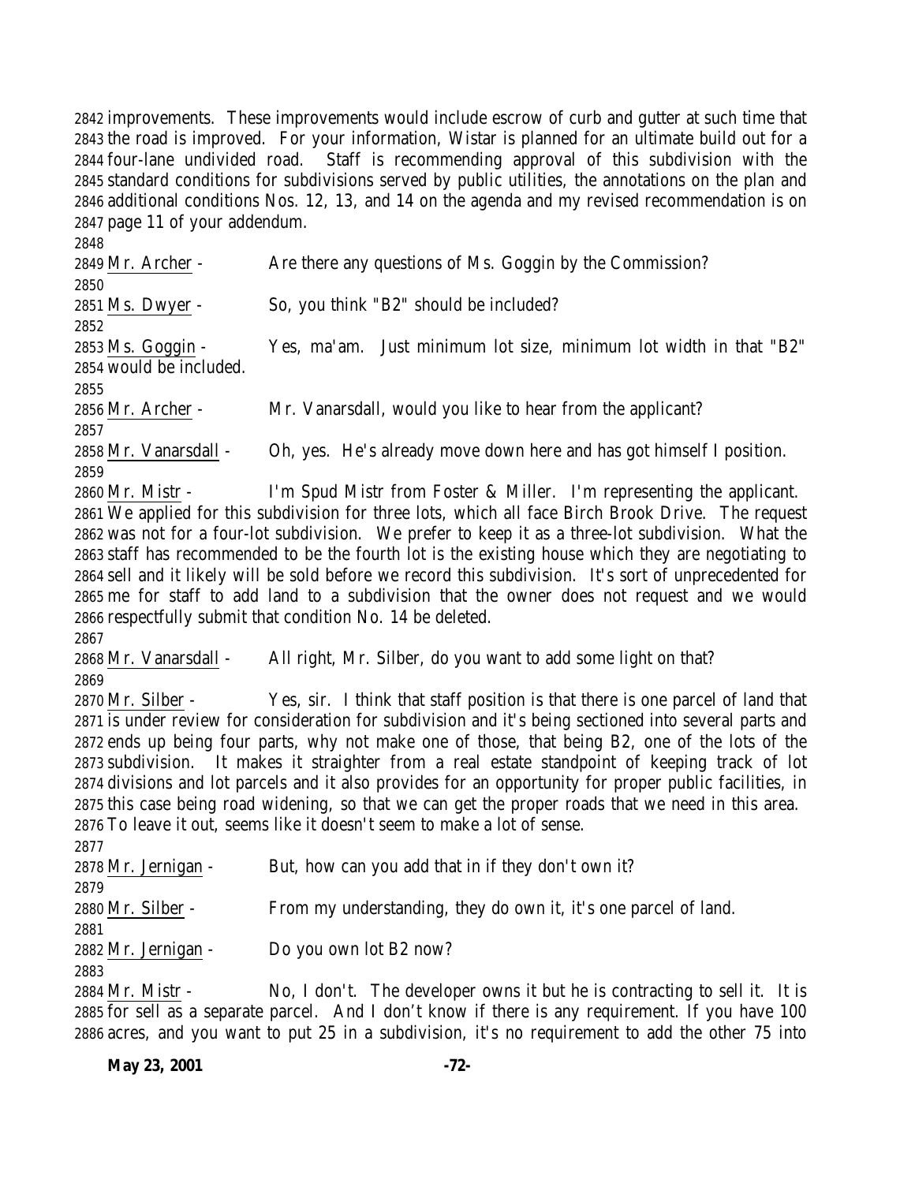improvements. These improvements would include escrow of curb and gutter at such time that the road is improved. For your information, Wistar is planned for an ultimate build out for a four-lane undivided road. Staff is recommending approval of this subdivision with the standard conditions for subdivisions served by public utilities, the annotations on the plan and additional conditions Nos. 12, 13, and 14 on the agenda and my revised recommendation is on page 11 of your addendum.

Mr. Archer - Are there any questions of Ms. Goggin by the Commission?

Ms. Dwyer - So, you think "B2" should be included?

Ms. Goggin - Yes, ma'am. Just minimum lot size, minimum lot width in that "B2" would be included.

Mr. Archer - Mr. Vanarsdall, would you like to hear from the applicant?

Mr. Vanarsdall - Oh, yes. He's already move down here and has got himself I position.

Mr. Mistr - I'm Spud Mistr from Foster & Miller. I'm representing the applicant. We applied for this subdivision for three lots, which all face Birch Brook Drive. The request was not for a four-lot subdivision. We prefer to keep it as a three-lot subdivision. What the staff has recommended to be the fourth lot is the existing house which they are negotiating to sell and it likely will be sold before we record this subdivision. It's sort of unprecedented for me for staff to add land to a subdivision that the owner does not request and we would respectfully submit that condition No. 14 be deleted.

Mr. Vanarsdall - All right, Mr. Silber, do you want to add some light on that?

Mr. Silber - Yes, sir. I think that staff position is that there is one parcel of land that is under review for consideration for subdivision and it's being sectioned into several parts and ends up being four parts, why not make one of those, that being B2, one of the lots of the subdivision. It makes it straighter from a real estate standpoint of keeping track of lot divisions and lot parcels and it also provides for an opportunity for proper public facilities, in this case being road widening, so that we can get the proper roads that we need in this area. To leave it out, seems like it doesn't seem to make a lot of sense.

Mr. Jernigan - But, how can you add that in if they don't own it?

Mr. Silber - From my understanding, they do own it, it's one parcel of land.

Mr. Jernigan - Do you own lot B2 now?

Mr. Mistr - No, I don't. The developer owns it but he is contracting to sell it. It is for sell as a separate parcel. And I don't know if there is any requirement. If you have 100 acres, and you want to put 25 in a subdivision, it's no requirement to add the other 75 into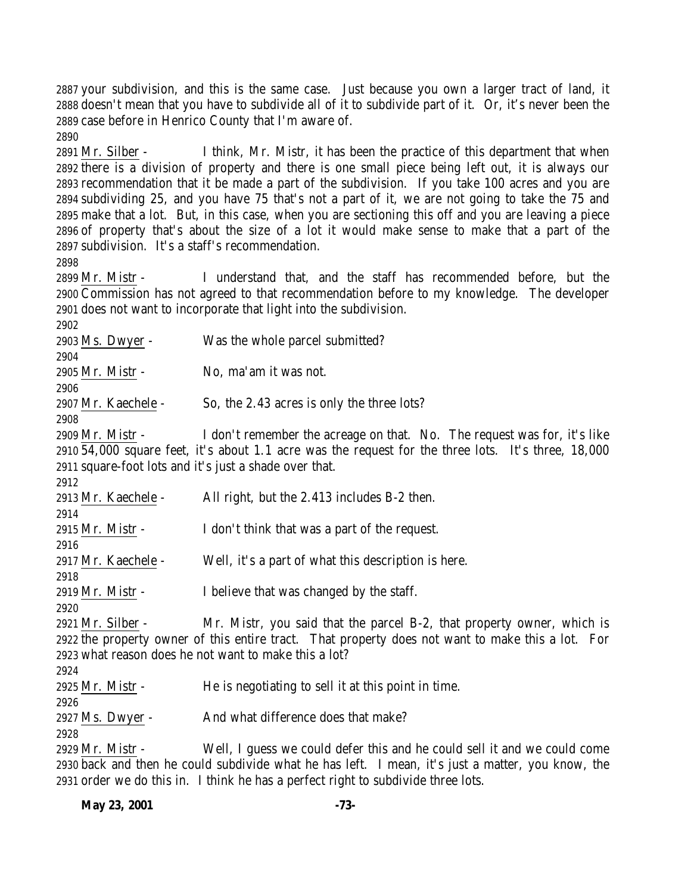your subdivision, and this is the same case. Just because you own a larger tract of land, it doesn't mean that you have to subdivide all of it to subdivide part of it. Or, it's never been the case before in Henrico County that I'm aware of.

Mr. Silber - I think, Mr. Mistr, it has been the practice of this department that when there is a division of property and there is one small piece being left out, it is always our recommendation that it be made a part of the subdivision. If you take 100 acres and you are subdividing 25, and you have 75 that's not a part of it, we are not going to take the 75 and make that a lot. But, in this case, when you are sectioning this off and you are leaving a piece of property that's about the size of a lot it would make sense to make that a part of the subdivision. It's a staff's recommendation.

Mr. Mistr - I understand that, and the staff has recommended before, but the Commission has not agreed to that recommendation before to my knowledge. The developer does not want to incorporate that light into the subdivision.

Ms. Dwyer - Was the whole parcel submitted?

Mr. Mistr - No, ma'am it was not.

Mr. Kaechele - So, the 2.43 acres is only the three lots?

Mr. Mistr - I don't remember the acreage on that. No. The request was for, it's like 54,000 square feet, it's about 1.1 acre was the request for the three lots. It's three, 18,000 square-foot lots and it's just a shade over that.

Mr. Kaechele - All right, but the 2.413 includes B-2 then.

Mr. Mistr - I don't think that was a part of the request.

Mr. Kaechele - Well, it's a part of what this description is here.

Mr. Mistr - I believe that was changed by the staff.

Mr. Silber - Mr. Mistr, you said that the parcel B-2, that property owner, which is the property owner of this entire tract. That property does not want to make this a lot. For what reason does he not want to make this a lot?

Mr. Mistr - He is negotiating to sell it at this point in time.

Ms. Dwyer - And what difference does that make?

Mr. Mistr - Well, I guess we could defer this and he could sell it and we could come back and then he could subdivide what he has left. I mean, it's just a matter, you know, the order we do this in. I think he has a perfect right to subdivide three lots.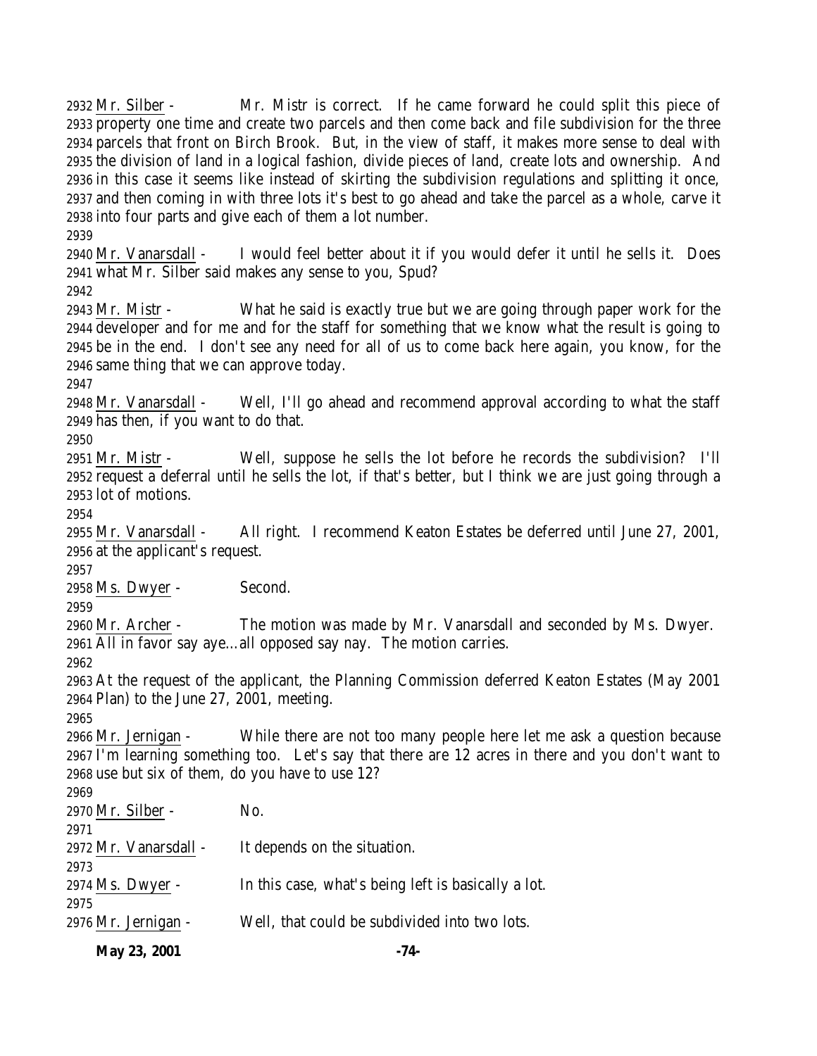2932 Mr. Silber - Mr. Mistr is correct. If he came forward he could split this piece of
2933 property one time and create two parcels and then come back and file subdivision for the three
2934 parcels that front on Birch Brook. But, in the view of staff, it makes more sense to deal with
2935 the division of land in a logical fashion, divide pieces of land, create lots and ownership. And
2936 in this case it seems like instead of skirting the subdivision regulations and splitting it once,
2937 and then coming in with three lots it's best to go ahead and take the parcel as a whole, carve it
2938 into four parts and give each of them a lot number.
2939
2940 Mr. Vanarsdall - I would feel better about it if you would defer it until he sells it. Does
2941 what Mr. Silber said makes any sense to you, Spud?
2942
2943 Mr. Mistr - What he said is exactly true but we are going through paper work for the
2944 developer and for me and for the staff for something that we know what the result is going to
2945 be in the end. I don't see any need for all of us to come back here again, you know, for the
2946 same thing that we can approve today.
2947
2948 Mr. Vanarsdall - Well, I'll go ahead and recommend approval according to what the staff
2949 has then, if you want to do that.
2950
2951 Mr. Mistr - Well, suppose he sells the lot before he records the subdivision? I'll
2952 request a deferral until he sells the lot, if that's better, but I think we are just going through a
2953 lot of motions.
2954
2955 Mr. Vanarsdall - All right. I recommend Keaton Estates be deferred until June 27, 2001,
2956 at the applicant's request.
2957
2958 Ms. Dwyer - Second.
2959
2960 Mr. Archer - The motion was made by Mr. Vanarsdall and seconded by Ms. Dwyer.
2961 All in favor say aye…all opposed say nay. The motion carries.
2962
2963 At the request of the applicant, the Planning Commission deferred Keaton Estates (May 2001
2964 Plan) to the June 27, 2001, meeting.
2965
2966 Mr. Jernigan - While there are not too many people here let me ask a question because
2967 I'm learning something too. Let's say that there are 12 acres in there and you don't want to
2968 use but six of them, do you have to use 12?
2969
2970 Mr. Silber - No.
2971
2972 Mr. Vanarsdall - It depends on the situation.
2973
2974 Ms. Dwyer - In this case, what's being left is basically a lot.
2975
2976 Mr. Jernigan - Well, that could be subdivided into two lots.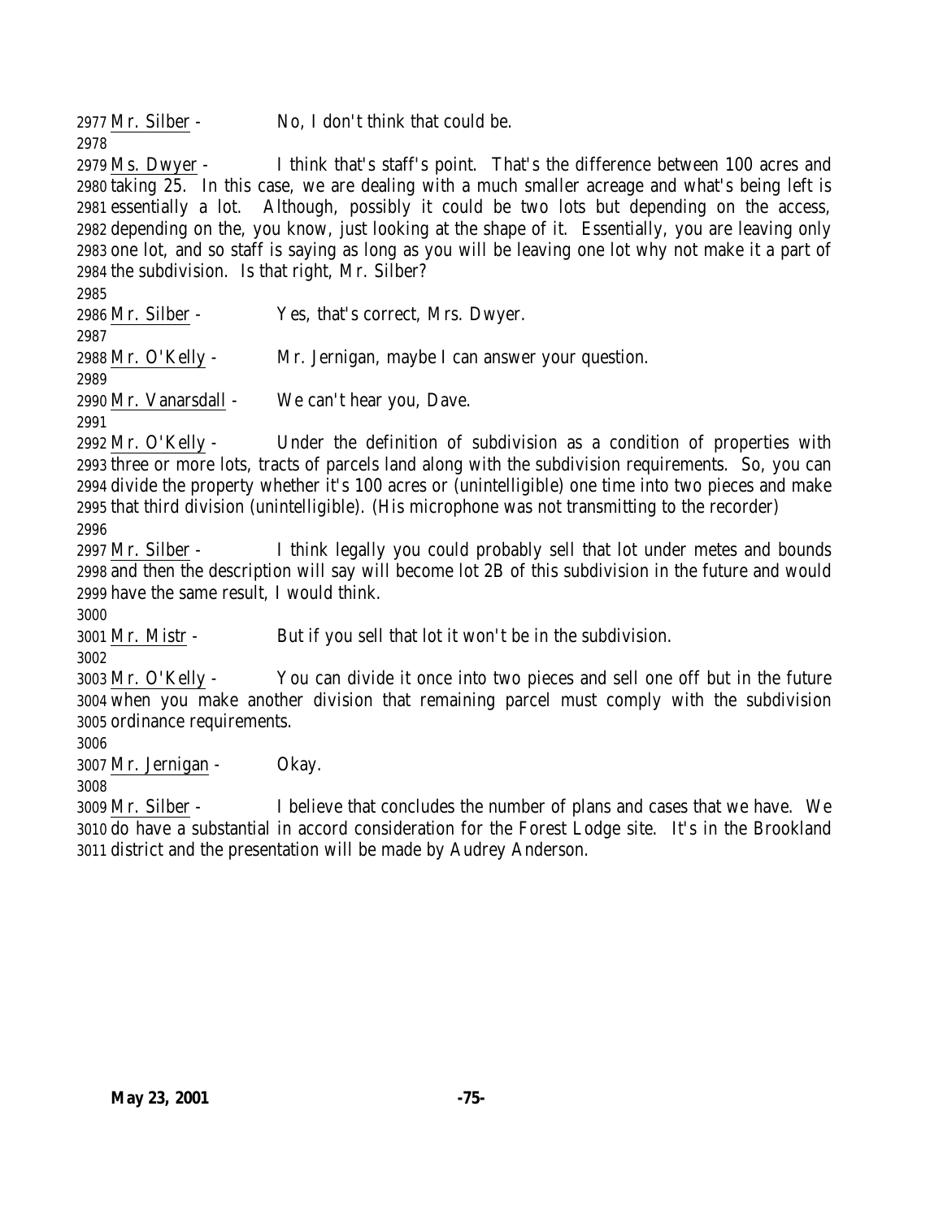Mr. Silber - No, I don't think that could be.

Ms. Dwyer - I think that's staff's point. That's the difference between 100 acres and taking 25. In this case, we are dealing with a much smaller acreage and what's being left is essentially a lot. Although, possibly it could be two lots but depending on the access, depending on the, you know, just looking at the shape of it. Essentially, you are leaving only one lot, and so staff is saying as long as you will be leaving one lot why not make it a part of the subdivision. Is that right, Mr. Silber?

Mr. Silber - Yes, that's correct, Mrs. Dwyer.

Mr. O'Kelly - Mr. Jernigan, maybe I can answer your question.

Mr. Vanarsdall - We can't hear you, Dave.

Mr. O'Kelly - Under the definition of subdivision as a condition of properties with three or more lots, tracts of parcels land along with the subdivision requirements. So, you can divide the property whether it's 100 acres or (unintelligible) one time into two pieces and make that third division (unintelligible). (His microphone was not transmitting to the recorder)

Mr. Silber - I think legally you could probably sell that lot under metes and bounds and then the description will say will become lot 2B of this subdivision in the future and would have the same result, I would think.

Mr. Mistr - But if you sell that lot it won't be in the subdivision.

Mr. O'Kelly - You can divide it once into two pieces and sell one off but in the future when you make another division that remaining parcel must comply with the subdivision ordinance requirements.

Mr. Jernigan - Okay.

Mr. Silber - I believe that concludes the number of plans and cases that we have. We do have a substantial in accord consideration for the Forest Lodge site. It's in the Brookland district and the presentation will be made by Audrey Anderson.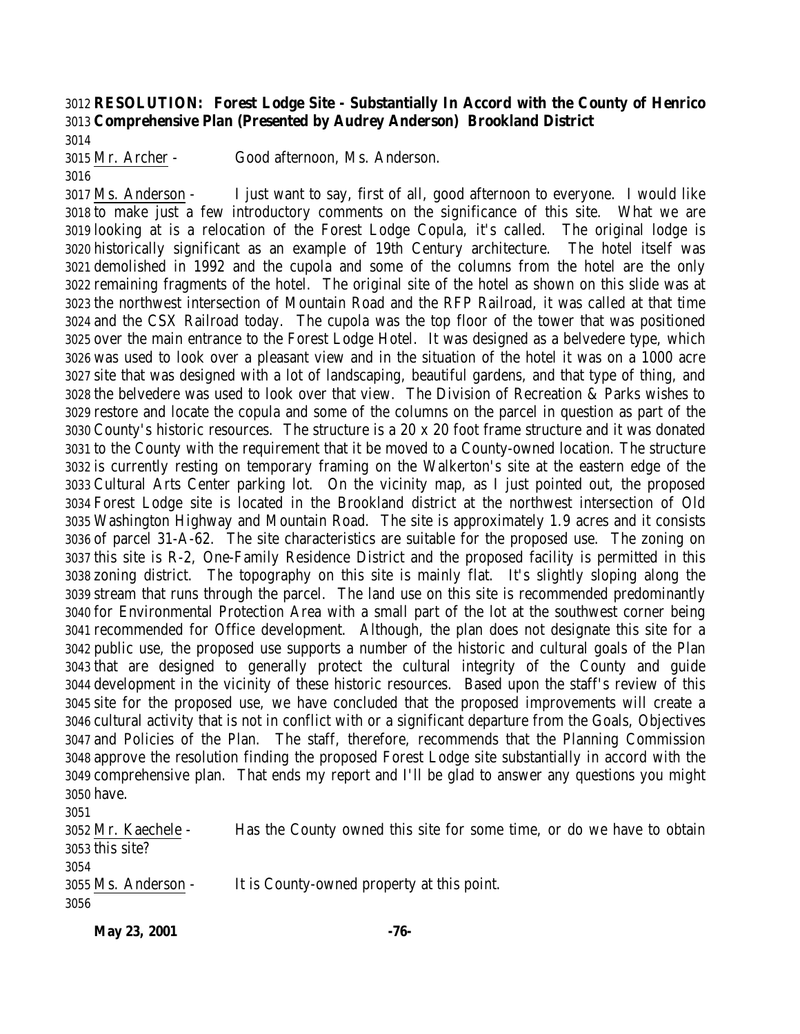**RESOLUTION: Forest Lodge Site - Substantially In Accord with the County of Henrico Comprehensive Plan (Presented by Audrey Anderson) Brookland District**

Mr. Archer - Good afternoon, Ms. Anderson.

Ms. Anderson - I just want to say, first of all, good afternoon to everyone. I would like to make just a few introductory comments on the significance of this site. What we are looking at is a relocation of the Forest Lodge Copula, it's called. The original lodge is historically significant as an example of 19th Century architecture. The hotel itself was demolished in 1992 and the cupola and some of the columns from the hotel are the only remaining fragments of the hotel. The original site of the hotel as shown on this slide was at the northwest intersection of Mountain Road and the RFP Railroad, it was called at that time and the CSX Railroad today. The cupola was the top floor of the tower that was positioned over the main entrance to the Forest Lodge Hotel. It was designed as a belvedere type, which was used to look over a pleasant view and in the situation of the hotel it was on a 1000 acre site that was designed with a lot of landscaping, beautiful gardens, and that type of thing, and the belvedere was used to look over that view. The Division of Recreation & Parks wishes to restore and locate the copula and some of the columns on the parcel in question as part of the County's historic resources. The structure is a 20 x 20 foot frame structure and it was donated to the County with the requirement that it be moved to a County-owned location. The structure is currently resting on temporary framing on the Walkerton's site at the eastern edge of the Cultural Arts Center parking lot. On the vicinity map, as I just pointed out, the proposed Forest Lodge site is located in the Brookland district at the northwest intersection of Old Washington Highway and Mountain Road. The site is approximately 1.9 acres and it consists of parcel 31-A-62. The site characteristics are suitable for the proposed use. The zoning on this site is R-2, One-Family Residence District and the proposed facility is permitted in this zoning district. The topography on this site is mainly flat. It's slightly sloping along the stream that runs through the parcel. The land use on this site is recommended predominantly for Environmental Protection Area with a small part of the lot at the southwest corner being recommended for Office development. Although, the plan does not designate this site for a public use, the proposed use supports a number of the historic and cultural goals of the Plan that are designed to generally protect the cultural integrity of the County and guide development in the vicinity of these historic resources. Based upon the staff's review of this site for the proposed use, we have concluded that the proposed improvements will create a cultural activity that is not in conflict with or a significant departure from the Goals, Objectives and Policies of the Plan. The staff, therefore, recommends that the Planning Commission approve the resolution finding the proposed Forest Lodge site substantially in accord with the comprehensive plan. That ends my report and I'll be glad to answer any questions you might have.

Mr. Kaechele - Has the County owned this site for some time, or do we have to obtain this site?

Ms. Anderson - It is County-owned property at this point.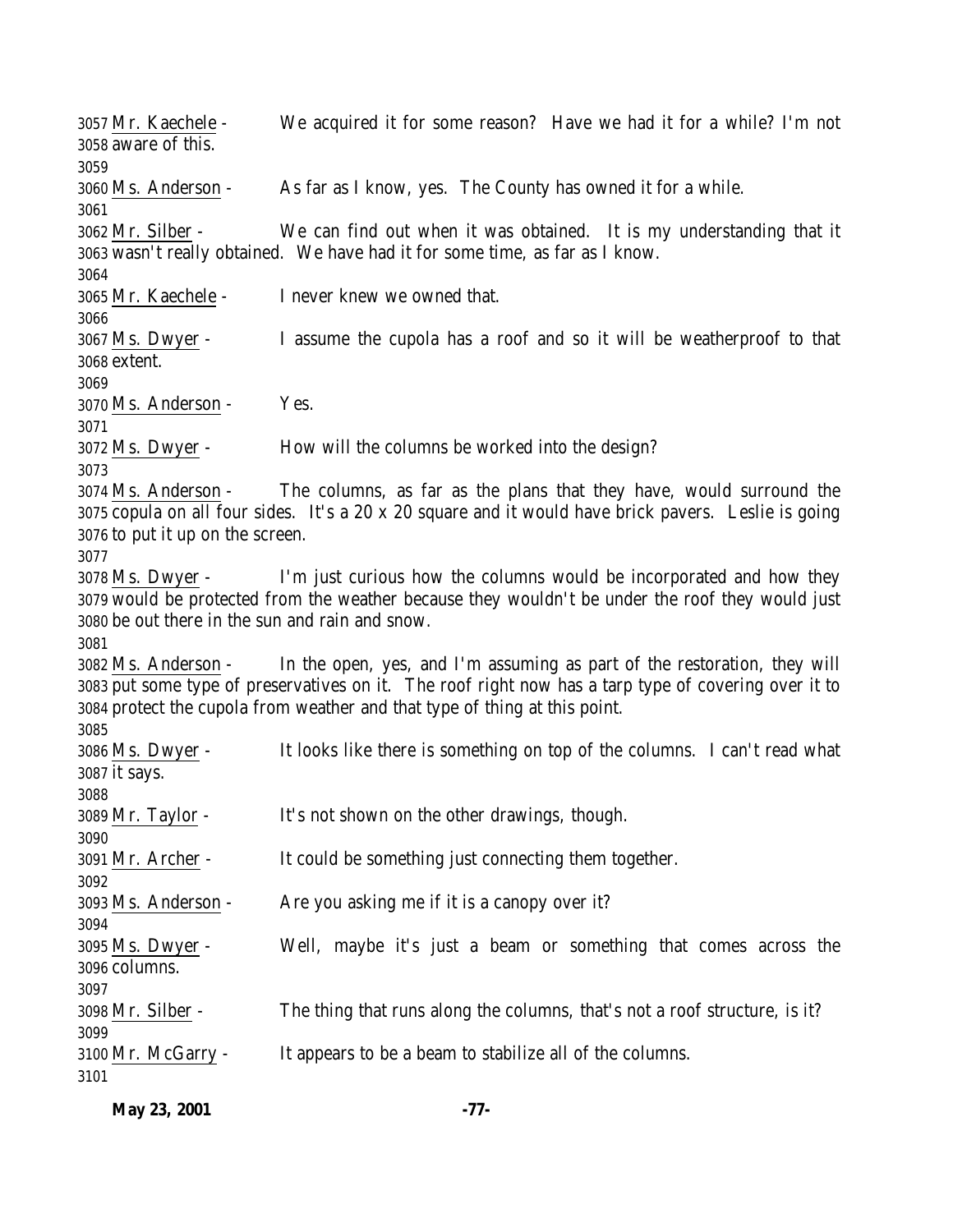Mr. Kaechele - We acquired it for some reason? Have we had it for a while? I'm not aware of this.

Ms. Anderson - As far as I know, yes. The County has owned it for a while.

Mr. Silber - We can find out when it was obtained. It is my understanding that it wasn't really obtained. We have had it for some time, as far as I know.

Mr. Kaechele - I never knew we owned that.

Ms. Dwyer - I assume the cupola has a roof and so it will be weatherproof to that extent.

Ms. Anderson - Yes.

Ms. Dwyer - How will the columns be worked into the design?

Ms. Anderson - The columns, as far as the plans that they have, would surround the copula on all four sides. It's a 20 x 20 square and it would have brick pavers. Leslie is going to put it up on the screen.

Ms. Dwyer - I'm just curious how the columns would be incorporated and how they would be protected from the weather because they wouldn't be under the roof they would just be out there in the sun and rain and snow.

Ms. Anderson - In the open, yes, and I'm assuming as part of the restoration, they will put some type of preservatives on it. The roof right now has a tarp type of covering over it to protect the cupola from weather and that type of thing at this point.

Ms. Dwyer - It looks like there is something on top of the columns. I can't read what it says.

Mr. Taylor - It's not shown on the other drawings, though.

Mr. Archer - It could be something just connecting them together.

Ms. Anderson - Are you asking me if it is a canopy over it?

Ms. Dwyer - Well, maybe it's just a beam or something that comes across the columns.

Mr. Silber - The thing that runs along the columns, that's not a roof structure, is it?

Mr. McGarry - It appears to be a beam to stabilize all of the columns.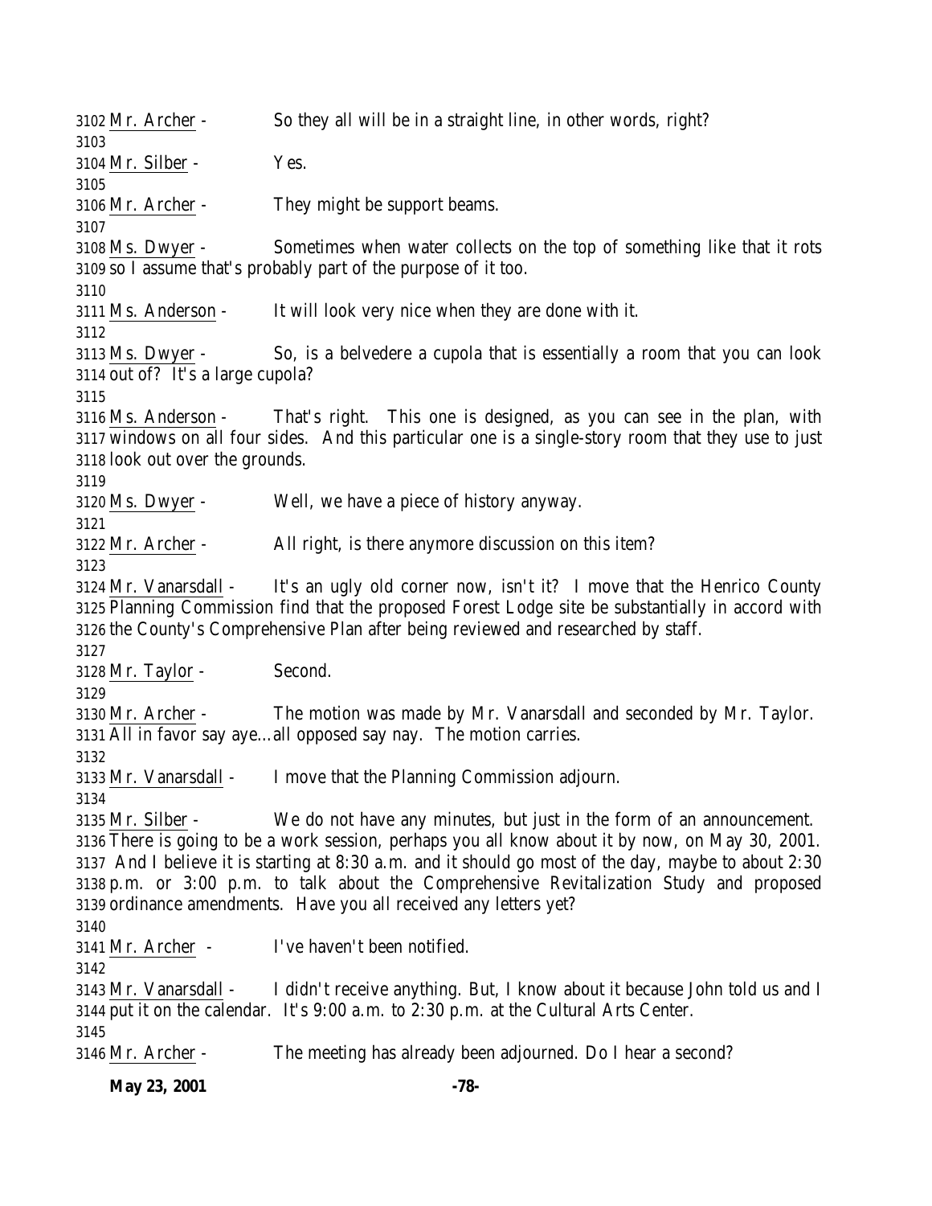3102 Mr. Archer - So they all will be in a straight line, in other words, right?
3103
3104 Mr. Silber - Yes.
3105
3106 Mr. Archer - They might be support beams.
3107
3108 Ms. Dwyer - Sometimes when water collects on the top of something like that it rots
3109 so I assume that's probably part of the purpose of it too.
3110
3111 Ms. Anderson - It will look very nice when they are done with it.
3112
3113 Ms. Dwyer - So, is a belvedere a cupola that is essentially a room that you can look
3114 out of? It's a large cupola?
3115
3116 Ms. Anderson - That's right. This one is designed, as you can see in the plan, with
3117 windows on all four sides. And this particular one is a single-story room that they use to just
3118 look out over the grounds.
3119
3120 Ms. Dwyer - Well, we have a piece of history anyway.
3121
3122 Mr. Archer - All right, is there anymore discussion on this item?
3123
3124 Mr. Vanarsdall - It's an ugly old corner now, isn't it? I move that the Henrico County
3125 Planning Commission find that the proposed Forest Lodge site be substantially in accord with
3126 the County's Comprehensive Plan after being reviewed and researched by staff.
3127
3128 Mr. Taylor - Second.
3129
3130 Mr. Archer - The motion was made by Mr. Vanarsdall and seconded by Mr. Taylor.
3131 All in favor say aye…all opposed say nay. The motion carries.
3132
3133 Mr. Vanarsdall - I move that the Planning Commission adjourn.
3134
3135 Mr. Silber - We do not have any minutes, but just in the form of an announcement.
3136 There is going to be a work session, perhaps you all know about it by now, on May 30, 2001.
3137 And I believe it is starting at 8:30 a.m. and it should go most of the day, maybe to about 2:30
3138 p.m. or 3:00 p.m. to talk about the Comprehensive Revitalization Study and proposed
3139 ordinance amendments. Have you all received any letters yet?
3140
3141 Mr. Archer - I've haven't been notified.
3142
3143 Mr. Vanarsdall - I didn't receive anything. But, I know about it because John told us and I
3144 put it on the calendar. It's 9:00 a.m. to 2:30 p.m. at the Cultural Arts Center.
3145
3146 Mr. Archer - The meeting has already been adjourned. Do I hear a second?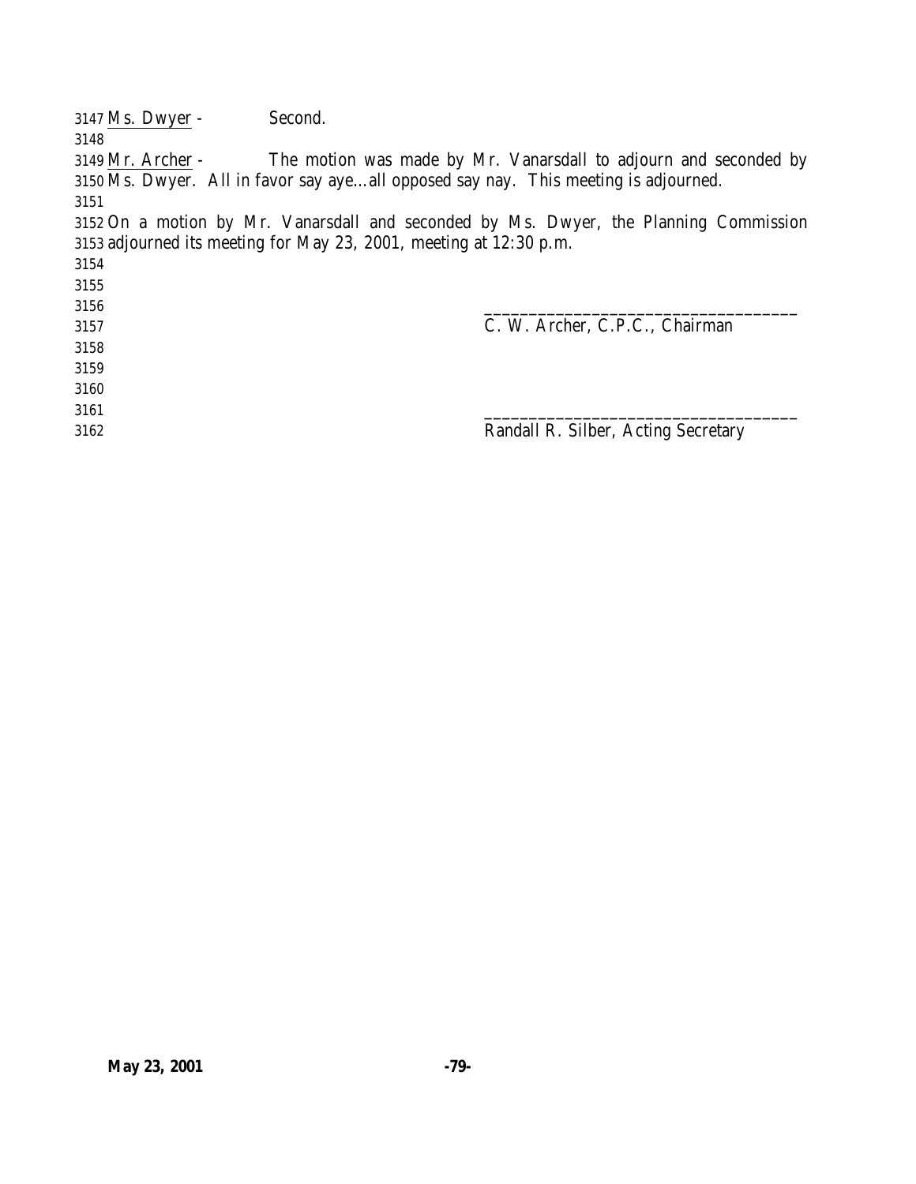Ms. Dwyer - Second.

Mr. Archer - The motion was made by Mr. Vanarsdall to adjourn and seconded by Ms. Dwyer. All in favor say aye…all opposed say nay. This meeting is adjourned.

On a motion by Mr. Vanarsdall and seconded by Ms. Dwyer, the Planning Commission adjourned its meeting for May 23, 2001, meeting at 12:30 p.m.

\_\_\_\_\_\_\_\_\_\_\_\_\_\_\_\_\_\_\_\_\_\_\_\_\_\_\_\_\_\_\_\_\_\_\_
C. W. Archer, C.P.C., Chairman

\_\_\_\_\_\_\_\_\_\_\_\_\_\_\_\_\_\_\_\_\_\_\_\_\_\_\_\_\_\_\_\_\_\_\_
Randall R. Silber, Acting Secretary